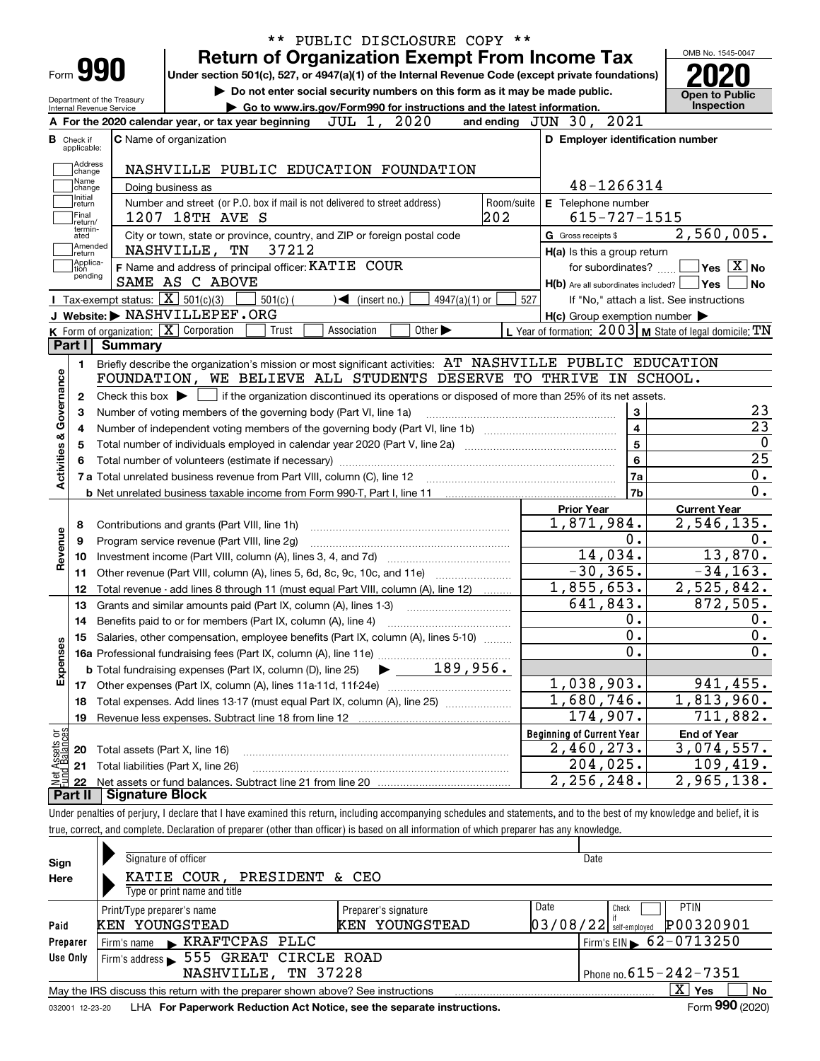\*\* PUBLIC DISCLOSURE COPY \*\*

# Form 990 — Return of Organization Exempt From Income Tax

Under section 501(c), 527, or 4947(a)(1) of the Internal Revenue Code (except private foundations)

▶ Do not enter social security numbers on this form as it may be made public.

▶ Go to www.irs.gov/Form990 for instructions and the latest information.

Department of the Treasury, Internal Revenue Service

OMB No. 1545-0047 | **2020** | Open to Public Inspection

**A** For the 2020 calendar year, or tax year beginning JUL 1, 2020 and ending JUN 30, 2021

**B** Check if applicable: Address change, Name change, Initial return, Final return/terminated, Amended return, Application pending

**C** Name of organization: NASHVILLE PUBLIC EDUCATION FOUNDATION

Doing business as

Number and street (or P.O. box if mail is not delivered to street address): 1207 18TH AVE S — Room/suite: 202

City or town, state or province, country, and ZIP or foreign postal code: NASHVILLE, TN 37212

**D** Employer identification number: 48-1266314

**E** Telephone number: 615-727-1515

**G** Gross receipts $ 2,560,005.

**F** Name and address of principal officer: KATIE COUR, SAME AS C ABOVE

**H(a)** Is this a group return for subordinates? Yes [ ] No [X]

**H(b)** Are all subordinates included? Yes [ ] No [ ]
If "No," attach a list. See instructions

**H(c)** Group exemption number ▶

**I** Tax-exempt status: [X] 501(c)(3) [ ] 501(c) ( ) ◀ (insert no.) [ ] 4947(a)(1) or [ ] 527

**J** Website: ▶ NASHVILLEPEF.ORG

**K** Form of organization: [X] Corporation [ ] Trust [ ] Association [ ] Other ▶

**L** Year of formation: 2003 **M** State of legal domicile: TN

## Part I Summary

**Activities & Governance**

1. Briefly describe the organization's mission or most significant activities: AT NASHVILLE PUBLIC EDUCATION FOUNDATION, WE BELIEVE ALL STUDENTS DESERVE TO THRIVE IN SCHOOL.
2. Check this box ▶ [ ] if the organization discontinued its operations or disposed of more than 25% of its net assets.

| Line | Description | No. | Value |
|---|---|---|---|
| 3 | Number of voting members of the governing body (Part VI, line 1a) | 3 | 23 |
| 4 | Number of independent voting members of the governing body (Part VI, line 1b) | 4 | 23 |
| 5 | Total number of individuals employed in calendar year 2020 (Part V, line 2a) | 5 | 0 |
| 6 | Total number of volunteers (estimate if necessary) | 6 | 25 |
| 7a | Total unrelated business revenue from Part VIII, column (C), line 12 | 7a | 0. |
| 7b | Net unrelated business taxable income from Form 990-T, Part I, line 11 | 7b | 0. |

| Line | Description | Prior Year | Current Year |
|---|---|---|---|
| **Revenue** | | | |
| 8 | Contributions and grants (Part VIII, line 1h) | 1,871,984. | 2,546,135. |
| 9 | Program service revenue (Part VIII, line 2g) | 0. | 0. |
| 10 | Investment income (Part VIII, column (A), lines 3, 4, and 7d) | 14,034. | 13,870. |
| 11 | Other revenue (Part VIII, column (A), lines 5, 6d, 8c, 9c, 10c, and 11e) | -30,365. | -34,163. |
| 12 | Total revenue - add lines 8 through 11 (must equal Part VIII, column (A), line 12) | 1,855,653. | 2,525,842. |
| **Expenses** | | | |
| 13 | Grants and similar amounts paid (Part IX, column (A), lines 1-3) | 641,843. | 872,505. |
| 14 | Benefits paid to or for members (Part IX, column (A), line 4) | 0. | 0. |
| 15 | Salaries, other compensation, employee benefits (Part IX, column (A), lines 5-10) | 0. | 0. |
| 16a | Professional fundraising fees (Part IX, column (A), line 11e) | 0. | 0. |
| b | Total fundraising expenses (Part IX, column (D), line 25) ▶ 189,956. | | |
| 17 | Other expenses (Part IX, column (A), lines 11a-11d, 11f-24e) | 1,038,903. | 941,455. |
| 18 | Total expenses. Add lines 13-17 (must equal Part IX, column (A), line 25) | 1,680,746. | 1,813,960. |
| 19 | Revenue less expenses. Subtract line 18 from line 12 | 174,907. | 711,882. |

| Line | Net Assets or Fund Balances | Beginning of Current Year | End of Year |
|---|---|---|---|
| 20 | Total assets (Part X, line 16) | 2,460,273. | 3,074,557. |
| 21 | Total liabilities (Part X, line 26) | 204,025. | 109,419. |
| 22 | Net assets or fund balances. Subtract line 21 from line 20 | 2,256,248. | 2,965,138. |

## Part II Signature Block

Under penalties of perjury, I declare that I have examined this return, including accompanying schedules and statements, and to the best of my knowledge and belief, it is true, correct, and complete. Declaration of preparer (other than officer) is based on all information of which preparer has any knowledge.

**Sign Here**

Signature of officer — Date

KATIE COUR, PRESIDENT & CEO
Type or print name and title

**Paid Preparer Use Only**

| Print/Type preparer's name | Preparer's signature | Date | Check if self-employed | PTIN |
|---|---|---|---|---|
| KEN YOUNGSTEAD | KEN YOUNGSTEAD | 03/08/22 | [ ] | P00320901 |

Firm's name ▶ KRAFTCPAS PLLC — Firm's EIN ▶ 62-0713250

Firm's address ▶ 555 GREAT CIRCLE ROAD, NASHVILLE, TN 37228 — Phone no. 615-242-7351

May the IRS discuss this return with the preparer shown above? See instructions [X] Yes [ ] No

032001 12-23-20 LHA For Paperwork Reduction Act Notice, see the separate instructions. Form **990** (2020)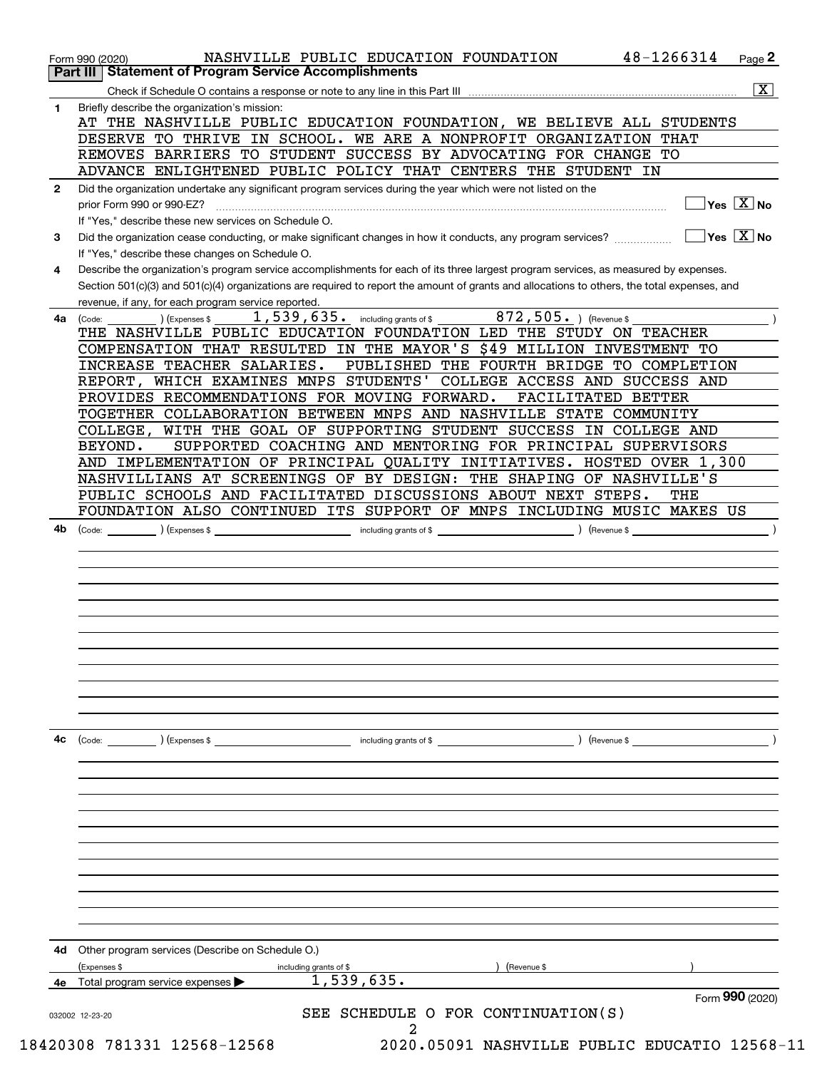Form 990 (2020) NASHVILLE PUBLIC EDUCATION FOUNDATION 48-1266314

## Part III Statement of Program Service Accomplishments

Check if Schedule O contains a response or note to any line in this Part III [X]

**1** Briefly describe the organization's mission:

AT THE NASHVILLE PUBLIC EDUCATION FOUNDATION, WE BELIEVE ALL STUDENTS DESERVE TO THRIVE IN SCHOOL. WE ARE A NONPROFIT ORGANIZATION THAT REMOVES BARRIERS TO STUDENT SUCCESS BY ADVOCATING FOR CHANGE TO ADVANCE ENLIGHTENED PUBLIC POLICY THAT CENTERS THE STUDENT IN

**2** Did the organization undertake any significant program services during the year which were not listed on the prior Form 990 or 990-EZ? [ ] Yes [X] No

If "Yes," describe these new services on Schedule O.

**3** Did the organization cease conducting, or make significant changes in how it conducts, any program services? [ ] Yes [X] No

If "Yes," describe these changes on Schedule O.

**4** Describe the organization's program service accomplishments for each of its three largest program services, as measured by expenses. Section 501(c)(3) and 501(c)(4) organizations are required to report the amount of grants and allocations to others, the total expenses, and revenue, if any, for each program service reported.

**4a** (Code: ) (Expenses $ 1,539,635. including grants of $ 872,505. ) (Revenue $ )

THE NASHVILLE PUBLIC EDUCATION FOUNDATION LED THE STUDY ON TEACHER COMPENSATION THAT RESULTED IN THE MAYOR'S $49 MILLION INVESTMENT TO INCREASE TEACHER SALARIES. PUBLISHED THE FOURTH BRIDGE TO COMPLETION REPORT, WHICH EXAMINES MNPS STUDENTS' COLLEGE ACCESS AND SUCCESS AND PROVIDES RECOMMENDATIONS FOR MOVING FORWARD. FACILITATED BETTER TOGETHER COLLABORATION BETWEEN MNPS AND NASHVILLE STATE COMMUNITY COLLEGE, WITH THE GOAL OF SUPPORTING STUDENT SUCCESS IN COLLEGE AND BEYOND. SUPPORTED COACHING AND MENTORING FOR PRINCIPAL SUPERVISORS AND IMPLEMENTATION OF PRINCIPAL QUALITY INITIATIVES. HOSTED OVER 1,300 NASHVILLIANS AT SCREENINGS OF BY DESIGN: THE SHAPING OF NASHVILLE'S PUBLIC SCHOOLS AND FACILITATED DISCUSSIONS ABOUT NEXT STEPS. THE FOUNDATION ALSO CONTINUED ITS SUPPORT OF MNPS INCLUDING MUSIC MAKES US

**4b** (Code: ) (Expenses $ including grants of $ ) (Revenue $ )

**4c** (Code: ) (Expenses $ including grants of $ ) (Revenue $ )

**4d** Other program services (Describe on Schedule O.)

(Expenses $ including grants of $ ) (Revenue $ )

**4e** Total program service expenses ▶ 1,539,635.

Form **990** (2020)

SEE SCHEDULE O FOR CONTINUATION(S)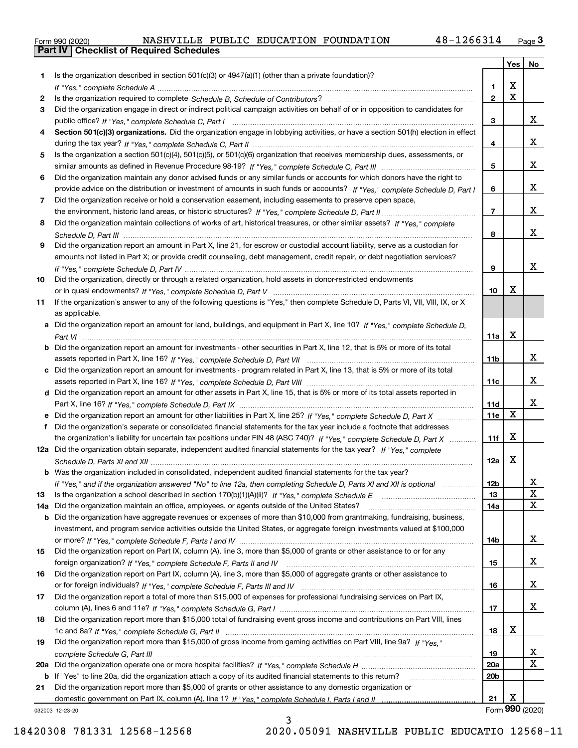Form 990 (2020) NASHVILLE PUBLIC EDUCATION FOUNDATION 48-1266314

## Part IV Checklist of Required Schedules

| | | | Yes | No |
|---|---|---|---|---|
| 1 | Is the organization described in section 501(c)(3) or 4947(a)(1) (other than a private foundation)? *If "Yes," complete Schedule A* | 1 | X | |
| 2 | Is the organization required to complete *Schedule B, Schedule of Contributors*? | 2 | X | |
| 3 | Did the organization engage in direct or indirect political campaign activities on behalf of or in opposition to candidates for public office? *If "Yes," complete Schedule C, Part I* | 3 | | X |
| 4 | **Section 501(c)(3) organizations.** Did the organization engage in lobbying activities, or have a section 501(h) election in effect during the tax year? *If "Yes," complete Schedule C, Part II* | 4 | | X |
| 5 | Is the organization a section 501(c)(4), 501(c)(5), or 501(c)(6) organization that receives membership dues, assessments, or similar amounts as defined in Revenue Procedure 98-19? *If "Yes," complete Schedule C, Part III* | 5 | | X |
| 6 | Did the organization maintain any donor advised funds or any similar funds or accounts for which donors have the right to provide advice on the distribution or investment of amounts in such funds or accounts? *If "Yes," complete Schedule D, Part I* | 6 | | X |
| 7 | Did the organization receive or hold a conservation easement, including easements to preserve open space, the environment, historic land areas, or historic structures? *If "Yes," complete Schedule D, Part II* | 7 | | X |
| 8 | Did the organization maintain collections of works of art, historical treasures, or other similar assets? *If "Yes," complete Schedule D, Part III* | 8 | | X |
| 9 | Did the organization report an amount in Part X, line 21, for escrow or custodial account liability, serve as a custodian for amounts not listed in Part X; or provide credit counseling, debt management, credit repair, or debt negotiation services? *If "Yes," complete Schedule D, Part IV* | 9 | | X |
| 10 | Did the organization, directly or through a related organization, hold assets in donor-restricted endowments or in quasi endowments? *If "Yes," complete Schedule D, Part V* | 10 | X | |
| 11 | If the organization's answer to any of the following questions is "Yes," then complete Schedule D, Parts VI, VII, VIII, IX, or X as applicable. | | | |
| a | Did the organization report an amount for land, buildings, and equipment in Part X, line 10? *If "Yes," complete Schedule D, Part VI* | 11a | X | |
| b | Did the organization report an amount for investments - other securities in Part X, line 12, that is 5% or more of its total assets reported in Part X, line 16? *If "Yes," complete Schedule D, Part VII* | 11b | | X |
| c | Did the organization report an amount for investments - program related in Part X, line 13, that is 5% or more of its total assets reported in Part X, line 16? *If "Yes," complete Schedule D, Part VIII* | 11c | | X |
| d | Did the organization report an amount for other assets in Part X, line 15, that is 5% or more of its total assets reported in Part X, line 16? *If "Yes," complete Schedule D, Part IX* | 11d | | X |
| e | Did the organization report an amount for other liabilities in Part X, line 25? *If "Yes," complete Schedule D, Part X* | 11e | X | |
| f | Did the organization's separate or consolidated financial statements for the tax year include a footnote that addresses the organization's liability for uncertain tax positions under FIN 48 (ASC 740)? *If "Yes," complete Schedule D, Part X* | 11f | X | |
| 12a | Did the organization obtain separate, independent audited financial statements for the tax year? *If "Yes," complete Schedule D, Parts XI and XII* | 12a | X | |
| b | Was the organization included in consolidated, independent audited financial statements for the tax year? *If "Yes," and if the organization answered "No" to line 12a, then completing Schedule D, Parts XI and XII is optional* | 12b | | X |
| 13 | Is the organization a school described in section 170(b)(1)(A)(ii)? *If "Yes," complete Schedule E* | 13 | | X |
| 14a | Did the organization maintain an office, employees, or agents outside of the United States? | 14a | | X |
| b | Did the organization have aggregate revenues or expenses of more than $10,000 from grantmaking, fundraising, business, investment, and program service activities outside the United States, or aggregate foreign investments valued at $100,000 or more? *If "Yes," complete Schedule F, Parts I and IV* | 14b | | X |
| 15 | Did the organization report on Part IX, column (A), line 3, more than $5,000 of grants or other assistance to or for any foreign organization? *If "Yes," complete Schedule F, Parts II and IV* | 15 | | X |
| 16 | Did the organization report on Part IX, column (A), line 3, more than $5,000 of aggregate grants or other assistance to or for foreign individuals? *If "Yes," complete Schedule F, Parts III and IV* | 16 | | X |
| 17 | Did the organization report a total of more than $15,000 of expenses for professional fundraising services on Part IX, column (A), lines 6 and 11e? *If "Yes," complete Schedule G, Part I* | 17 | | X |
| 18 | Did the organization report more than $15,000 total of fundraising event gross income and contributions on Part VIII, lines 1c and 8a? *If "Yes," complete Schedule G, Part II* | 18 | X | |
| 19 | Did the organization report more than $15,000 of gross income from gaming activities on Part VIII, line 9a? *If "Yes," complete Schedule G, Part III* | 19 | | X |
| 20a | Did the organization operate one or more hospital facilities? *If "Yes," complete Schedule H* | 20a | | X |
| b | If "Yes" to line 20a, did the organization attach a copy of its audited financial statements to this return? | 20b | | |
| 21 | Did the organization report more than $5,000 of grants or other assistance to any domestic organization or domestic government on Part IX, column (A), line 1? *If "Yes," complete Schedule I, Parts I and II* | 21 | X | |

Form **990** (2020)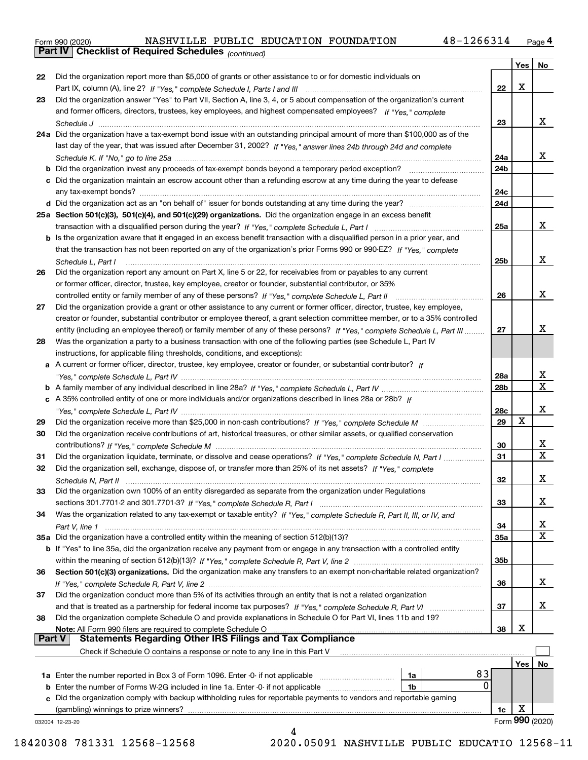Form 990 (2020) NASHVILLE PUBLIC EDUCATION FOUNDATION 48-1266314 Page 4

**Part IV Checklist of Required Schedules** *(continued)*

| | | | Yes | No |
|---|---|---|---|---|
| 22 | Did the organization report more than $5,000 of grants or other assistance to or for domestic individuals on Part IX, column (A), line 2? *If "Yes," complete Schedule I, Parts I and III* | 22 | X | |
| 23 | Did the organization answer "Yes" to Part VII, Section A, line 3, 4, or 5 about compensation of the organization's current and former officers, directors, trustees, key employees, and highest compensated employees? *If "Yes," complete Schedule J* | 23 | | X |
| 24a | Did the organization have a tax-exempt bond issue with an outstanding principal amount of more than $100,000 as of the last day of the year, that was issued after December 31, 2002? *If "Yes," answer lines 24b through 24d and complete Schedule K. If "No," go to line 25a* | 24a | | X |
| b | Did the organization invest any proceeds of tax-exempt bonds beyond a temporary period exception? | 24b | | |
| c | Did the organization maintain an escrow account other than a refunding escrow at any time during the year to defease any tax-exempt bonds? | 24c | | |
| d | Did the organization act as an "on behalf of" issuer for bonds outstanding at any time during the year? | 24d | | |
| 25a | **Section 501(c)(3), 501(c)(4), and 501(c)(29) organizations.** Did the organization engage in an excess benefit transaction with a disqualified person during the year? *If "Yes," complete Schedule L, Part I* | 25a | | X |
| b | Is the organization aware that it engaged in an excess benefit transaction with a disqualified person in a prior year, and that the transaction has not been reported on any of the organization's prior Forms 990 or 990-EZ? *If "Yes," complete Schedule L, Part I* | 25b | | X |
| 26 | Did the organization report any amount on Part X, line 5 or 22, for receivables from or payables to any current or former officer, director, trustee, key employee, creator or founder, substantial contributor, or 35% controlled entity or family member of any of these persons? *If "Yes," complete Schedule L, Part II* | 26 | | X |
| 27 | Did the organization provide a grant or other assistance to any current or former officer, director, trustee, key employee, creator or founder, substantial contributor or employee thereof, a grant selection committee member, or to a 35% controlled entity (including an employee thereof) or family member of any of these persons? *If "Yes," complete Schedule L, Part III* | 27 | | X |
| 28 | Was the organization a party to a business transaction with one of the following parties (see Schedule L, Part IV instructions, for applicable filing thresholds, conditions, and exceptions): | | | |
| a | A current or former officer, director, trustee, key employee, creator or founder, or substantial contributor? *If "Yes," complete Schedule L, Part IV* | 28a | | X |
| b | A family member of any individual described in line 28a? *If "Yes," complete Schedule L, Part IV* | 28b | | X |
| c | A 35% controlled entity of one or more individuals and/or organizations described in lines 28a or 28b? *If "Yes," complete Schedule L, Part IV* | 28c | | X |
| 29 | Did the organization receive more than $25,000 in non-cash contributions? *If "Yes," complete Schedule M* | 29 | X | |
| 30 | Did the organization receive contributions of art, historical treasures, or other similar assets, or qualified conservation contributions? *If "Yes," complete Schedule M* | 30 | | X |
| 31 | Did the organization liquidate, terminate, or dissolve and cease operations? *If "Yes," complete Schedule N, Part I* | 31 | | X |
| 32 | Did the organization sell, exchange, dispose of, or transfer more than 25% of its net assets? *If "Yes," complete Schedule N, Part II* | 32 | | X |
| 33 | Did the organization own 100% of an entity disregarded as separate from the organization under Regulations sections 301.7701-2 and 301.7701-3? *If "Yes," complete Schedule R, Part I* | 33 | | X |
| 34 | Was the organization related to any tax-exempt or taxable entity? *If "Yes," complete Schedule R, Part II, III, or IV, and Part V, line 1* | 34 | | X |
| 35a | Did the organization have a controlled entity within the meaning of section 512(b)(13)? | 35a | | X |
| b | If "Yes" to line 35a, did the organization receive any payment from or engage in any transaction with a controlled entity within the meaning of section 512(b)(13)? *If "Yes," complete Schedule R, Part V, line 2* | 35b | | |
| 36 | **Section 501(c)(3) organizations.** Did the organization make any transfers to an exempt non-charitable related organization? *If "Yes," complete Schedule R, Part V, line 2* | 36 | | X |
| 37 | Did the organization conduct more than 5% of its activities through an entity that is not a related organization and that is treated as a partnership for federal income tax purposes? *If "Yes," complete Schedule R, Part VI* | 37 | | X |
| 38 | Did the organization complete Schedule O and provide explanations in Schedule O for Part VI, lines 11b and 19? **Note:** All Form 990 filers are required to complete Schedule O | 38 | X | |

**Part V Statements Regarding Other IRS Filings and Tax Compliance**

Check if Schedule O contains a response or note to any line in this Part V ☐

| | | | | | Yes | No |
|---|---|---|---|---|---|---|
| 1a | Enter the number reported in Box 3 of Form 1096. Enter -0- if not applicable | 1a | 83 | | | |
| b | Enter the number of Forms W-2G included in line 1a. Enter -0- if not applicable | 1b | 0 | | | |
| c | Did the organization comply with backup withholding rules for reportable payments to vendors and reportable gaming (gambling) winnings to prize winners? | | | 1c | X | |

032004 12-23-20 Form **990** (2020)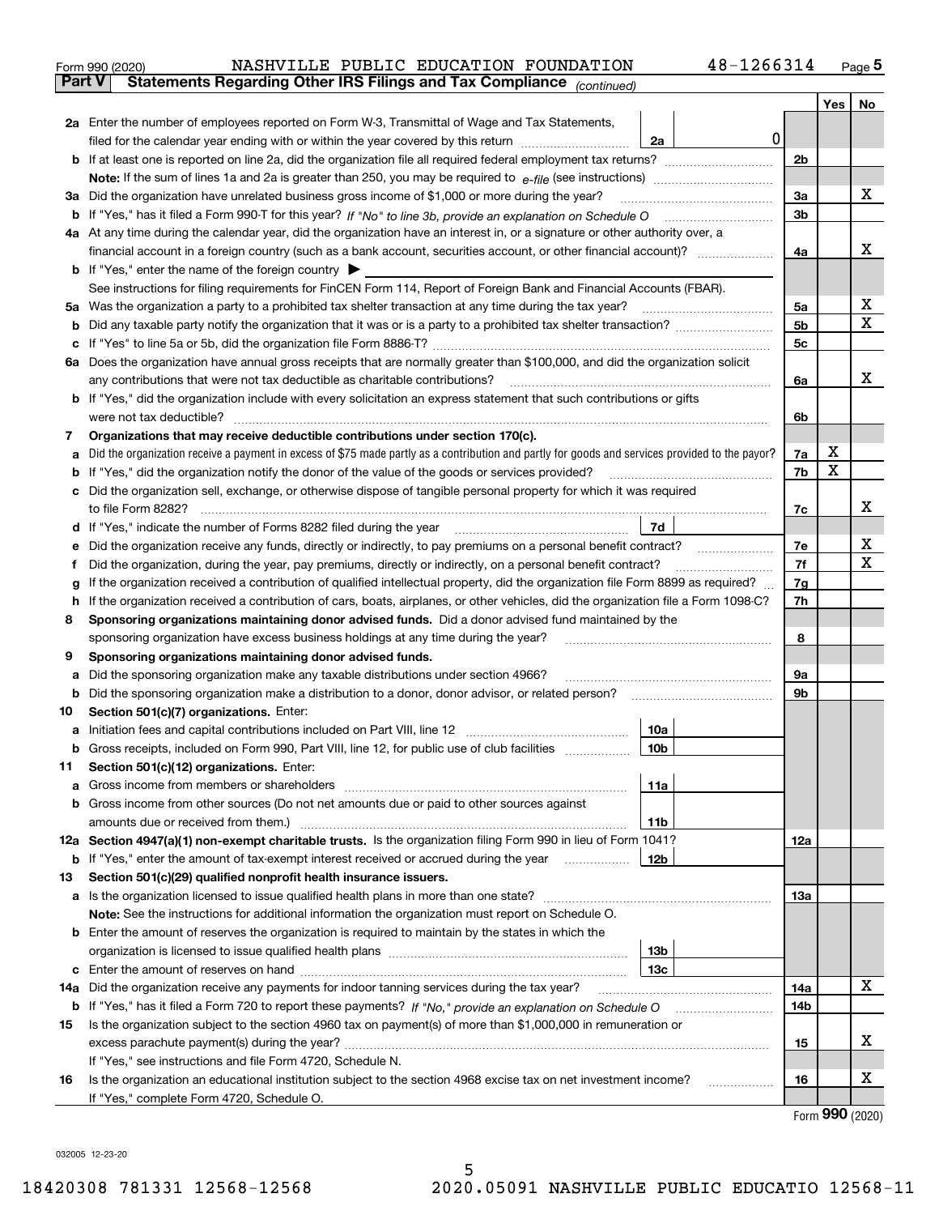Form 990 (2020) NASHVILLE PUBLIC EDUCATION FOUNDATION 48-1266314 Page 5

**Part V Statements Regarding Other IRS Filings and Tax Compliance** *(continued)*

| | | | | Yes | No |
|---|---|---|---|---|---|
| **2a** | Enter the number of employees reported on Form W-3, Transmittal of Wage and Tax Statements, filed for the calendar year ending with or within the year covered by this return | 2a | 0 | | |
| **b** | If at least one is reported on line 2a, did the organization file all required federal employment tax returns? | | 2b | | |
| | **Note:** If the sum of lines 1a and 2a is greater than 250, you may be required to *e-file* (see instructions) | | | | |
| **3a** | Did the organization have unrelated business gross income of $1,000 or more during the year? | | 3a | | X |
| **b** | If "Yes," has it filed a Form 990-T for this year? *If "No" to line 3b, provide an explanation on Schedule O* | | 3b | | |
| **4a** | At any time during the calendar year, did the organization have an interest in, or a signature or other authority over, a financial account in a foreign country (such as a bank account, securities account, or other financial account)? | | 4a | | X |
| **b** | If "Yes," enter the name of the foreign country ▶ | | | | |
| | See instructions for filing requirements for FinCEN Form 114, Report of Foreign Bank and Financial Accounts (FBAR). | | | | |
| **5a** | Was the organization a party to a prohibited tax shelter transaction at any time during the tax year? | | 5a | | X |
| **b** | Did any taxable party notify the organization that it was or is a party to a prohibited tax shelter transaction? | | 5b | | X |
| **c** | If "Yes" to line 5a or 5b, did the organization file Form 8886-T? | | 5c | | |
| **6a** | Does the organization have annual gross receipts that are normally greater than $100,000, and did the organization solicit any contributions that were not tax deductible as charitable contributions? | | 6a | | X |
| **b** | If "Yes," did the organization include with every solicitation an express statement that such contributions or gifts were not tax deductible? | | 6b | | |
| **7** | **Organizations that may receive deductible contributions under section 170(c).** | | | | |
| **a** | Did the organization receive a payment in excess of $75 made partly as a contribution and partly for goods and services provided to the payor? | | 7a | X | |
| **b** | If "Yes," did the organization notify the donor of the value of the goods or services provided? | | 7b | X | |
| **c** | Did the organization sell, exchange, or otherwise dispose of tangible personal property for which it was required to file Form 8282? | | 7c | | X |
| **d** | If "Yes," indicate the number of Forms 8282 filed during the year | 7d | | | |
| **e** | Did the organization receive any funds, directly or indirectly, to pay premiums on a personal benefit contract? | | 7e | | X |
| **f** | Did the organization, during the year, pay premiums, directly or indirectly, on a personal benefit contract? | | 7f | | X |
| **g** | If the organization received a contribution of qualified intellectual property, did the organization file Form 8899 as required? | | 7g | | |
| **h** | If the organization received a contribution of cars, boats, airplanes, or other vehicles, did the organization file a Form 1098-C? | | 7h | | |
| **8** | **Sponsoring organizations maintaining donor advised funds.** Did a donor advised fund maintained by the sponsoring organization have excess business holdings at any time during the year? | | 8 | | |
| **9** | **Sponsoring organizations maintaining donor advised funds.** | | | | |
| **a** | Did the sponsoring organization make any taxable distributions under section 4966? | | 9a | | |
| **b** | Did the sponsoring organization make a distribution to a donor, donor advisor, or related person? | | 9b | | |
| **10** | **Section 501(c)(7) organizations.** Enter: | | | | |
| **a** | Initiation fees and capital contributions included on Part VIII, line 12 | 10a | | | |
| **b** | Gross receipts, included on Form 990, Part VIII, line 12, for public use of club facilities | 10b | | | |
| **11** | **Section 501(c)(12) organizations.** Enter: | | | | |
| **a** | Gross income from members or shareholders | 11a | | | |
| **b** | Gross income from other sources (Do not net amounts due or paid to other sources against amounts due or received from them.) | 11b | | | |
| **12a** | **Section 4947(a)(1) non-exempt charitable trusts.** Is the organization filing Form 990 in lieu of Form 1041? | | 12a | | |
| **b** | If "Yes," enter the amount of tax-exempt interest received or accrued during the year | 12b | | | |
| **13** | **Section 501(c)(29) qualified nonprofit health insurance issuers.** | | | | |
| **a** | Is the organization licensed to issue qualified health plans in more than one state? | | 13a | | |
| | **Note:** See the instructions for additional information the organization must report on Schedule O. | | | | |
| **b** | Enter the amount of reserves the organization is required to maintain by the states in which the organization is licensed to issue qualified health plans | 13b | | | |
| **c** | Enter the amount of reserves on hand | 13c | | | |
| **14a** | Did the organization receive any payments for indoor tanning services during the tax year? | | 14a | | X |
| **b** | If "Yes," has it filed a Form 720 to report these payments? *If "No," provide an explanation on Schedule O* | | 14b | | |
| **15** | Is the organization subject to the section 4960 tax on payment(s) of more than $1,000,000 in remuneration or excess parachute payment(s) during the year? | | 15 | | X |
| | If "Yes," see instructions and file Form 4720, Schedule N. | | | | |
| **16** | Is the organization an educational institution subject to the section 4968 excise tax on net investment income? | | 16 | | X |
| | If "Yes," complete Form 4720, Schedule O. | | | | |

Form **990** (2020)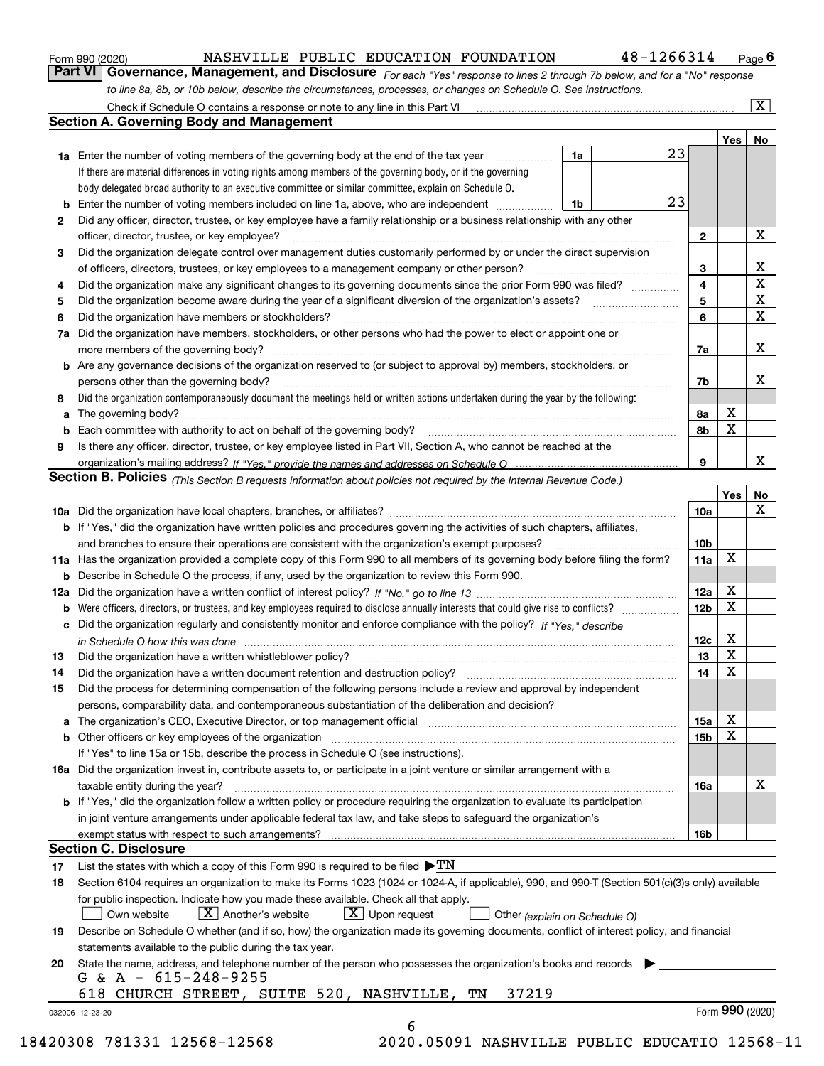Form 990 (2020) NASHVILLE PUBLIC EDUCATION FOUNDATION 48-1266314 Page 6

**Part VI Governance, Management, and Disclosure** *For each "Yes" response to lines 2 through 7b below, and for a "No" response to line 8a, 8b, or 10b below, describe the circumstances, processes, or changes on Schedule O. See instructions.*

Check if Schedule O contains a response or note to any line in this Part VI ..... [X]

## Section A. Governing Body and Management

| | | | | Yes | No |
|---|---|---|---|---|---|
| **1a** | Enter the number of voting members of the governing body at the end of the tax year ..... If there are material differences in voting rights among members of the governing body, or if the governing body delegated broad authority to an executive committee or similar committee, explain on Schedule O. | 1a | 23 | | |
| **b** | Enter the number of voting members included on line 1a, above, who are independent ..... | 1b | 23 | | |
| **2** | Did any officer, director, trustee, or key employee have a family relationship or a business relationship with any other officer, director, trustee, or key employee? ..... | 2 | | | X |
| **3** | Did the organization delegate control over management duties customarily performed by or under the direct supervision of officers, directors, trustees, or key employees to a management company or other person? ..... | 3 | | | X |
| **4** | Did the organization make any significant changes to its governing documents since the prior Form 990 was filed? ..... | 4 | | | X |
| **5** | Did the organization become aware during the year of a significant diversion of the organization's assets? ..... | 5 | | | X |
| **6** | Did the organization have members or stockholders? ..... | 6 | | | X |
| **7a** | Did the organization have members, stockholders, or other persons who had the power to elect or appoint one or more members of the governing body? ..... | 7a | | | X |
| **b** | Are any governance decisions of the organization reserved to (or subject to approval by) members, stockholders, or persons other than the governing body? ..... | 7b | | | X |
| **8** | Did the organization contemporaneously document the meetings held or written actions undertaken during the year by the following: | | | | |
| **a** | The governing body? ..... | 8a | | X | |
| **b** | Each committee with authority to act on behalf of the governing body? ..... | 8b | | X | |
| **9** | Is there any officer, director, trustee, or key employee listed in Part VII, Section A, who cannot be reached at the organization's mailing address? *If "Yes," provide the names and addresses on Schedule O* ..... | 9 | | | X |

## Section B. Policies *(This Section B requests information about policies not required by the Internal Revenue Code.)*

| | | | Yes | No |
|---|---|---|---|---|
| **10a** | Did the organization have local chapters, branches, or affiliates? ..... | 10a | | X |
| **b** | If "Yes," did the organization have written policies and procedures governing the activities of such chapters, affiliates, and branches to ensure their operations are consistent with the organization's exempt purposes? ..... | 10b | | |
| **11a** | Has the organization provided a complete copy of this Form 990 to all members of its governing body before filing the form? | 11a | X | |
| **b** | Describe in Schedule O the process, if any, used by the organization to review this Form 990. | | | |
| **12a** | Did the organization have a written conflict of interest policy? *If "No," go to line 13* ..... | 12a | X | |
| **b** | Were officers, directors, or trustees, and key employees required to disclose annually interests that could give rise to conflicts? ..... | 12b | X | |
| **c** | Did the organization regularly and consistently monitor and enforce compliance with the policy? *If "Yes," describe in Schedule O how this was done* ..... | 12c | X | |
| **13** | Did the organization have a written whistleblower policy? ..... | 13 | X | |
| **14** | Did the organization have a written document retention and destruction policy? ..... | 14 | X | |
| **15** | Did the process for determining compensation of the following persons include a review and approval by independent persons, comparability data, and contemporaneous substantiation of the deliberation and decision? | | | |
| **a** | The organization's CEO, Executive Director, or top management official ..... | 15a | X | |
| **b** | Other officers or key employees of the organization ..... If "Yes" to line 15a or 15b, describe the process in Schedule O (see instructions). | 15b | X | |
| **16a** | Did the organization invest in, contribute assets to, or participate in a joint venture or similar arrangement with a taxable entity during the year? ..... | 16a | | X |
| **b** | If "Yes," did the organization follow a written policy or procedure requiring the organization to evaluate its participation in joint venture arrangements under applicable federal tax law, and take steps to safeguard the organization's exempt status with respect to such arrangements? ..... | 16b | | |

## Section C. Disclosure

**17** List the states with which a copy of this Form 990 is required to be filed ▶TN

**18** Section 6104 requires an organization to make its Forms 1023 (1024 or 1024-A, if applicable), 990, and 990-T (Section 501(c)(3)s only) available for public inspection. Indicate how you made these available. Check all that apply.

[ ] Own website [X] Another's website [X] Upon request [ ] Other *(explain on Schedule O)*

**19** Describe on Schedule O whether (and if so, how) the organization made its governing documents, conflict of interest policy, and financial statements available to the public during the tax year.

**20** State the name, address, and telephone number of the person who possesses the organization's books and records ▶

G & A - 615-248-9255
618 CHURCH STREET, SUITE 520, NASHVILLE, TN 37219

032006 12-23-20 Form **990** (2020)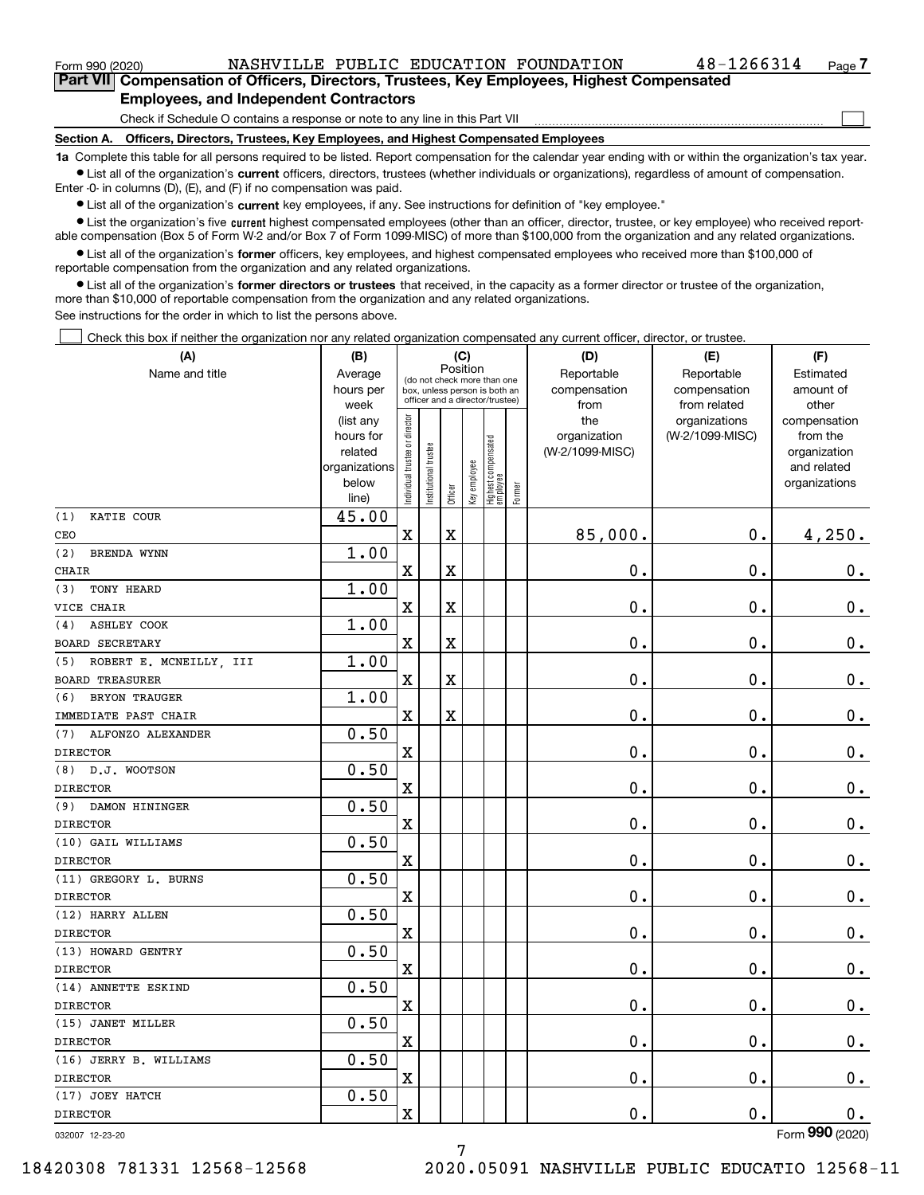Form 990 (2020) NASHVILLE PUBLIC EDUCATION FOUNDATION 48-1266314

## Part VII Compensation of Officers, Directors, Trustees, Key Employees, Highest Compensated Employees, and Independent Contractors

Check if Schedule O contains a response or note to any line in this Part VII

### Section A. Officers, Directors, Trustees, Key Employees, and Highest Compensated Employees

**1a** Complete this table for all persons required to be listed. Report compensation for the calendar year ending with or within the organization's tax year.

- List all of the organization's **current** officers, directors, trustees (whether individuals or organizations), regardless of amount of compensation. Enter -0- in columns (D), (E), and (F) if no compensation was paid.
- List all of the organization's **current** key employees, if any. See instructions for definition of "key employee."
- List the organization's five **current** highest compensated employees (other than an officer, director, trustee, or key employee) who received reportable compensation (Box 5 of Form W-2 and/or Box 7 of Form 1099-MISC) of more than $100,000 from the organization and any related organizations.
- List all of the organization's **former** officers, key employees, and highest compensated employees who received more than $100,000 of reportable compensation from the organization and any related organizations.
- List all of the organization's **former directors or trustees** that received, in the capacity as a former director or trustee of the organization, more than $10,000 of reportable compensation from the organization and any related organizations.

See instructions for the order in which to list the persons above.

Check this box if neither the organization nor any related organization compensated any current officer, director, or trustee.

| (A) Name and title | (B) Average hours per week (list any hours for related organizations below line) | (C) Position: Individual trustee or director | Institutional trustee | Officer | Key employee | Highest compensated employee | Former | (D) Reportable compensation from the organization (W-2/1099-MISC) | (E) Reportable compensation from related organizations (W-2/1099-MISC) | (F) Estimated amount of other compensation from the organization and related organizations |
|---|---|---|---|---|---|---|---|---|---|---|
| (1) KATIE COUR<br>CEO | 45.00 | X | | X | | | | 85,000. | 0. | 4,250. |
| (2) BRENDA WYNN<br>CHAIR | 1.00 | X | | X | | | | 0. | 0. | 0. |
| (3) TONY HEARD<br>VICE CHAIR | 1.00 | X | | X | | | | 0. | 0. | 0. |
| (4) ASHLEY COOK<br>BOARD SECRETARY | 1.00 | X | | X | | | | 0. | 0. | 0. |
| (5) ROBERT E. MCNEILLY, III<br>BOARD TREASURER | 1.00 | X | | X | | | | 0. | 0. | 0. |
| (6) BRYON TRAUGER<br>IMMEDIATE PAST CHAIR | 1.00 | X | | X | | | | 0. | 0. | 0. |
| (7) ALFONZO ALEXANDER<br>DIRECTOR | 0.50 | X | | | | | | 0. | 0. | 0. |
| (8) D.J. WOOTSON<br>DIRECTOR | 0.50 | X | | | | | | 0. | 0. | 0. |
| (9) DAMON HININGER<br>DIRECTOR | 0.50 | X | | | | | | 0. | 0. | 0. |
| (10) GAIL WILLIAMS<br>DIRECTOR | 0.50 | X | | | | | | 0. | 0. | 0. |
| (11) GREGORY L. BURNS<br>DIRECTOR | 0.50 | X | | | | | | 0. | 0. | 0. |
| (12) HARRY ALLEN<br>DIRECTOR | 0.50 | X | | | | | | 0. | 0. | 0. |
| (13) HOWARD GENTRY<br>DIRECTOR | 0.50 | X | | | | | | 0. | 0. | 0. |
| (14) ANNETTE ESKIND<br>DIRECTOR | 0.50 | X | | | | | | 0. | 0. | 0. |
| (15) JANET MILLER<br>DIRECTOR | 0.50 | X | | | | | | 0. | 0. | 0. |
| (16) JERRY B. WILLIAMS<br>DIRECTOR | 0.50 | X | | | | | | 0. | 0. | 0. |
| (17) JOEY HATCH<br>DIRECTOR | 0.50 | X | | | | | | 0. | 0. | 0. |

Form **990** (2020)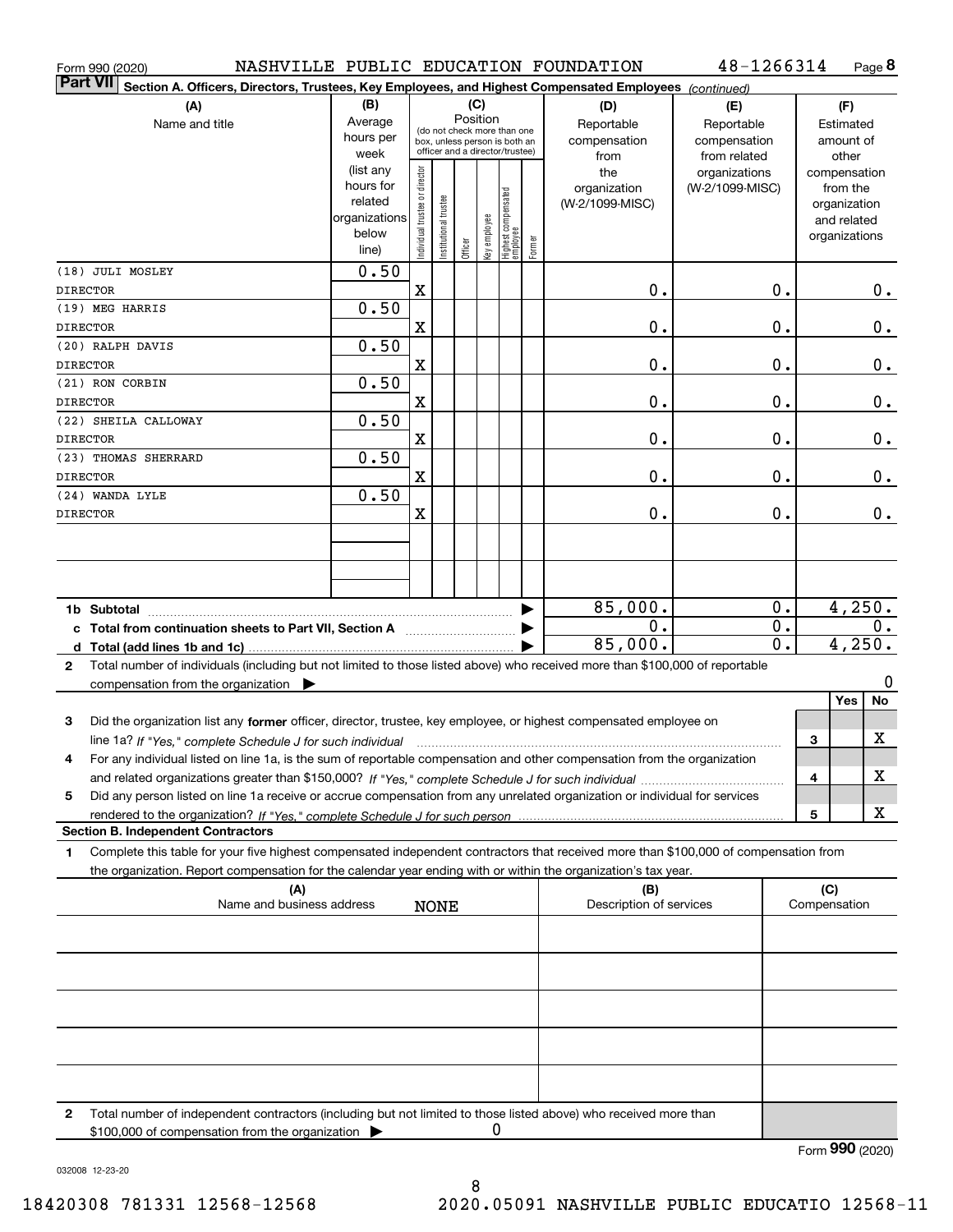Form 990 (2020) NASHVILLE PUBLIC EDUCATION FOUNDATION 48-1266314 Page 8

**Part VII** **Section A. Officers, Directors, Trustees, Key Employees, and Highest Compensated Employees** *(continued)*

| (A) Name and title | (B) Average hours per week (list any hours for related organizations below line) | (C) Position: Individual trustee or director | Institutional trustee | Officer | Key employee | Highest compensated employee | Former | (D) Reportable compensation from the organization (W-2/1099-MISC) | (E) Reportable compensation from related organizations (W-2/1099-MISC) | (F) Estimated amount of other compensation from the organization and related organizations |
|---|---|---|---|---|---|---|---|---|---|---|
| (18) JULI MOSLEY<br>DIRECTOR | 0.50 | X | | | | | | 0. | 0. | 0. |
| (19) MEG HARRIS<br>DIRECTOR | 0.50 | X | | | | | | 0. | 0. | 0. |
| (20) RALPH DAVIS<br>DIRECTOR | 0.50 | X | | | | | | 0. | 0. | 0. |
| (21) RON CORBIN<br>DIRECTOR | 0.50 | X | | | | | | 0. | 0. | 0. |
| (22) SHEILA CALLOWAY<br>DIRECTOR | 0.50 | X | | | | | | 0. | 0. | 0. |
| (23) THOMAS SHERRARD<br>DIRECTOR | 0.50 | X | | | | | | 0. | 0. | 0. |
| (24) WANDA LYLE<br>DIRECTOR | 0.50 | X | | | | | | 0. | 0. | 0. |
| | | | | | | | | | | |
| | | | | | | | | | | |
| **1b Subtotal** | | | | | | | | 85,000. | 0. | 4,250. |
| **c Total from continuation sheets to Part VII, Section A** | | | | | | | | 0. | 0. | 0. |
| **d Total (add lines 1b and 1c)** | | | | | | | | 85,000. | 0. | 4,250. |

**2** Total number of individuals (including but not limited to those listed above) who received more than $100,000 of reportable compensation from the organization ▶ 0

| | | | Yes | No |
|---|---|---|---|---|
| **3** | Did the organization list any **former** officer, director, trustee, key employee, or highest compensated employee on line 1a? *If "Yes," complete Schedule J for such individual* | 3 | | X |
| **4** | For any individual listed on line 1a, is the sum of reportable compensation and other compensation from the organization and related organizations greater than $150,000? *If "Yes," complete Schedule J for such individual* | 4 | | X |
| **5** | Did any person listed on line 1a receive or accrue compensation from any unrelated organization or individual for services rendered to the organization? *If "Yes," complete Schedule J for such person* | 5 | | X |

**Section B. Independent Contractors**

**1** Complete this table for your five highest compensated independent contractors that received more than $100,000 of compensation from the organization. Report compensation for the calendar year ending with or within the organization's tax year.

| (A) Name and business address | (B) Description of services | (C) Compensation |
|---|---|---|
| NONE | | |
| | | |
| | | |
| | | |
| | | |

**2** Total number of independent contractors (including but not limited to those listed above) who received more than $100,000 of compensation from the organization ▶ 0

Form **990** (2020)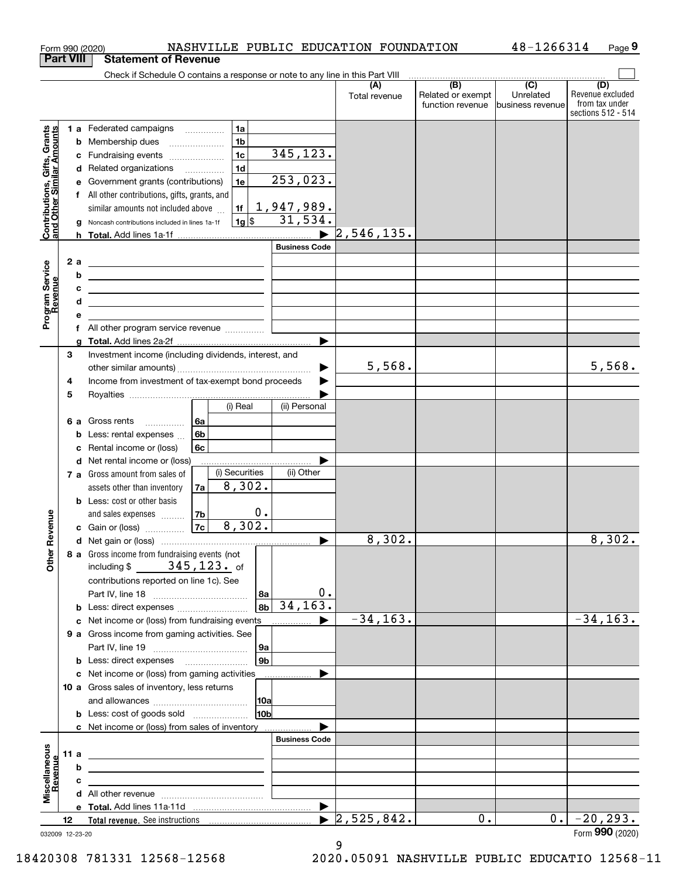Form 990 (2020) NASHVILLE PUBLIC EDUCATION FOUNDATION 48-1266314 Page 9

**Part VIII Statement of Revenue**

Check if Schedule O contains a response or note to any line in this Part VIII

| | | | (A) Total revenue | (B) Related or exempt function revenue | (C) Unrelated business revenue | (D) Revenue excluded from tax under sections 512 - 514 |
|---|---|---|---|---|---|---|
| **Contributions, Gifts, Grants and Other Similar Amounts** | 1 a Federated campaigns | 1a | | | | |
| | b Membership dues | 1b | | | | |
| | c Fundraising events | 1c 345,123. | | | | |
| | d Related organizations | 1d | | | | |
| | e Government grants (contributions) | 1e 253,023. | | | | |
| | f All other contributions, gifts, grants, and similar amounts not included above | 1f 1,947,989. | | | | |
| | g Noncash contributions included in lines 1a-1f | 1g $ 31,534. | | | | |
| | h **Total.** Add lines 1a-1f | ▶ | 2,546,135. | | | |
| **Program Service Revenue** | | Business Code | | | | |
| | 2 a | | | | | |
| | b | | | | | |
| | c | | | | | |
| | d | | | | | |
| | e | | | | | |
| | f All other program service revenue | | | | | |
| | g **Total.** Add lines 2a-2f | ▶ | | | | |
| **Other Revenue** | 3 Investment income (including dividends, interest, and other similar amounts) | ▶ | 5,568. | | | 5,568. |
| | 4 Income from investment of tax-exempt bond proceeds | ▶ | | | | |
| | 5 Royalties | ▶ | | | | |
| | | (i) Real / (ii) Personal | | | | |
| | 6 a Gross rents | 6a | | | | |
| | b Less: rental expenses | 6b | | | | |
| | c Rental income or (loss) | 6c | | | | |
| | d Net rental income or (loss) | ▶ | | | | |
| | | (i) Securities / (ii) Other | | | | |
| | 7 a Gross amount from sales of assets other than inventory | 7a 8,302. | | | | |
| | b Less: cost or other basis and sales expenses | 7b 0. | | | | |
| | c Gain or (loss) | 7c 8,302. | | | | |
| | d Net gain or (loss) | ▶ | 8,302. | | | 8,302. |
| | 8 a Gross income from fundraising events (not including $ 345,123. of contributions reported on line 1c). See Part IV, line 18 | 8a 0. | | | | |
| | b Less: direct expenses | 8b 34,163. | | | | |
| | c Net income or (loss) from fundraising events | ▶ | -34,163. | | | -34,163. |
| | 9 a Gross income from gaming activities. See Part IV, line 19 | 9a | | | | |
| | b Less: direct expenses | 9b | | | | |
| | c Net income or (loss) from gaming activities | ▶ | | | | |
| | 10 a Gross sales of inventory, less returns and allowances | 10a | | | | |
| | b Less: cost of goods sold | 10b | | | | |
| | c Net income or (loss) from sales of inventory | ▶ | | | | |
| **Miscellaneous Revenue** | | Business Code | | | | |
| | 11 a | | | | | |
| | b | | | | | |
| | c | | | | | |
| | d All other revenue | | | | | |
| | e **Total.** Add lines 11a-11d | ▶ | | | | |
| | 12 **Total revenue.** See instructions | ▶ | 2,525,842. | 0. | 0. | -20,293. |

032009 12-23-20

Form **990** (2020)

18420308 781331 12568-12568 2020.05091 NASHVILLE PUBLIC EDUCATIO 12568-11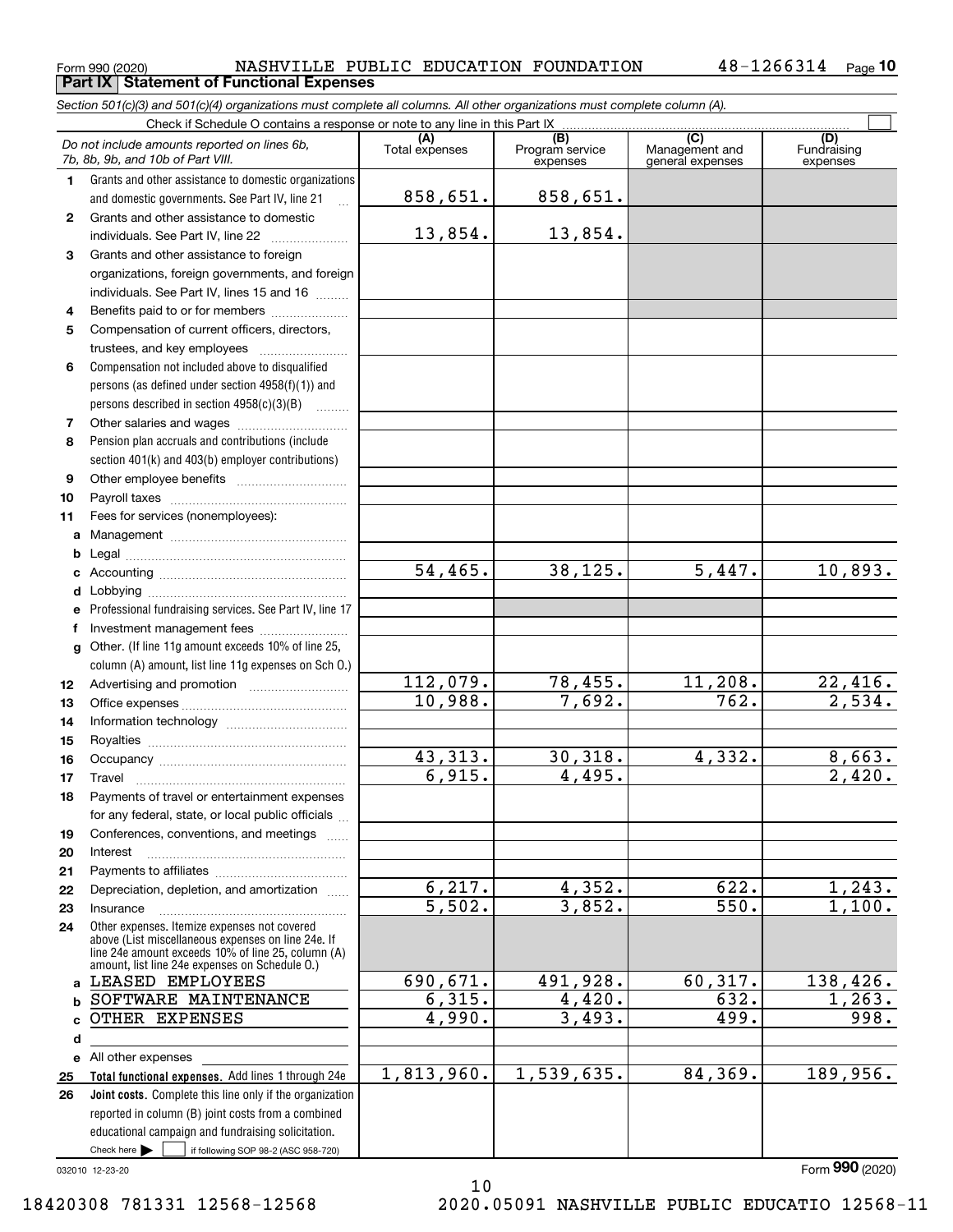Form 990 (2020) NASHVILLE PUBLIC EDUCATION FOUNDATION 48-1266314

## Part IX Statement of Functional Expenses

*Section 501(c)(3) and 501(c)(4) organizations must complete all columns. All other organizations must complete column (A).*

Check if Schedule O contains a response or note to any line in this Part IX ☐

| | *Do not include amounts reported on lines 6b, 7b, 8b, 9b, and 10b of Part VIII.* | (A) Total expenses | (B) Program service expenses | (C) Management and general expenses | (D) Fundraising expenses |
|---|---|---|---|---|---|
| 1 | Grants and other assistance to domestic organizations and domestic governments. See Part IV, line 21 | 858,651. | 858,651. | | |
| 2 | Grants and other assistance to domestic individuals. See Part IV, line 22 | 13,854. | 13,854. | | |
| 3 | Grants and other assistance to foreign organizations, foreign governments, and foreign individuals. See Part IV, lines 15 and 16 | | | | |
| 4 | Benefits paid to or for members | | | | |
| 5 | Compensation of current officers, directors, trustees, and key employees | | | | |
| 6 | Compensation not included above to disqualified persons (as defined under section 4958(f)(1)) and persons described in section 4958(c)(3)(B) | | | | |
| 7 | Other salaries and wages | | | | |
| 8 | Pension plan accruals and contributions (include section 401(k) and 403(b) employer contributions) | | | | |
| 9 | Other employee benefits | | | | |
| 10 | Payroll taxes | | | | |
| 11 | Fees for services (nonemployees): | | | | |
| a | Management | | | | |
| b | Legal | | | | |
| c | Accounting | 54,465. | 38,125. | 5,447. | 10,893. |
| d | Lobbying | | | | |
| e | Professional fundraising services. See Part IV, line 17 | | | | |
| f | Investment management fees | | | | |
| g | Other. (If line 11g amount exceeds 10% of line 25, column (A) amount, list line 11g expenses on Sch O.) | | | | |
| 12 | Advertising and promotion | 112,079. | 78,455. | 11,208. | 22,416. |
| 13 | Office expenses | 10,988. | 7,692. | 762. | 2,534. |
| 14 | Information technology | | | | |
| 15 | Royalties | | | | |
| 16 | Occupancy | 43,313. | 30,318. | 4,332. | 8,663. |
| 17 | Travel | 6,915. | 4,495. | | 2,420. |
| 18 | Payments of travel or entertainment expenses for any federal, state, or local public officials | | | | |
| 19 | Conferences, conventions, and meetings | | | | |
| 20 | Interest | | | | |
| 21 | Payments to affiliates | | | | |
| 22 | Depreciation, depletion, and amortization | 6,217. | 4,352. | 622. | 1,243. |
| 23 | Insurance | 5,502. | 3,852. | 550. | 1,100. |
| 24 | Other expenses. Itemize expenses not covered above (List miscellaneous expenses on line 24e. If line 24e amount exceeds 10% of line 25, column (A) amount, list line 24e expenses on Schedule O.) | | | | |
| a | LEASED EMPLOYEES | 690,671. | 491,928. | 60,317. | 138,426. |
| b | SOFTWARE MAINTENANCE | 6,315. | 4,420. | 632. | 1,263. |
| c | OTHER EXPENSES | 4,990. | 3,493. | 499. | 998. |
| d | | | | | |
| e | All other expenses | | | | |
| 25 | **Total functional expenses.** Add lines 1 through 24e | 1,813,960. | 1,539,635. | 84,369. | 189,956. |
| 26 | **Joint costs.** Complete this line only if the organization reported in column (B) joint costs from a combined educational campaign and fundraising solicitation. Check here ☐ if following SOP 98-2 (ASC 958-720) | | | | |

032010 12-23-20

Form **990** (2020)

18420308 781331 12568-12568 2020.05091 NASHVILLE PUBLIC EDUCATIO 12568-11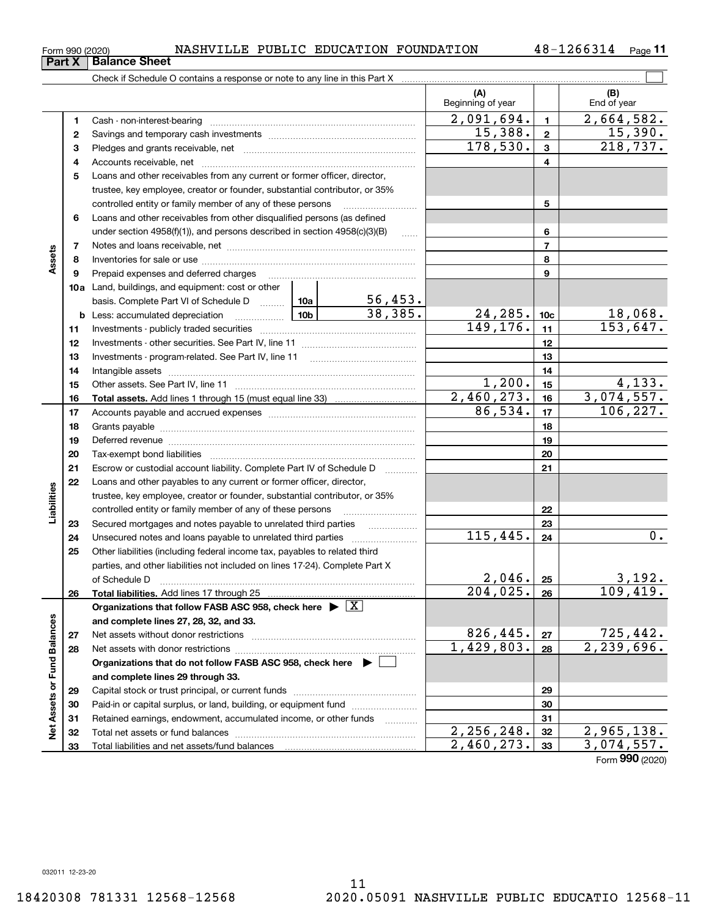Form 990 (2020) NASHVILLE PUBLIC EDUCATION FOUNDATION 48-1266314

## Part X Balance Sheet

Check if Schedule O contains a response or note to any line in this Part X ☐

| | | Description | | | (A) Beginning of year | | (B) End of year |
|---|---|---|---|---|---|---|---|
| Assets | 1 | Cash - non-interest-bearing | | | 2,091,694. | 1 | 2,664,582. |
| | 2 | Savings and temporary cash investments | | | 15,388. | 2 | 15,390. |
| | 3 | Pledges and grants receivable, net | | | 178,530. | 3 | 218,737. |
| | 4 | Accounts receivable, net | | | | 4 | |
| | 5 | Loans and other receivables from any current or former officer, director, trustee, key employee, creator or founder, substantial contributor, or 35% controlled entity or family member of any of these persons | | | | 5 | |
| | 6 | Loans and other receivables from other disqualified persons (as defined under section 4958(f)(1)), and persons described in section 4958(c)(3)(B) | | | | 6 | |
| | 7 | Notes and loans receivable, net | | | | 7 | |
| | 8 | Inventories for sale or use | | | | 8 | |
| | 9 | Prepaid expenses and deferred charges | | | | 9 | |
| | 10a | Land, buildings, and equipment: cost or other basis. Complete Part VI of Schedule D | 10a | 56,453. | | | |
| | b | Less: accumulated depreciation | 10b | 38,385. | 24,285. | 10c | 18,068. |
| | 11 | Investments - publicly traded securities | | | 149,176. | 11 | 153,647. |
| | 12 | Investments - other securities. See Part IV, line 11 | | | | 12 | |
| | 13 | Investments - program-related. See Part IV, line 11 | | | | 13 | |
| | 14 | Intangible assets | | | | 14 | |
| | 15 | Other assets. See Part IV, line 11 | | | 1,200. | 15 | 4,133. |
| | 16 | **Total assets.** Add lines 1 through 15 (must equal line 33) | | | 2,460,273. | 16 | 3,074,557. |
| Liabilities | 17 | Accounts payable and accrued expenses | | | 86,534. | 17 | 106,227. |
| | 18 | Grants payable | | | | 18 | |
| | 19 | Deferred revenue | | | | 19 | |
| | 20 | Tax-exempt bond liabilities | | | | 20 | |
| | 21 | Escrow or custodial account liability. Complete Part IV of Schedule D | | | | 21 | |
| | 22 | Loans and other payables to any current or former officer, director, trustee, key employee, creator or founder, substantial contributor, or 35% controlled entity or family member of any of these persons | | | | 22 | |
| | 23 | Secured mortgages and notes payable to unrelated third parties | | | | 23 | |
| | 24 | Unsecured notes and loans payable to unrelated third parties | | | 115,445. | 24 | 0. |
| | 25 | Other liabilities (including federal income tax, payables to related third parties, and other liabilities not included on lines 17-24). Complete Part X of Schedule D | | | 2,046. | 25 | 3,192. |
| | 26 | **Total liabilities.** Add lines 17 through 25 | | | 204,025. | 26 | 109,419. |
| Net Assets or Fund Balances | | **Organizations that follow FASB ASC 958, check here** ▶ ☒ **and complete lines 27, 28, 32, and 33.** | | | | | |
| | 27 | Net assets without donor restrictions | | | 826,445. | 27 | 725,442. |
| | 28 | Net assets with donor restrictions | | | 1,429,803. | 28 | 2,239,696. |
| | | **Organizations that do not follow FASB ASC 958, check here** ▶ ☐ **and complete lines 29 through 33.** | | | | | |
| | 29 | Capital stock or trust principal, or current funds | | | | 29 | |
| | 30 | Paid-in or capital surplus, or land, building, or equipment fund | | | | 30 | |
| | 31 | Retained earnings, endowment, accumulated income, or other funds | | | | 31 | |
| | 32 | Total net assets or fund balances | | | 2,256,248. | 32 | 2,965,138. |
| | 33 | Total liabilities and net assets/fund balances | | | 2,460,273. | 33 | 3,074,557. |

Form **990** (2020)

032011 12-23-20

18420308 781331 12568-12568 2020.05091 NASHVILLE PUBLIC EDUCATIO 12568-11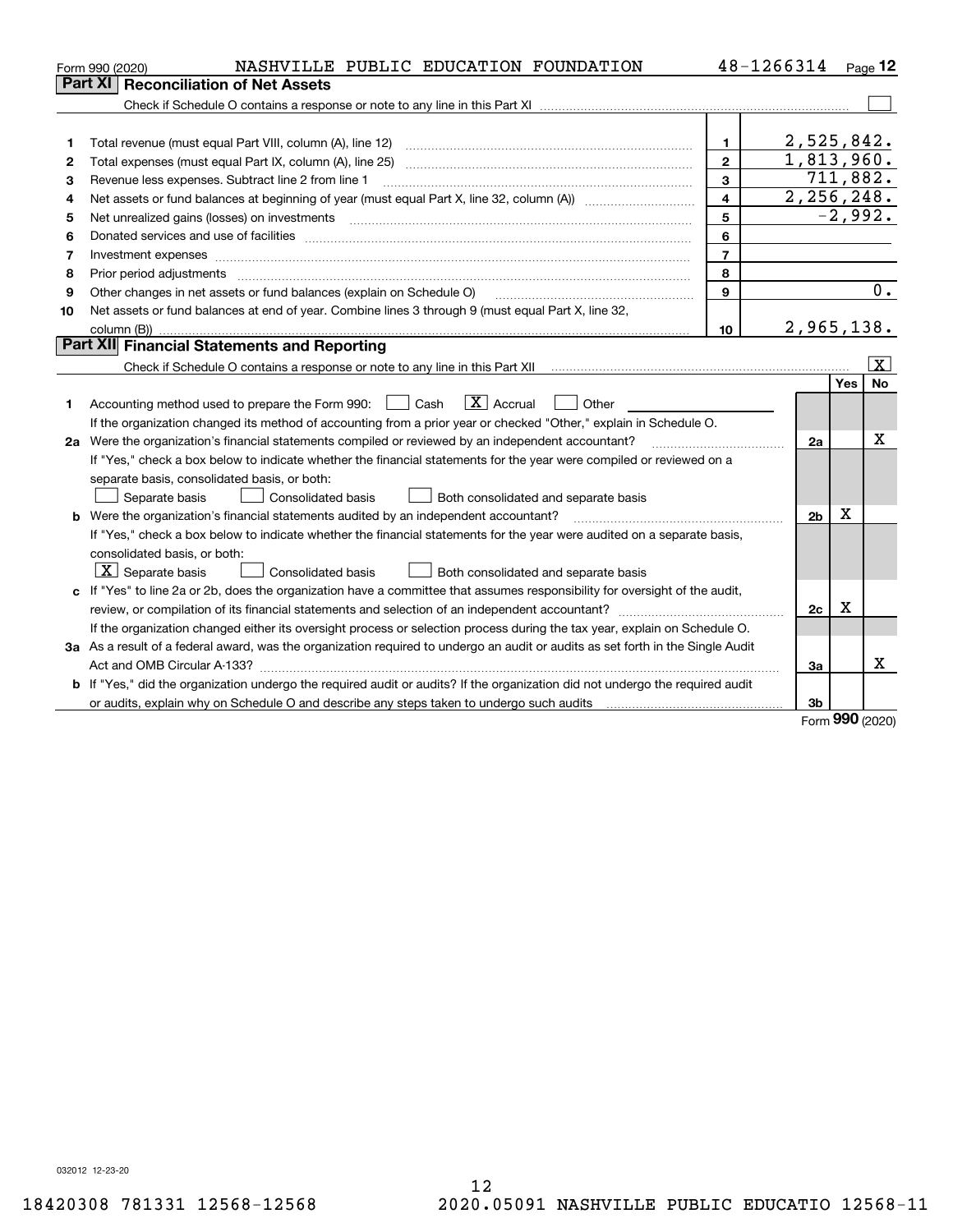Form 990 (2020) NASHVILLE PUBLIC EDUCATION FOUNDATION 48-1266314

## Part XI Reconciliation of Net Assets

Check if Schedule O contains a response or note to any line in this Part XI ☐

| | | | |
|---|---|---|---|
| 1 | Total revenue (must equal Part VIII, column (A), line 12) | 1 | 2,525,842. |
| 2 | Total expenses (must equal Part IX, column (A), line 25) | 2 | 1,813,960. |
| 3 | Revenue less expenses. Subtract line 2 from line 1 | 3 | 711,882. |
| 4 | Net assets or fund balances at beginning of year (must equal Part X, line 32, column (A)) | 4 | 2,256,248. |
| 5 | Net unrealized gains (losses) on investments | 5 | -2,992. |
| 6 | Donated services and use of facilities | 6 | |
| 7 | Investment expenses | 7 | |
| 8 | Prior period adjustments | 8 | |
| 9 | Other changes in net assets or fund balances (explain on Schedule O) | 9 | 0. |
| 10 | Net assets or fund balances at end of year. Combine lines 3 through 9 (must equal Part X, line 32, column (B)) | 10 | 2,965,138. |

## Part XII Financial Statements and Reporting

Check if Schedule O contains a response or note to any line in this Part XII ☒

| | | | Yes | No |
|---|---|---|---|---|
| 1 | Accounting method used to prepare the Form 990: ☐ Cash ☒ Accrual ☐ Other<br>If the organization changed its method of accounting from a prior year or checked "Other," explain in Schedule O. | | | |
| 2a | Were the organization's financial statements compiled or reviewed by an independent accountant?<br>If "Yes," check a box below to indicate whether the financial statements for the year were compiled or reviewed on a separate basis, consolidated basis, or both:<br>☐ Separate basis ☐ Consolidated basis ☐ Both consolidated and separate basis | 2a | | X |
| b | Were the organization's financial statements audited by an independent accountant?<br>If "Yes," check a box below to indicate whether the financial statements for the year were audited on a separate basis, consolidated basis, or both:<br>☒ Separate basis ☐ Consolidated basis ☐ Both consolidated and separate basis | 2b | X | |
| c | If "Yes" to line 2a or 2b, does the organization have a committee that assumes responsibility for oversight of the audit, review, or compilation of its financial statements and selection of an independent accountant?<br>If the organization changed either its oversight process or selection process during the tax year, explain on Schedule O. | 2c | X | |
| 3a | As a result of a federal award, was the organization required to undergo an audit or audits as set forth in the Single Audit Act and OMB Circular A-133? | 3a | | X |
| b | If "Yes," did the organization undergo the required audit or audits? If the organization did not undergo the required audit or audits, explain why on Schedule O and describe any steps taken to undergo such audits | 3b | | |

Form 990 (2020)

032012 12-23-20

18420308 781331 12568-12568 2020.05091 NASHVILLE PUBLIC EDUCATIO 12568-11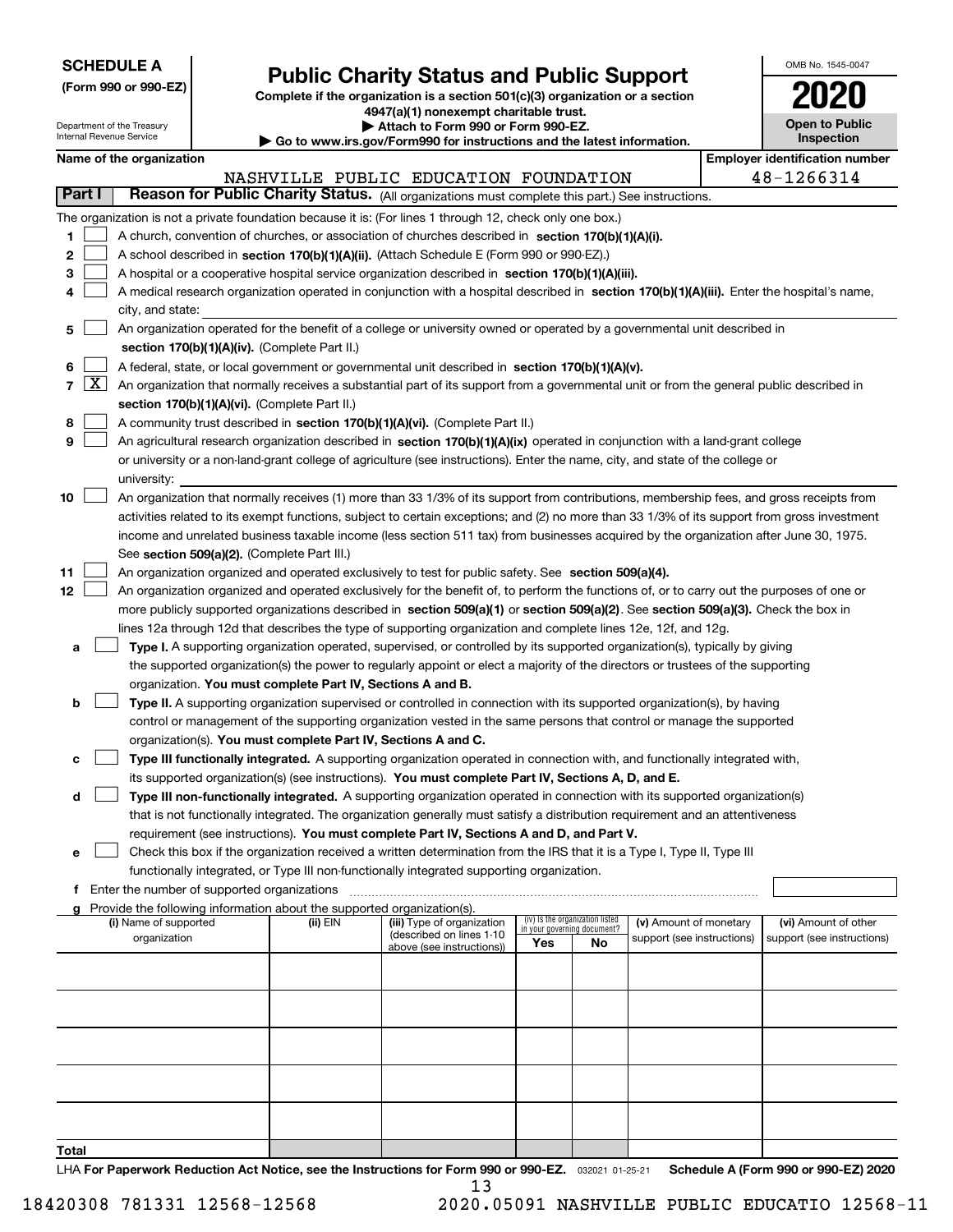**SCHEDULE A**
**(Form 990 or 990-EZ)**

Department of the Treasury
Internal Revenue Service

# Public Charity Status and Public Support

**Complete if the organization is a section 501(c)(3) organization or a section 4947(a)(1) nonexempt charitable trust.**
**▶ Attach to Form 990 or Form 990-EZ.**
**▶ Go to www.irs.gov/Form990 for instructions and the latest information.**

OMB No. 1545-0047

**2020**

**Open to Public Inspection**

**Name of the organization:** NASHVILLE PUBLIC EDUCATION FOUNDATION
**Employer identification number:** 48-1266314

## Part I Reason for Public Charity Status. (All organizations must complete this part.) See instructions.

The organization is not a private foundation because it is: (For lines 1 through 12, check only one box.)

1 [ ] A church, convention of churches, or association of churches described in **section 170(b)(1)(A)(i).**

2 [ ] A school described in **section 170(b)(1)(A)(ii).** (Attach Schedule E (Form 990 or 990-EZ).)

3 [ ] A hospital or a cooperative hospital service organization described in **section 170(b)(1)(A)(iii).**

4 [ ] A medical research organization operated in conjunction with a hospital described in **section 170(b)(1)(A)(iii).** Enter the hospital's name, city, and state:

5 [ ] An organization operated for the benefit of a college or university owned or operated by a governmental unit described in **section 170(b)(1)(A)(iv).** (Complete Part II.)

6 [ ] A federal, state, or local government or governmental unit described in **section 170(b)(1)(A)(v).**

7 [X] An organization that normally receives a substantial part of its support from a governmental unit or from the general public described in **section 170(b)(1)(A)(vi).** (Complete Part II.)

8 [ ] A community trust described in **section 170(b)(1)(A)(vi).** (Complete Part II.)

9 [ ] An agricultural research organization described in **section 170(b)(1)(A)(ix)** operated in conjunction with a land-grant college or university or a non-land-grant college of agriculture (see instructions). Enter the name, city, and state of the college or university:

10 [ ] An organization that normally receives (1) more than 33 1/3% of its support from contributions, membership fees, and gross receipts from activities related to its exempt functions, subject to certain exceptions; and (2) no more than 33 1/3% of its support from gross investment income and unrelated business taxable income (less section 511 tax) from businesses acquired by the organization after June 30, 1975. See **section 509(a)(2).** (Complete Part III.)

11 [ ] An organization organized and operated exclusively to test for public safety. See **section 509(a)(4).**

12 [ ] An organization organized and operated exclusively for the benefit of, to perform the functions of, or to carry out the purposes of one or more publicly supported organizations described in **section 509(a)(1)** or **section 509(a)(2).** See **section 509(a)(3).** Check the box in lines 12a through 12d that describes the type of supporting organization and complete lines 12e, 12f, and 12g.

a [ ] **Type I.** A supporting organization operated, supervised, or controlled by its supported organization(s), typically by giving the supported organization(s) the power to regularly appoint or elect a majority of the directors or trustees of the supporting organization. **You must complete Part IV, Sections A and B.**

b [ ] **Type II.** A supporting organization supervised or controlled in connection with its supported organization(s), by having control or management of the supporting organization vested in the same persons that control or manage the supported organization(s). **You must complete Part IV, Sections A and C.**

c [ ] **Type III functionally integrated.** A supporting organization operated in connection with, and functionally integrated with, its supported organization(s) (see instructions). **You must complete Part IV, Sections A, D, and E.**

d [ ] **Type III non-functionally integrated.** A supporting organization operated in connection with its supported organization(s) that is not functionally integrated. The organization generally must satisfy a distribution requirement and an attentiveness requirement (see instructions). **You must complete Part IV, Sections A and D, and Part V.**

e [ ] Check this box if the organization received a written determination from the IRS that it is a Type I, Type II, Type III functionally integrated, or Type III non-functionally integrated supporting organization.

f Enter the number of supported organizations

g Provide the following information about the supported organization(s).

| (i) Name of supported organization | (ii) EIN | (iii) Type of organization (described on lines 1-10 above (see instructions)) | (iv) Is the organization listed in your governing document? Yes | No | (v) Amount of monetary support (see instructions) | (vi) Amount of other support (see instructions) |
|---|---|---|---|---|---|---|
| | | | | | | |
| | | | | | | |
| | | | | | | |
| | | | | | | |
| | | | | | | |
| **Total** | | | | | | |

LHA **For Paperwork Reduction Act Notice, see the Instructions for Form 990 or 990-EZ.** 032021 01-25-21 **Schedule A (Form 990 or 990-EZ) 2020**

18420308 781331 12568-12568 2020.05091 NASHVILLE PUBLIC EDUCATIO 12568-11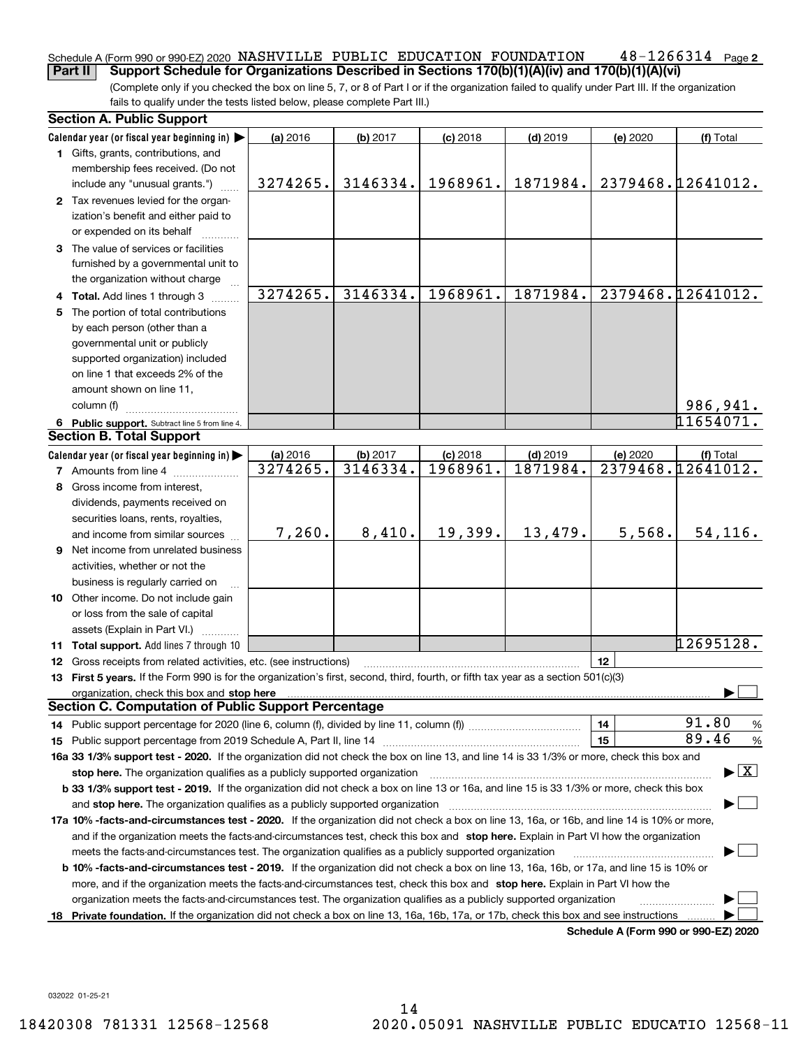Schedule A (Form 990 or 990-EZ) 2020 NASHVILLE PUBLIC EDUCATION FOUNDATION 48-1266314 Page 2

**Part II Support Schedule for Organizations Described in Sections 170(b)(1)(A)(iv) and 170(b)(1)(A)(vi)**

(Complete only if you checked the box on line 5, 7, or 8 of Part I or if the organization failed to qualify under Part III. If the organization fails to qualify under the tests listed below, please complete Part III.)

**Section A. Public Support**

| Calendar year (or fiscal year beginning in) | (a) 2016 | (b) 2017 | (c) 2018 | (d) 2019 | (e) 2020 | (f) Total |
|---|---|---|---|---|---|---|
| 1 Gifts, grants, contributions, and membership fees received. (Do not include any "unusual grants.") | 3274265. | 3146334. | 1968961. | 1871984. | 2379468. | 12641012. |
| 2 Tax revenues levied for the organization's benefit and either paid to or expended on its behalf | | | | | | |
| 3 The value of services or facilities furnished by a governmental unit to the organization without charge | | | | | | |
| 4 Total. Add lines 1 through 3 | 3274265. | 3146334. | 1968961. | 1871984. | 2379468. | 12641012. |
| 5 The portion of total contributions by each person (other than a governmental unit or publicly supported organization) included on line 1 that exceeds 2% of the amount shown on line 11, column (f) | | | | | | 986,941. |
| 6 Public support. Subtract line 5 from line 4. | | | | | | 11654071. |

**Section B. Total Support**

| Calendar year (or fiscal year beginning in) | (a) 2016 | (b) 2017 | (c) 2018 | (d) 2019 | (e) 2020 | (f) Total |
|---|---|---|---|---|---|---|
| 7 Amounts from line 4 | 3274265. | 3146334. | 1968961. | 1871984. | 2379468. | 12641012. |
| 8 Gross income from interest, dividends, payments received on securities loans, rents, royalties, and income from similar sources | 7,260. | 8,410. | 19,399. | 13,479. | 5,568. | 54,116. |
| 9 Net income from unrelated business activities, whether or not the business is regularly carried on | | | | | | |
| 10 Other income. Do not include gain or loss from the sale of capital assets (Explain in Part VI.) | | | | | | |
| 11 Total support. Add lines 7 through 10 | | | | | | 12695128. |

12 Gross receipts from related activities, etc. (see instructions) | 12 |

13 **First 5 years.** If the Form 990 is for the organization's first, second, third, fourth, or fifth tax year as a section 501(c)(3) organization, check this box and **stop here** ☐

**Section C. Computation of Public Support Percentage**

14 Public support percentage for 2020 (line 6, column (f), divided by line 11, column (f)) | 14 | 91.80 %

15 Public support percentage from 2019 Schedule A, Part II, line 14 | 15 | 89.46 %

**16a 33 1/3% support test - 2020.** If the organization did not check the box on line 13, and line 14 is 33 1/3% or more, check this box and **stop here.** The organization qualifies as a publicly supported organization ☒

**b 33 1/3% support test - 2019.** If the organization did not check a box on line 13 or 16a, and line 15 is 33 1/3% or more, check this box and **stop here.** The organization qualifies as a publicly supported organization ☐

**17a 10% -facts-and-circumstances test - 2020.** If the organization did not check a box on line 13, 16a, or 16b, and line 14 is 10% or more, and if the organization meets the facts-and-circumstances test, check this box and **stop here.** Explain in Part VI how the organization meets the facts-and-circumstances test. The organization qualifies as a publicly supported organization ☐

**b 10% -facts-and-circumstances test - 2019.** If the organization did not check a box on line 13, 16a, 16b, or 17a, and line 15 is 10% or more, and if the organization meets the facts-and-circumstances test, check this box and **stop here.** Explain in Part VI how the organization meets the facts-and-circumstances test. The organization qualifies as a publicly supported organization ☐

**18 Private foundation.** If the organization did not check a box on line 13, 16a, 16b, 17a, or 17b, check this box and see instructions ☐

**Schedule A (Form 990 or 990-EZ) 2020**

032022 01-25-21

18420308 781331 12568-12568 2020.05091 NASHVILLE PUBLIC EDUCATIO 12568-11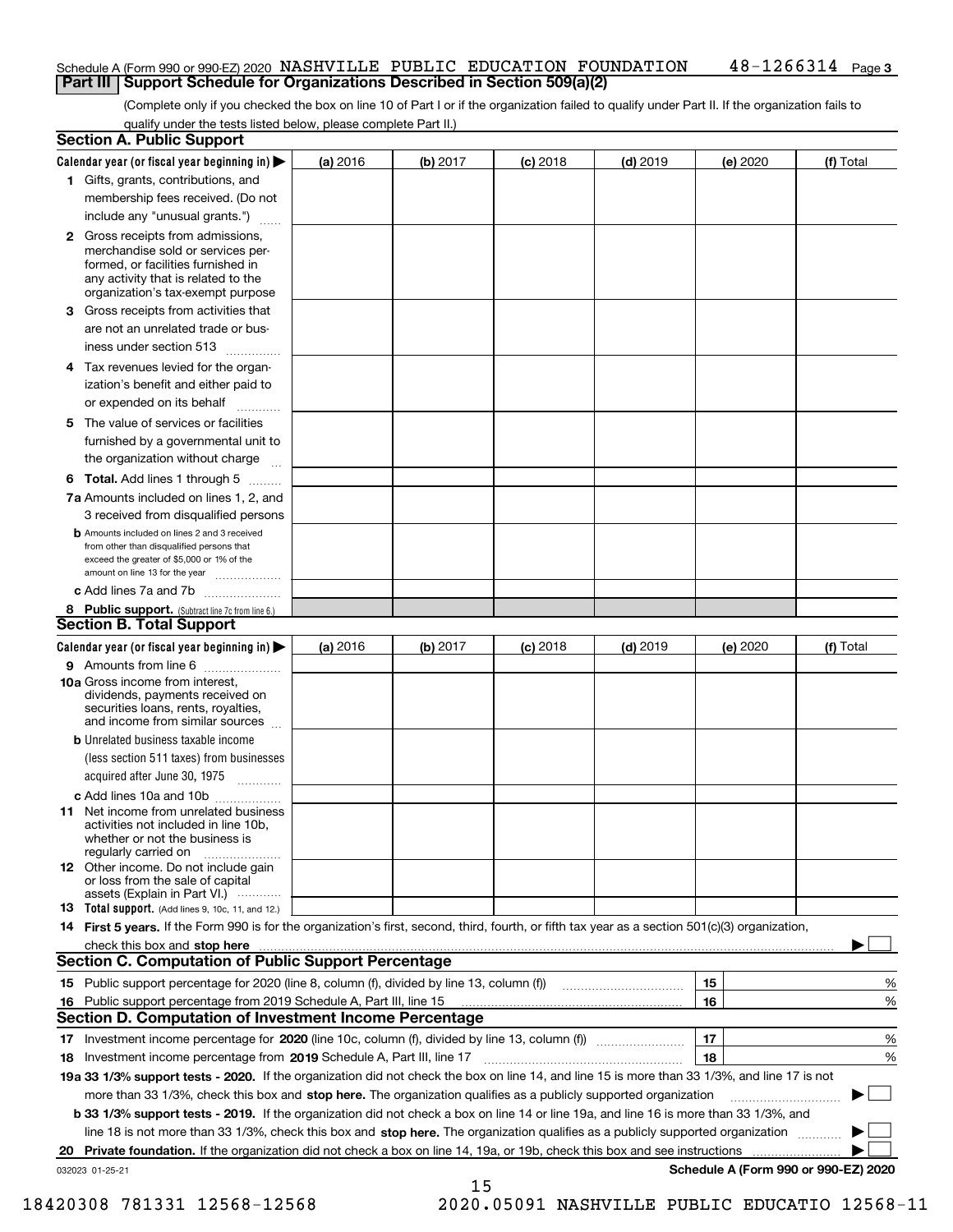Schedule A (Form 990 or 990-EZ) 2020 NASHVILLE PUBLIC EDUCATION FOUNDATION 48-1266314 Page 3

## Part III Support Schedule for Organizations Described in Section 509(a)(2)

(Complete only if you checked the box on line 10 of Part I or if the organization failed to qualify under Part II. If the organization fails to qualify under the tests listed below, please complete Part II.)

### Section A. Public Support

| Calendar year (or fiscal year beginning in) ▶ | (a) 2016 | (b) 2017 | (c) 2018 | (d) 2019 | (e) 2020 | (f) Total |
|---|---|---|---|---|---|---|
| **1** Gifts, grants, contributions, and membership fees received. (Do not include any "unusual grants.") | | | | | | |
| **2** Gross receipts from admissions, merchandise sold or services performed, or facilities furnished in any activity that is related to the organization's tax-exempt purpose | | | | | | |
| **3** Gross receipts from activities that are not an unrelated trade or business under section 513 | | | | | | |
| **4** Tax revenues levied for the organization's benefit and either paid to or expended on its behalf | | | | | | |
| **5** The value of services or facilities furnished by a governmental unit to the organization without charge | | | | | | |
| **6 Total.** Add lines 1 through 5 | | | | | | |
| **7a** Amounts included on lines 1, 2, and 3 received from disqualified persons | | | | | | |
| **b** Amounts included on lines 2 and 3 received from other than disqualified persons that exceed the greater of $5,000 or 1% of the amount on line 13 for the year | | | | | | |
| **c** Add lines 7a and 7b | | | | | | |
| **8 Public support.** (Subtract line 7c from line 6.) | | | | | | |

### Section B. Total Support

| Calendar year (or fiscal year beginning in) ▶ | (a) 2016 | (b) 2017 | (c) 2018 | (d) 2019 | (e) 2020 | (f) Total |
|---|---|---|---|---|---|---|
| **9** Amounts from line 6 | | | | | | |
| **10a** Gross income from interest, dividends, payments received on securities loans, rents, royalties, and income from similar sources | | | | | | |
| **b** Unrelated business taxable income (less section 511 taxes) from businesses acquired after June 30, 1975 | | | | | | |
| **c** Add lines 10a and 10b | | | | | | |
| **11** Net income from unrelated business activities not included in line 10b, whether or not the business is regularly carried on | | | | | | |
| **12** Other income. Do not include gain or loss from the sale of capital assets (Explain in Part VI.) | | | | | | |
| **13 Total support.** (Add lines 9, 10c, 11, and 12.) | | | | | | |

**14 First 5 years.** If the Form 990 is for the organization's first, second, third, fourth, or fifth tax year as a section 501(c)(3) organization, check this box and **stop here** ▶ ☐

### Section C. Computation of Public Support Percentage

| | | | |
|---|---|---|---|
| **15** | Public support percentage for 2020 (line 8, column (f), divided by line 13, column (f)) | 15 | % |
| **16** | Public support percentage from 2019 Schedule A, Part III, line 15 | 16 | % |

### Section D. Computation of Investment Income Percentage

| | | | |
|---|---|---|---|
| **17** | Investment income percentage for **2020** (line 10c, column (f), divided by line 13, column (f)) | 17 | % |
| **18** | Investment income percentage from **2019** Schedule A, Part III, line 17 | 18 | % |

**19a 33 1/3% support tests - 2020.** If the organization did not check the box on line 14, and line 15 is more than 33 1/3%, and line 17 is not more than 33 1/3%, check this box and **stop here.** The organization qualifies as a publicly supported organization ▶ ☐

**b 33 1/3% support tests - 2019.** If the organization did not check a box on line 14 or line 19a, and line 16 is more than 33 1/3%, and line 18 is not more than 33 1/3%, check this box and **stop here.** The organization qualifies as a publicly supported organization ▶ ☐

**20 Private foundation.** If the organization did not check a box on line 14, 19a, or 19b, check this box and see instructions ▶ ☐

032023 01-25-21

**Schedule A (Form 990 or 990-EZ) 2020**

18420308 781331 12568-12568 2020.05091 NASHVILLE PUBLIC EDUCATIO 12568-11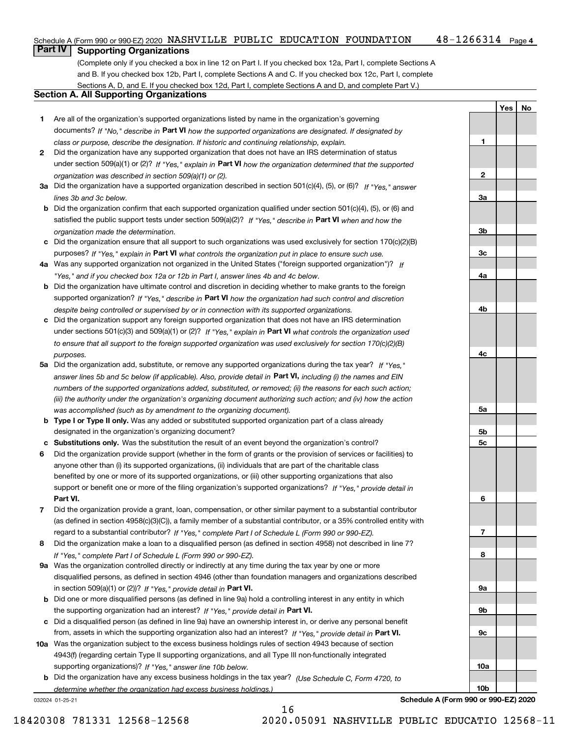Schedule A (Form 990 or 990-EZ) 2020 NASHVILLE PUBLIC EDUCATION FOUNDATION 48-1266314 Page 4

## Part IV Supporting Organizations

(Complete only if you checked a box in line 12 on Part I. If you checked box 12a, Part I, complete Sections A and B. If you checked box 12b, Part I, complete Sections A and C. If you checked box 12c, Part I, complete Sections A, D, and E. If you checked box 12d, Part I, complete Sections A and D, and complete Part V.)

### Section A. All Supporting Organizations

| | | Line | Yes | No |
|---|---|---|---|---|
| **1** | Are all of the organization's supported organizations listed by name in the organization's governing documents? *If "No," describe in* **Part VI** *how the supported organizations are designated. If designated by class or purpose, describe the designation. If historic and continuing relationship, explain.* | **1** | | |
| **2** | Did the organization have any supported organization that does not have an IRS determination of status under section 509(a)(1) or (2)? *If "Yes," explain in* **Part VI** *how the organization determined that the supported organization was described in section 509(a)(1) or (2).* | **2** | | |
| **3a** | Did the organization have a supported organization described in section 501(c)(4), (5), or (6)? *If "Yes," answer lines 3b and 3c below.* | **3a** | | |
| **b** | Did the organization confirm that each supported organization qualified under section 501(c)(4), (5), or (6) and satisfied the public support tests under section 509(a)(2)? *If "Yes," describe in* **Part VI** *when and how the organization made the determination.* | **3b** | | |
| **c** | Did the organization ensure that all support to such organizations was used exclusively for section 170(c)(2)(B) purposes? *If "Yes," explain in* **Part VI** *what controls the organization put in place to ensure such use.* | **3c** | | |
| **4a** | Was any supported organization not organized in the United States ("foreign supported organization")? *If "Yes," and if you checked box 12a or 12b in Part I, answer lines 4b and 4c below.* | **4a** | | |
| **b** | Did the organization have ultimate control and discretion in deciding whether to make grants to the foreign supported organization? *If "Yes," describe in* **Part VI** *how the organization had such control and discretion despite being controlled or supervised by or in connection with its supported organizations.* | **4b** | | |
| **c** | Did the organization support any foreign supported organization that does not have an IRS determination under sections 501(c)(3) and 509(a)(1) or (2)? *If "Yes," explain in* **Part VI** *what controls the organization used to ensure that all support to the foreign supported organization was used exclusively for section 170(c)(2)(B) purposes.* | **4c** | | |
| **5a** | Did the organization add, substitute, or remove any supported organizations during the tax year? *If "Yes," answer lines 5b and 5c below (if applicable). Also, provide detail in* **Part VI,** *including (i) the names and EIN numbers of the supported organizations added, substituted, or removed; (ii) the reasons for each such action; (iii) the authority under the organization's organizing document authorizing such action; and (iv) how the action was accomplished (such as by amendment to the organizing document).* | **5a** | | |
| **b** | **Type I or Type II only.** Was any added or substituted supported organization part of a class already designated in the organization's organizing document? | **5b** | | |
| **c** | **Substitutions only.** Was the substitution the result of an event beyond the organization's control? | **5c** | | |
| **6** | Did the organization provide support (whether in the form of grants or the provision of services or facilities) to anyone other than (i) its supported organizations, (ii) individuals that are part of the charitable class benefited by one or more of its supported organizations, or (iii) other supporting organizations that also support or benefit one or more of the filing organization's supported organizations? *If "Yes," provide detail in* **Part VI.** | **6** | | |
| **7** | Did the organization provide a grant, loan, compensation, or other similar payment to a substantial contributor (as defined in section 4958(c)(3)(C)), a family member of a substantial contributor, or a 35% controlled entity with regard to a substantial contributor? *If "Yes," complete Part I of Schedule L (Form 990 or 990-EZ).* | **7** | | |
| **8** | Did the organization make a loan to a disqualified person (as defined in section 4958) not described in line 7? *If "Yes," complete Part I of Schedule L (Form 990 or 990-EZ).* | **8** | | |
| **9a** | Was the organization controlled directly or indirectly at any time during the tax year by one or more disqualified persons, as defined in section 4946 (other than foundation managers and organizations described in section 509(a)(1) or (2))? *If "Yes," provide detail in* **Part VI.** | **9a** | | |
| **b** | Did one or more disqualified persons (as defined in line 9a) hold a controlling interest in any entity in which the supporting organization had an interest? *If "Yes," provide detail in* **Part VI.** | **9b** | | |
| **c** | Did a disqualified person (as defined in line 9a) have an ownership interest in, or derive any personal benefit from, assets in which the supporting organization also had an interest? *If "Yes," provide detail in* **Part VI.** | **9c** | | |
| **10a** | Was the organization subject to the excess business holdings rules of section 4943 because of section 4943(f) (regarding certain Type II supporting organizations, and all Type III non-functionally integrated supporting organizations)? *If "Yes," answer line 10b below.* | **10a** | | |
| **b** | Did the organization have any excess business holdings in the tax year? *(Use Schedule C, Form 4720, to determine whether the organization had excess business holdings.)* | **10b** | | |

032024 01-25-21 **Schedule A (Form 990 or 990-EZ) 2020**

18420308 781331 12568-12568 2020.05091 NASHVILLE PUBLIC EDUCATIO 12568-11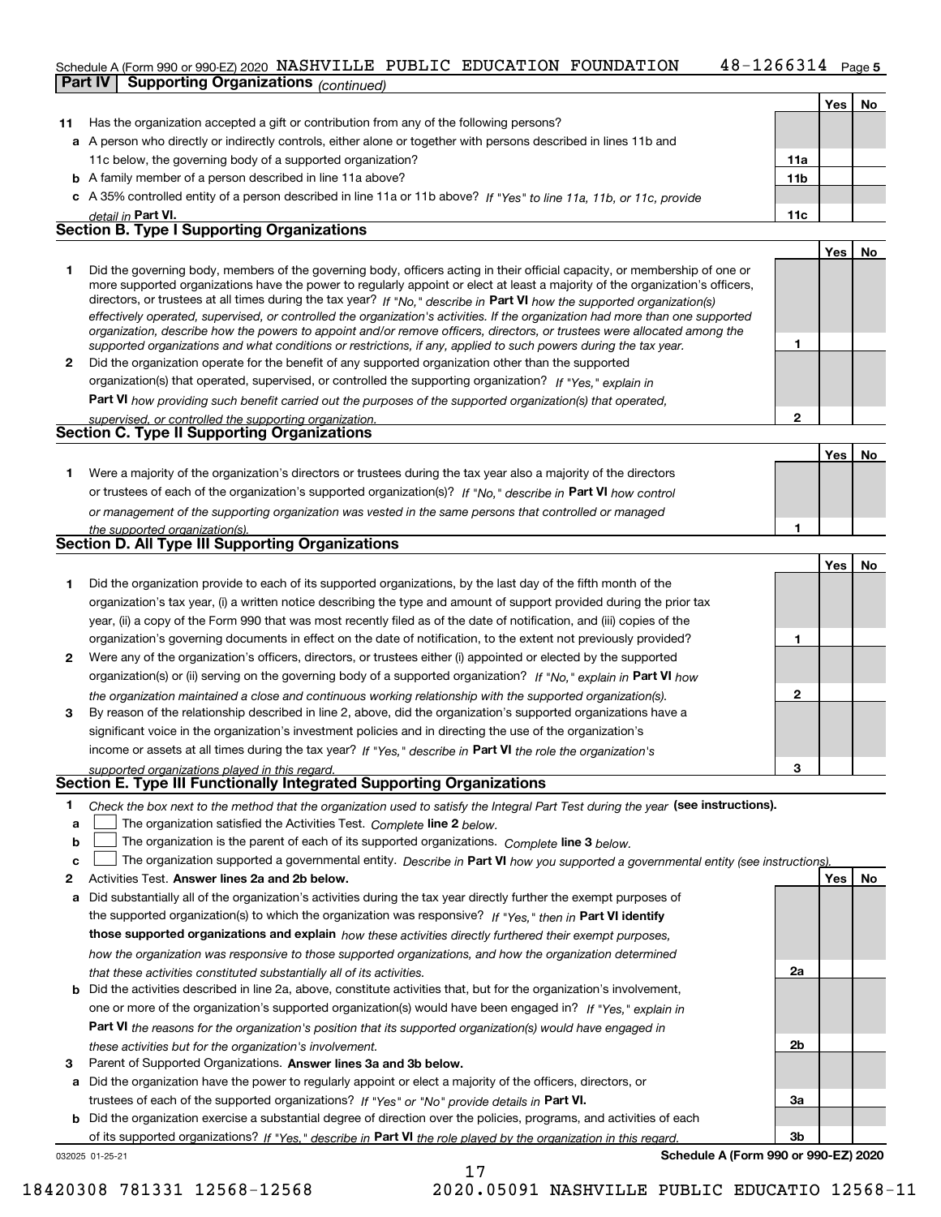Schedule A (Form 990 or 990-EZ) 2020 NASHVILLE PUBLIC EDUCATION FOUNDATION 48-1266314 Page 5

## Part IV Supporting Organizations *(continued)*

| | | | Yes | No |
|---|---|---|---|---|
| **11** | Has the organization accepted a gift or contribution from any of the following persons? | | | |
| **a** | A person who directly or indirectly controls, either alone or together with persons described in lines 11b and 11c below, the governing body of a supported organization? | 11a | | |
| **b** | A family member of a person described in line 11a above? | 11b | | |
| **c** | A 35% controlled entity of a person described in line 11a or 11b above? *If "Yes" to line 11a, 11b, or 11c, provide detail in* **Part VI.** | 11c | | |

### Section B. Type I Supporting Organizations

| | | | Yes | No |
|---|---|---|---|---|
| **1** | Did the governing body, members of the governing body, officers acting in their official capacity, or membership of one or more supported organizations have the power to regularly appoint or elect at least a majority of the organization's officers, directors, or trustees at all times during the tax year? *If "No," describe in* **Part VI** *how the supported organization(s) effectively operated, supervised, or controlled the organization's activities. If the organization had more than one supported organization, describe how the powers to appoint and/or remove officers, directors, or trustees were allocated among the supported organizations and what conditions or restrictions, if any, applied to such powers during the tax year.* | 1 | | |
| **2** | Did the organization operate for the benefit of any supported organization other than the supported organization(s) that operated, supervised, or controlled the supporting organization? *If "Yes," explain in* **Part VI** *how providing such benefit carried out the purposes of the supported organization(s) that operated, supervised, or controlled the supporting organization.* | 2 | | |

### Section C. Type II Supporting Organizations

| | | | Yes | No |
|---|---|---|---|---|
| **1** | Were a majority of the organization's directors or trustees during the tax year also a majority of the directors or trustees of each of the organization's supported organization(s)? *If "No," describe in* **Part VI** *how control or management of the supporting organization was vested in the same persons that controlled or managed the supported organization(s).* | 1 | | |

### Section D. All Type III Supporting Organizations

| | | | Yes | No |
|---|---|---|---|---|
| **1** | Did the organization provide to each of its supported organizations, by the last day of the fifth month of the organization's tax year, (i) a written notice describing the type and amount of support provided during the prior tax year, (ii) a copy of the Form 990 that was most recently filed as of the date of notification, and (iii) copies of the organization's governing documents in effect on the date of notification, to the extent not previously provided? | 1 | | |
| **2** | Were any of the organization's officers, directors, or trustees either (i) appointed or elected by the supported organization(s) or (ii) serving on the governing body of a supported organization? *If "No," explain in* **Part VI** *how the organization maintained a close and continuous working relationship with the supported organization(s).* | 2 | | |
| **3** | By reason of the relationship described in line 2, above, did the organization's supported organizations have a significant voice in the organization's investment policies and in directing the use of the organization's income or assets at all times during the tax year? *If "Yes," describe in* **Part VI** *the role the organization's supported organizations played in this regard.* | 3 | | |

### Section E. Type III Functionally Integrated Supporting Organizations

**1** *Check the box next to the method that the organization used to satisfy the Integral Part Test during the year* **(see instructions).**

- **a** ☐ The organization satisfied the Activities Test. *Complete* **line 2** *below.*
- **b** ☐ The organization is the parent of each of its supported organizations. *Complete* **line 3** *below.*
- **c** ☐ The organization supported a governmental entity. *Describe in* **Part VI** *how you supported a governmental entity (see instructions).*

| | | | Yes | No |
|---|---|---|---|---|
| **2** | Activities Test. **Answer lines 2a and 2b below.** | | | |
| **a** | Did substantially all of the organization's activities during the tax year directly further the exempt purposes of the supported organization(s) to which the organization was responsive? *If "Yes," then in* **Part VI identify those supported organizations and explain** *how these activities directly furthered their exempt purposes, how the organization was responsive to those supported organizations, and how the organization determined that these activities constituted substantially all of its activities.* | 2a | | |
| **b** | Did the activities described in line 2a, above, constitute activities that, but for the organization's involvement, one or more of the organization's supported organization(s) would have been engaged in? *If "Yes," explain in* **Part VI** *the reasons for the organization's position that its supported organization(s) would have engaged in these activities but for the organization's involvement.* | 2b | | |
| **3** | Parent of Supported Organizations. **Answer lines 3a and 3b below.** | | | |
| **a** | Did the organization have the power to regularly appoint or elect a majority of the officers, directors, or trustees of each of the supported organizations? *If "Yes" or "No" provide details in* **Part VI.** | 3a | | |
| **b** | Did the organization exercise a substantial degree of direction over the policies, programs, and activities of each of its supported organizations? *If "Yes," describe in* **Part VI** *the role played by the organization in this regard.* | 3b | | |

032025 01-25-21 **Schedule A (Form 990 or 990-EZ) 2020**

18420308 781331 12568-12568 2020.05091 NASHVILLE PUBLIC EDUCATIO 12568-11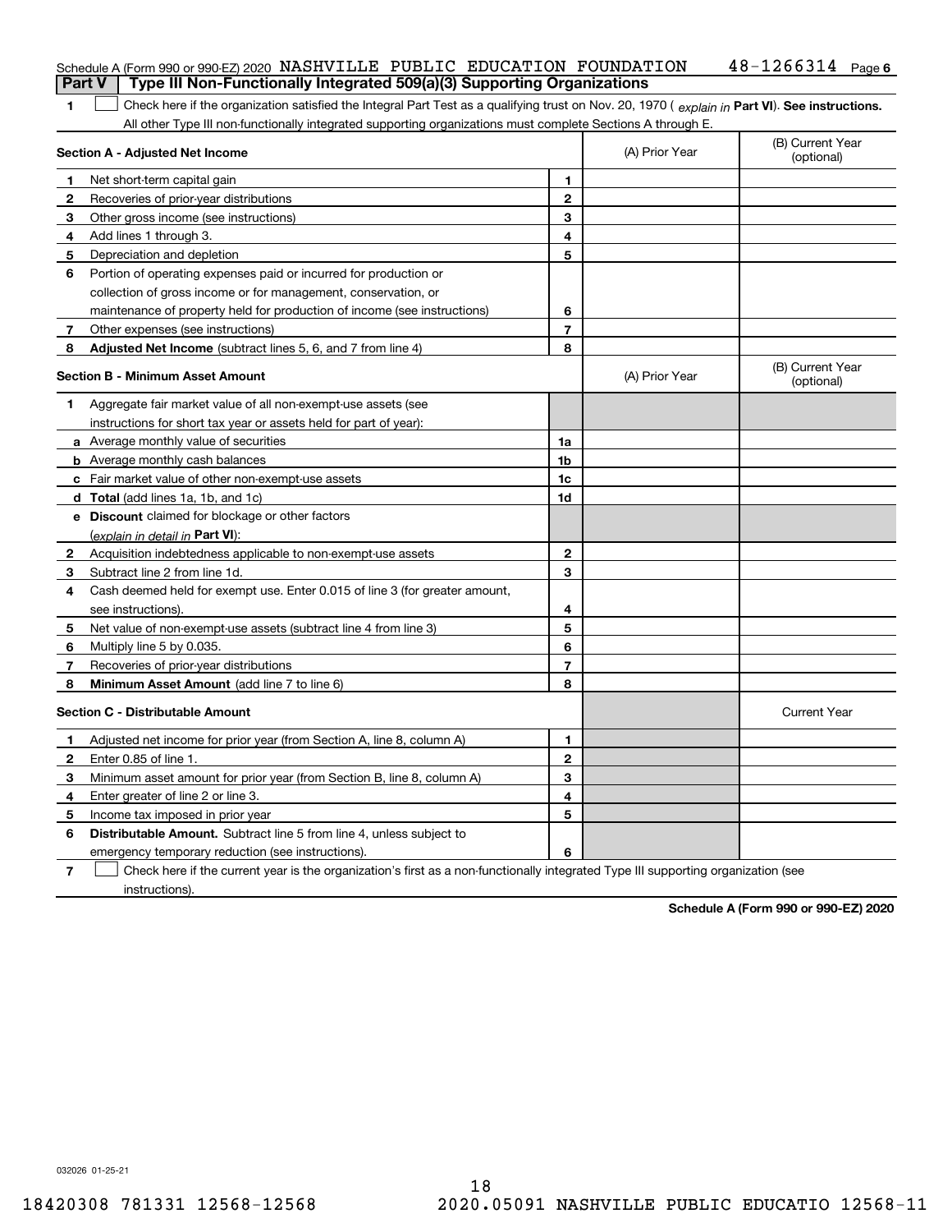Schedule A (Form 990 or 990-EZ) 2020 NASHVILLE PUBLIC EDUCATION FOUNDATION 48-1266314 Page 6

**Part V | Type III Non-Functionally Integrated 509(a)(3) Supporting Organizations**

1 ☐ Check here if the organization satisfied the Integral Part Test as a qualifying trust on Nov. 20, 1970 ( *explain in* **Part VI**). **See instructions.** All other Type III non-functionally integrated supporting organizations must complete Sections A through E.

| **Section A - Adjusted Net Income** | | (A) Prior Year | (B) Current Year (optional) |
|---|---|---|---|
| **1** Net short-term capital gain | **1** | | |
| **2** Recoveries of prior-year distributions | **2** | | |
| **3** Other gross income (see instructions) | **3** | | |
| **4** Add lines 1 through 3. | **4** | | |
| **5** Depreciation and depletion | **5** | | |
| **6** Portion of operating expenses paid or incurred for production or collection of gross income or for management, conservation, or maintenance of property held for production of income (see instructions) | **6** | | |
| **7** Other expenses (see instructions) | **7** | | |
| **8** **Adjusted Net Income** (subtract lines 5, 6, and 7 from line 4) | **8** | | |

| **Section B - Minimum Asset Amount** | | (A) Prior Year | (B) Current Year (optional) |
|---|---|---|---|
| **1** Aggregate fair market value of all non-exempt-use assets (see instructions for short tax year or assets held for part of year): | | | |
| **a** Average monthly value of securities | **1a** | | |
| **b** Average monthly cash balances | **1b** | | |
| **c** Fair market value of other non-exempt-use assets | **1c** | | |
| **d** **Total** (add lines 1a, 1b, and 1c) | **1d** | | |
| **e** **Discount** claimed for blockage or other factors (*explain in detail in* **Part VI**): | | | |
| **2** Acquisition indebtedness applicable to non-exempt-use assets | **2** | | |
| **3** Subtract line 2 from line 1d. | **3** | | |
| **4** Cash deemed held for exempt use. Enter 0.015 of line 3 (for greater amount, see instructions). | **4** | | |
| **5** Net value of non-exempt-use assets (subtract line 4 from line 3) | **5** | | |
| **6** Multiply line 5 by 0.035. | **6** | | |
| **7** Recoveries of prior-year distributions | **7** | | |
| **8** **Minimum Asset Amount** (add line 7 to line 6) | **8** | | |

| **Section C - Distributable Amount** | | | Current Year |
|---|---|---|---|
| **1** Adjusted net income for prior year (from Section A, line 8, column A) | **1** | | |
| **2** Enter 0.85 of line 1. | **2** | | |
| **3** Minimum asset amount for prior year (from Section B, line 8, column A) | **3** | | |
| **4** Enter greater of line 2 or line 3. | **4** | | |
| **5** Income tax imposed in prior year | **5** | | |
| **6** **Distributable Amount.** Subtract line 5 from line 4, unless subject to emergency temporary reduction (see instructions). | **6** | | |

7 ☐ Check here if the current year is the organization's first as a non-functionally integrated Type III supporting organization (see instructions).

**Schedule A (Form 990 or 990-EZ) 2020**

032026 01-25-21

18420308 781331 12568-12568 2020.05091 NASHVILLE PUBLIC EDUCATIO 12568-11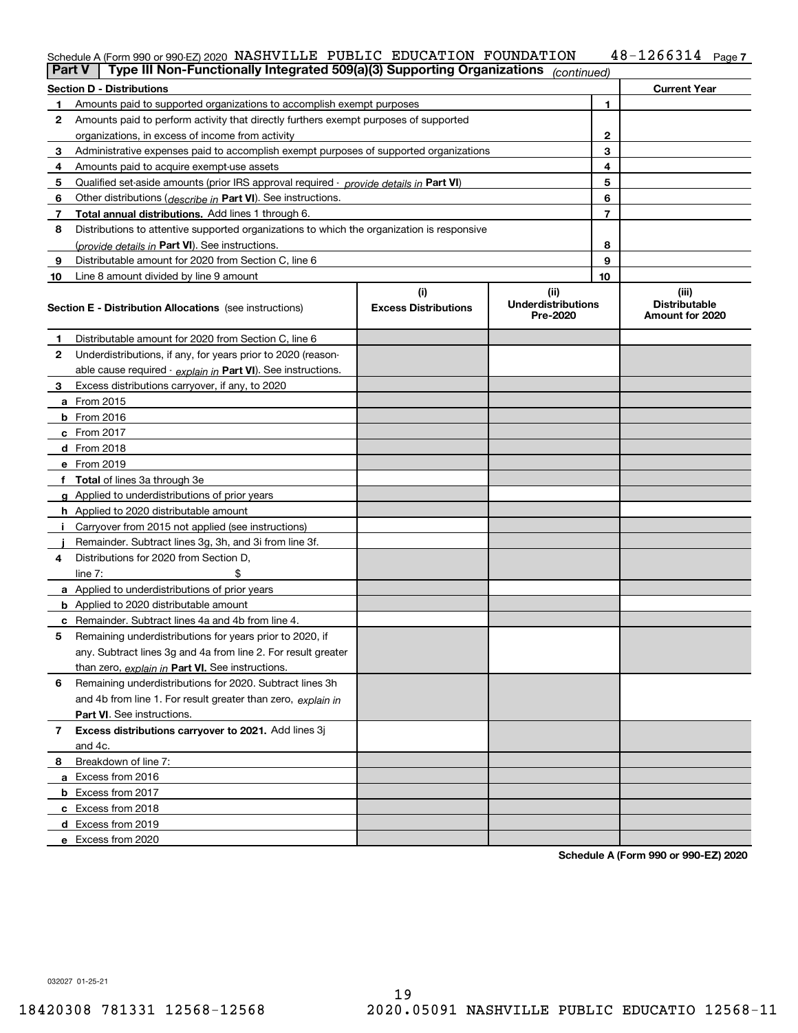Schedule A (Form 990 or 990-EZ) 2020 NASHVILLE PUBLIC EDUCATION FOUNDATION 48-1266314 Page 7

**Part V | Type III Non-Functionally Integrated 509(a)(3) Supporting Organizations** *(continued)*

| Section D - Distributions | | | Current Year |
|---|---|---|---|
| 1 | Amounts paid to supported organizations to accomplish exempt purposes | 1 | |
| 2 | Amounts paid to perform activity that directly furthers exempt purposes of supported organizations, in excess of income from activity | 2 | |
| 3 | Administrative expenses paid to accomplish exempt purposes of supported organizations | 3 | |
| 4 | Amounts paid to acquire exempt-use assets | 4 | |
| 5 | Qualified set-aside amounts (prior IRS approval required - *provide details in* **Part VI**) | 5 | |
| 6 | Other distributions (*describe in* **Part VI**). See instructions. | 6 | |
| 7 | **Total annual distributions.** Add lines 1 through 6. | 7 | |
| 8 | Distributions to attentive supported organizations to which the organization is responsive (*provide details in* **Part VI**). See instructions. | 8 | |
| 9 | Distributable amount for 2020 from Section C, line 6 | 9 | |
| 10 | Line 8 amount divided by line 9 amount | 10 | |

| | Section E - Distribution Allocations (see instructions) | (i) Excess Distributions | (ii) Underdistributions Pre-2020 | (iii) Distributable Amount for 2020 |
|---|---|---|---|---|
| 1 | Distributable amount for 2020 from Section C, line 6 | | | |
| 2 | Underdistributions, if any, for years prior to 2020 (reasonable cause required - *explain in* **Part VI**). See instructions. | | | |
| 3 | Excess distributions carryover, if any, to 2020 | | | |
| a | From 2015 | | | |
| b | From 2016 | | | |
| c | From 2017 | | | |
| d | From 2018 | | | |
| e | From 2019 | | | |
| f | **Total** of lines 3a through 3e | | | |
| g | Applied to underdistributions of prior years | | | |
| h | Applied to 2020 distributable amount | | | |
| i | Carryover from 2015 not applied (see instructions) | | | |
| j | Remainder. Subtract lines 3g, 3h, and 3i from line 3f. | | | |
| 4 | Distributions for 2020 from Section D, line 7: $ | | | |
| a | Applied to underdistributions of prior years | | | |
| b | Applied to 2020 distributable amount | | | |
| c | Remainder. Subtract lines 4a and 4b from line 4. | | | |
| 5 | Remaining underdistributions for years prior to 2020, if any. Subtract lines 3g and 4a from line 2. For result greater than zero, *explain in* **Part VI.** See instructions. | | | |
| 6 | Remaining underdistributions for 2020. Subtract lines 3h and 4b from line 1. For result greater than zero, *explain in* **Part VI**. See instructions. | | | |
| 7 | **Excess distributions carryover to 2021.** Add lines 3j and 4c. | | | |
| 8 | Breakdown of line 7: | | | |
| a | Excess from 2016 | | | |
| b | Excess from 2017 | | | |
| c | Excess from 2018 | | | |
| d | Excess from 2019 | | | |
| e | Excess from 2020 | | | |

**Schedule A (Form 990 or 990-EZ) 2020**

032027 01-25-21

18420308 781331 12568-12568 2020.05091 NASHVILLE PUBLIC EDUCATIO 12568-11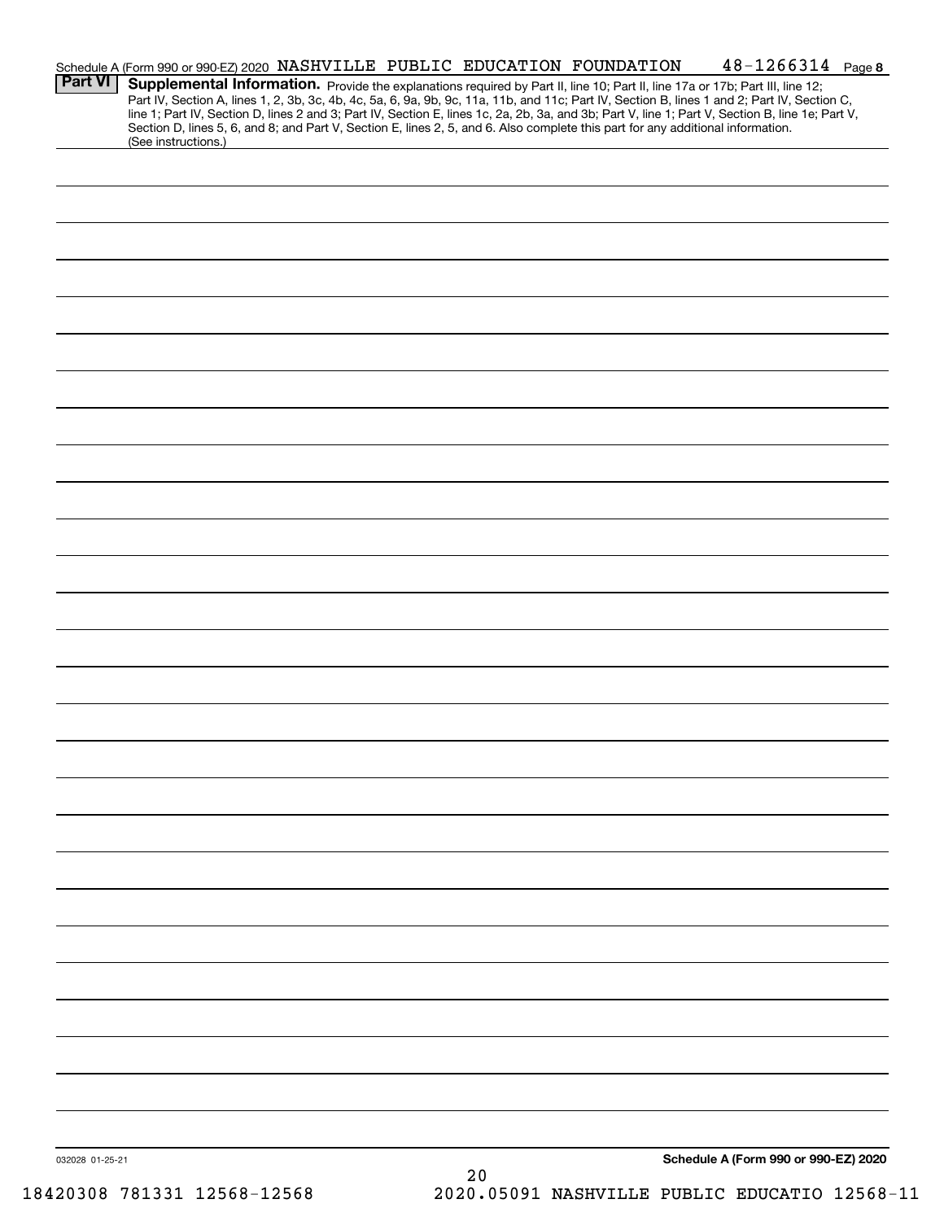Schedule A (Form 990 or 990-EZ) 2020 NASHVILLE PUBLIC EDUCATION FOUNDATION 48-1266314 Page 8

## Part VI Supplemental Information.

Provide the explanations required by Part II, line 10; Part II, line 17a or 17b; Part III, line 12; Part IV, Section A, lines 1, 2, 3b, 3c, 4b, 4c, 5a, 6, 9a, 9b, 9c, 11a, 11b, and 11c; Part IV, Section B, lines 1 and 2; Part IV, Section C, line 1; Part IV, Section D, lines 2 and 3; Part IV, Section E, lines 1c, 2a, 2b, 3a, and 3b; Part V, line 1; Part V, Section B, line 1e; Part V, Section D, lines 5, 6, and 8; and Part V, Section E, lines 2, 5, and 6. Also complete this part for any additional information. (See instructions.)

032028 01-25-21

**Schedule A (Form 990 or 990-EZ) 2020**

18420308 781331 12568-12568 2020.05091 NASHVILLE PUBLIC EDUCATIO 12568-11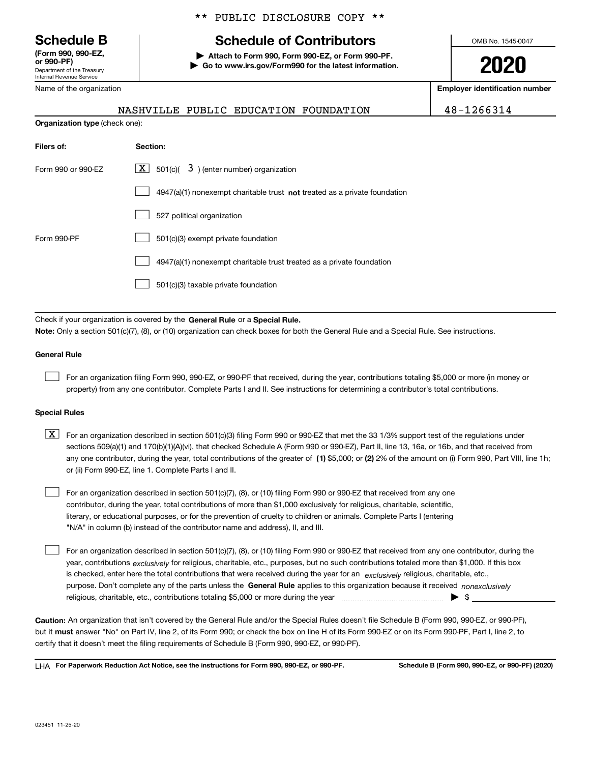\*\* PUBLIC DISCLOSURE COPY \*\*

# Schedule B
**(Form 990, 990-EZ, or 990-PF)**
Department of the Treasury
Internal Revenue Service

# Schedule of Contributors

**▶ Attach to Form 990, Form 990-EZ, or Form 990-PF.**
**▶ Go to www.irs.gov/Form990 for the latest information.**

OMB No. 1545-0047

**2020**

| Name of the organization | Employer identification number |
|---|---|
| NASHVILLE PUBLIC EDUCATION FOUNDATION | 48-1266314 |

**Organization type** (check one):

| Filers of: | Section: |
|---|---|
| Form 990 or 990-EZ | [X] 501(c)( 3 ) (enter number) organization |
| | [ ] 4947(a)(1) nonexempt charitable trust **not** treated as a private foundation |
| | [ ] 527 political organization |
| Form 990-PF | [ ] 501(c)(3) exempt private foundation |
| | [ ] 4947(a)(1) nonexempt charitable trust treated as a private foundation |
| | [ ] 501(c)(3) taxable private foundation |

Check if your organization is covered by the **General Rule** or a **Special Rule.**

**Note:** Only a section 501(c)(7), (8), or (10) organization can check boxes for both the General Rule and a Special Rule. See instructions.

### General Rule

[ ] For an organization filing Form 990, 990-EZ, or 990-PF that received, during the year, contributions totaling $5,000 or more (in money or property) from any one contributor. Complete Parts I and II. See instructions for determining a contributor's total contributions.

### Special Rules

[X] For an organization described in section 501(c)(3) filing Form 990 or 990-EZ that met the 33 1/3% support test of the regulations under sections 509(a)(1) and 170(b)(1)(A)(vi), that checked Schedule A (Form 990 or 990-EZ), Part II, line 13, 16a, or 16b, and that received from any one contributor, during the year, total contributions of the greater of **(1)** $5,000; or **(2)** 2% of the amount on (i) Form 990, Part VIII, line 1h; or (ii) Form 990-EZ, line 1. Complete Parts I and II.

[ ] For an organization described in section 501(c)(7), (8), or (10) filing Form 990 or 990-EZ that received from any one contributor, during the year, total contributions of more than $1,000 exclusively for religious, charitable, scientific, literary, or educational purposes, or for the prevention of cruelty to children or animals. Complete Parts I (entering "N/A" in column (b) instead of the contributor name and address), II, and III.

[ ] For an organization described in section 501(c)(7), (8), or (10) filing Form 990 or 990-EZ that received from any one contributor, during the year, contributions *exclusively* for religious, charitable, etc., purposes, but no such contributions totaled more than $1,000. If this box is checked, enter here the total contributions that were received during the year for an *exclusively* religious, charitable, etc., purpose. Don't complete any of the parts unless the **General Rule** applies to this organization because it received *nonexclusively* religious, charitable, etc., contributions totaling $5,000 or more during the year ▶ $

**Caution:** An organization that isn't covered by the General Rule and/or the Special Rules doesn't file Schedule B (Form 990, 990-EZ, or 990-PF), but it **must** answer "No" on Part IV, line 2, of its Form 990; or check the box on line H of its Form 990-EZ or on its Form 990-PF, Part I, line 2, to certify that it doesn't meet the filing requirements of Schedule B (Form 990, 990-EZ, or 990-PF).

LHA **For Paperwork Reduction Act Notice, see the instructions for Form 990, 990-EZ, or 990-PF.** **Schedule B (Form 990, 990-EZ, or 990-PF) (2020)**

023451 11-25-20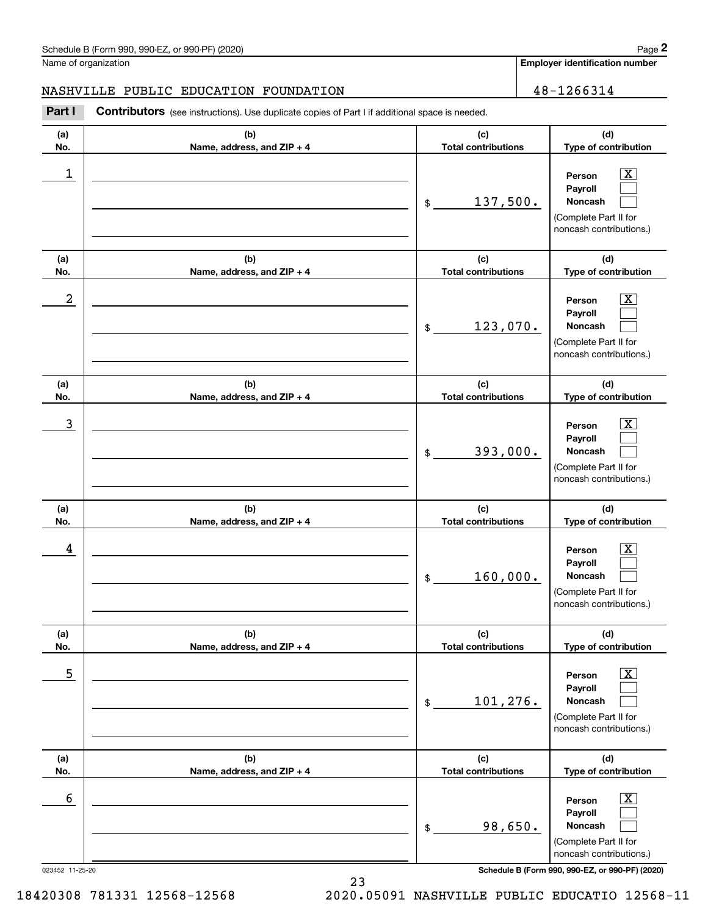Schedule B (Form 990, 990-EZ, or 990-PF) (2020)

Name of organization: NASHVILLE PUBLIC EDUCATION FOUNDATION

Employer identification number: 48-1266314

**Part I Contributors** (see instructions). Use duplicate copies of Part I if additional space is needed.

| (a) No. | (b) Name, address, and ZIP + 4 | (c) Total contributions | (d) Type of contribution |
|---|---|---|---|
| 1 | | $ 137,500. | Person [X] Payroll [ ] Noncash [ ] (Complete Part II for noncash contributions.) |
| 2 | | $ 123,070. | Person [X] Payroll [ ] Noncash [ ] (Complete Part II for noncash contributions.) |
| 3 | | $ 393,000. | Person [X] Payroll [ ] Noncash [ ] (Complete Part II for noncash contributions.) |
| 4 | | $ 160,000. | Person [X] Payroll [ ] Noncash [ ] (Complete Part II for noncash contributions.) |
| 5 | | $ 101,276. | Person [X] Payroll [ ] Noncash [ ] (Complete Part II for noncash contributions.) |
| 6 | | $ 98,650. | Person [X] Payroll [ ] Noncash [ ] (Complete Part II for noncash contributions.) |

023452 11-25-20 Schedule B (Form 990, 990-EZ, or 990-PF) (2020)

18420308 781331 12568-12568 2020.05091 NASHVILLE PUBLIC EDUCATIO 12568-11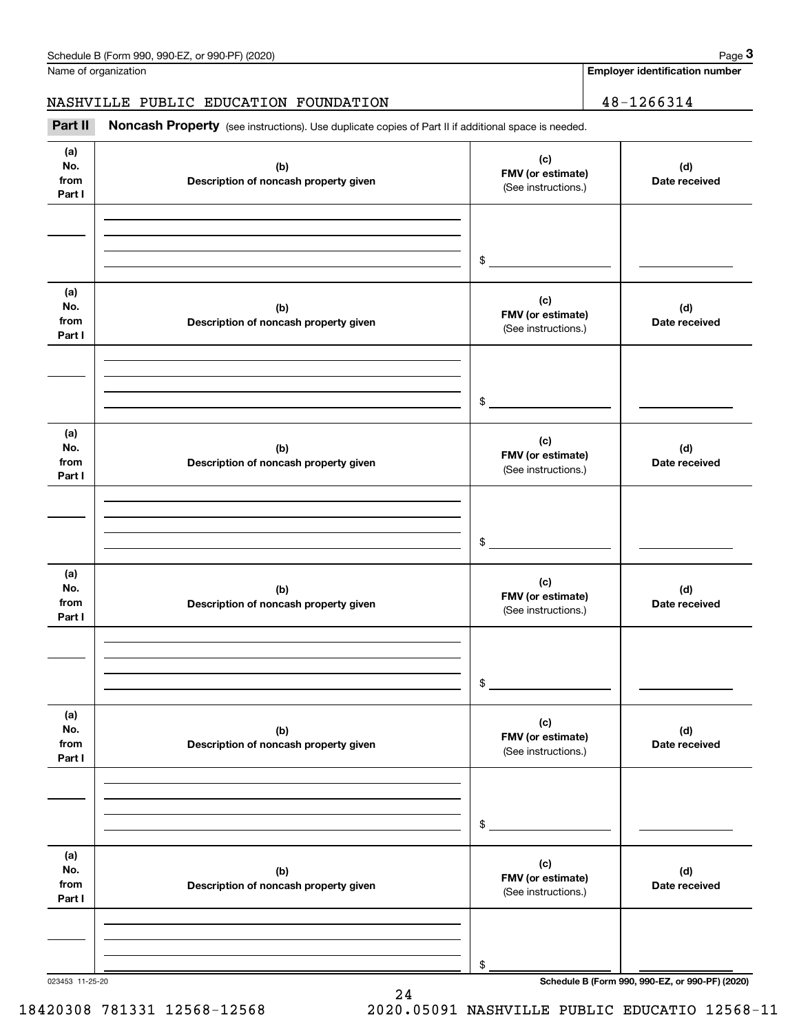Name of organization

NASHVILLE PUBLIC EDUCATION FOUNDATION

**Employer identification number**

48-1266314

**Part II** **Noncash Property** (see instructions). Use duplicate copies of Part II if additional space is needed.

| (a) No. from Part I | (b) Description of noncash property given | (c) FMV (or estimate) (See instructions.) | (d) Date received |
|---|---|---|---|
| | | $ | |

| (a) No. from Part I | (b) Description of noncash property given | (c) FMV (or estimate) (See instructions.) | (d) Date received |
|---|---|---|---|
| | | $ | |

| (a) No. from Part I | (b) Description of noncash property given | (c) FMV (or estimate) (See instructions.) | (d) Date received |
|---|---|---|---|
| | | $ | |

| (a) No. from Part I | (b) Description of noncash property given | (c) FMV (or estimate) (See instructions.) | (d) Date received |
|---|---|---|---|
| | | $ | |

| (a) No. from Part I | (b) Description of noncash property given | (c) FMV (or estimate) (See instructions.) | (d) Date received |
|---|---|---|---|
| | | $ | |

| (a) No. from Part I | (b) Description of noncash property given | (c) FMV (or estimate) (See instructions.) | (d) Date received |
|---|---|---|---|
| | | $ | |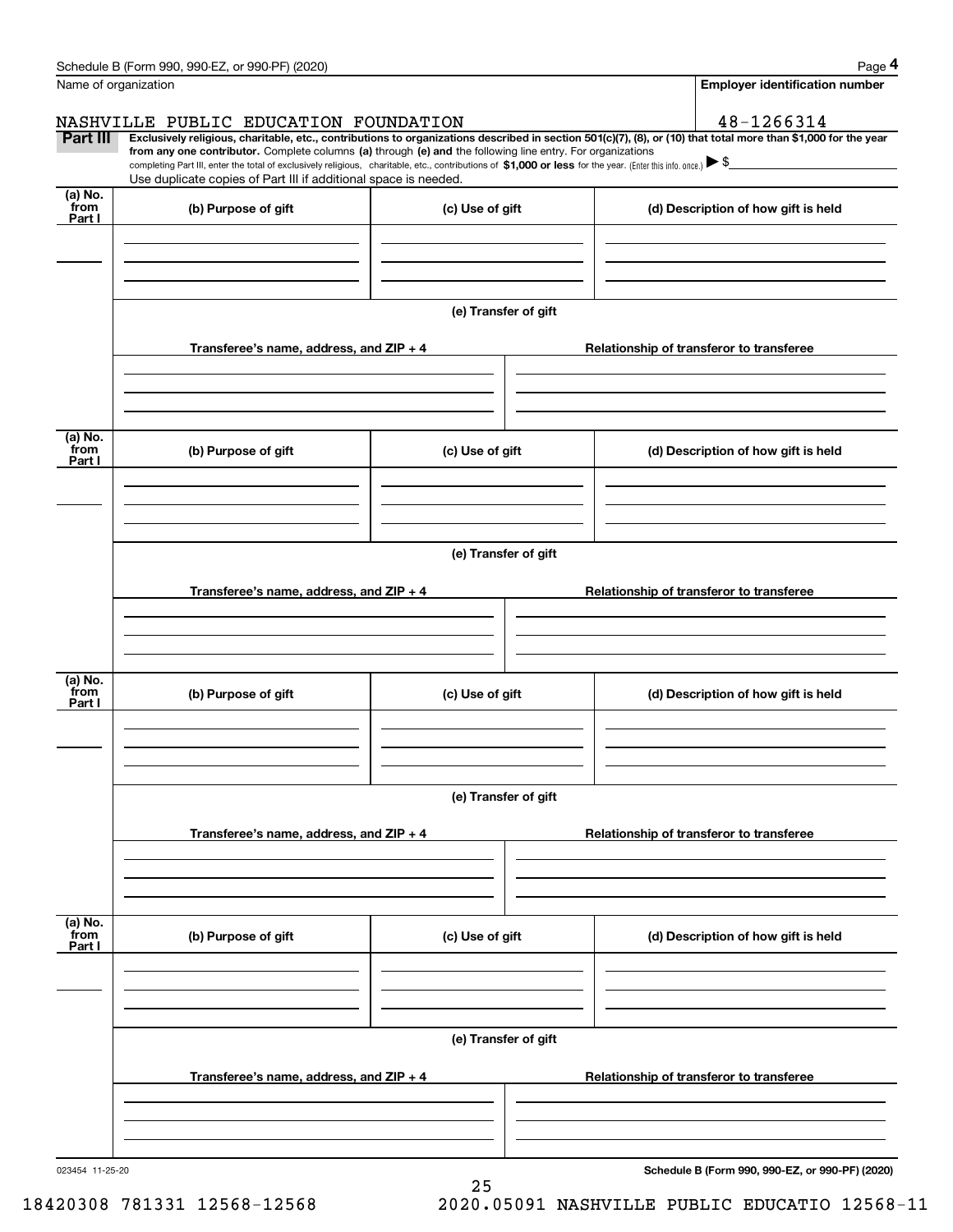Name of organization

**Employer identification number**

NASHVILLE PUBLIC EDUCATION FOUNDATION 48-1266314

**Part III** **Exclusively religious, charitable, etc., contributions to organizations described in section 501(c)(7), (8), or (10) that total more than $1,000 for the year from any one contributor.** Complete columns **(a)** through **(e) and** the following line entry. For organizations completing Part III, enter the total of exclusively religious, charitable, etc., contributions of **$1,000 or less** for the year. (Enter this info. once.) ▶ $

Use duplicate copies of Part III if additional space is needed.

| (a) No. from Part I | (b) Purpose of gift | (c) Use of gift | (d) Description of how gift is held |
|---|---|---|---|
| | | | |

**(e) Transfer of gift**

| Transferee's name, address, and ZIP + 4 | Relationship of transferor to transferee |
|---|---|
| | |

| (a) No. from Part I | (b) Purpose of gift | (c) Use of gift | (d) Description of how gift is held |
|---|---|---|---|
| | | | |

**(e) Transfer of gift**

| Transferee's name, address, and ZIP + 4 | Relationship of transferor to transferee |
|---|---|
| | |

| (a) No. from Part I | (b) Purpose of gift | (c) Use of gift | (d) Description of how gift is held |
|---|---|---|---|
| | | | |

**(e) Transfer of gift**

| Transferee's name, address, and ZIP + 4 | Relationship of transferor to transferee |
|---|---|
| | |

| (a) No. from Part I | (b) Purpose of gift | (c) Use of gift | (d) Description of how gift is held |
|---|---|---|---|
| | | | |

**(e) Transfer of gift**

| Transferee's name, address, and ZIP + 4 | Relationship of transferor to transferee |
|---|---|
| | |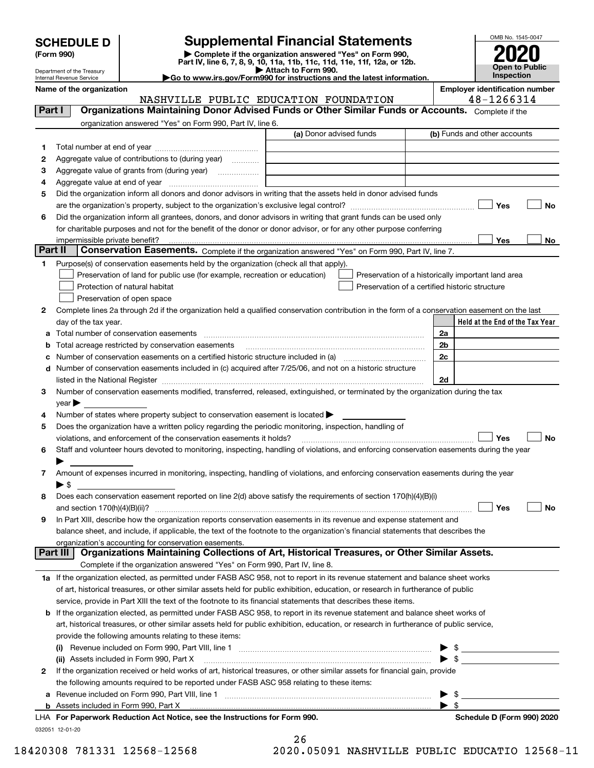# SCHEDULE D (Form 990)

Department of the Treasury
Internal Revenue Service

# Supplemental Financial Statements

▶ Complete if the organization answered "Yes" on Form 990, Part IV, line 6, 7, 8, 9, 10, 11a, 11b, 11c, 11d, 11e, 11f, 12a, or 12b.
▶ Attach to Form 990.
▶Go to www.irs.gov/Form990 for instructions and the latest information.

OMB No. 1545-0047
**2020**
**Open to Public Inspection**

**Name of the organization**
NASHVILLE PUBLIC EDUCATION FOUNDATION

**Employer identification number**
48-1266314

## Part I Organizations Maintaining Donor Advised Funds or Other Similar Funds or Accounts.
Complete if the organization answered "Yes" on Form 990, Part IV, line 6.

| | | (a) Donor advised funds | (b) Funds and other accounts |
|---|---|---|---|
| 1 | Total number at end of year | | |
| 2 | Aggregate value of contributions to (during year) | | |
| 3 | Aggregate value of grants from (during year) | | |
| 4 | Aggregate value at end of year | | |

5 Did the organization inform all donors and donor advisors in writing that the assets held in donor advised funds are the organization's property, subject to the organization's exclusive legal control? ☐ Yes ☐ No

6 Did the organization inform all grantees, donors, and donor advisors in writing that grant funds can be used only for charitable purposes and not for the benefit of the donor or donor advisor, or for any other purpose conferring impermissible private benefit? ☐ Yes ☐ No

## Part II Conservation Easements.
Complete if the organization answered "Yes" on Form 990, Part IV, line 7.

1 Purpose(s) of conservation easements held by the organization (check all that apply).
- ☐ Preservation of land for public use (for example, recreation or education)
- ☐ Protection of natural habitat
- ☐ Preservation of open space
- ☐ Preservation of a historically important land area
- ☐ Preservation of a certified historic structure

2 Complete lines 2a through 2d if the organization held a qualified conservation contribution in the form of a conservation easement on the last day of the tax year.

| | | | Held at the End of the Tax Year |
|---|---|---|---|
| a | Total number of conservation easements | 2a | |
| b | Total acreage restricted by conservation easements | 2b | |
| c | Number of conservation easements on a certified historic structure included in (a) | 2c | |
| d | Number of conservation easements included in (c) acquired after 7/25/06, and not on a historic structure listed in the National Register | 2d | |

3 Number of conservation easements modified, transferred, released, extinguished, or terminated by the organization during the tax year ▶

4 Number of states where property subject to conservation easement is located ▶

5 Does the organization have a written policy regarding the periodic monitoring, inspection, handling of violations, and enforcement of the conservation easements it holds? ☐ Yes ☐ No

6 Staff and volunteer hours devoted to monitoring, inspecting, handling of violations, and enforcing conservation easements during the year ▶

7 Amount of expenses incurred in monitoring, inspecting, handling of violations, and enforcing conservation easements during the year ▶ $

8 Does each conservation easement reported on line 2(d) above satisfy the requirements of section 170(h)(4)(B)(i) and section 170(h)(4)(B)(ii)? ☐ Yes ☐ No

9 In Part XIII, describe how the organization reports conservation easements in its revenue and expense statement and balance sheet, and include, if applicable, the text of the footnote to the organization's financial statements that describes the organization's accounting for conservation easements.

## Part III Organizations Maintaining Collections of Art, Historical Treasures, or Other Similar Assets.
Complete if the organization answered "Yes" on Form 990, Part IV, line 8.

1a If the organization elected, as permitted under FASB ASC 958, not to report in its revenue statement and balance sheet works of art, historical treasures, or other similar assets held for public exhibition, education, or research in furtherance of public service, provide in Part XIII the text of the footnote to its financial statements that describes these items.

b If the organization elected, as permitted under FASB ASC 958, to report in its revenue statement and balance sheet works of art, historical treasures, or other similar assets held for public exhibition, education, or research in furtherance of public service, provide the following amounts relating to these items:

(i) Revenue included on Form 990, Part VIII, line 1 ▶ $

(ii) Assets included in Form 990, Part X ▶ $

2 If the organization received or held works of art, historical treasures, or other similar assets for financial gain, provide the following amounts required to be reported under FASB ASC 958 relating to these items:

a Revenue included on Form 990, Part VIII, line 1 ▶ $

b Assets included in Form 990, Part X ▶ $

**LHA For Paperwork Reduction Act Notice, see the Instructions for Form 990.** **Schedule D (Form 990) 2020**

032051 12-01-20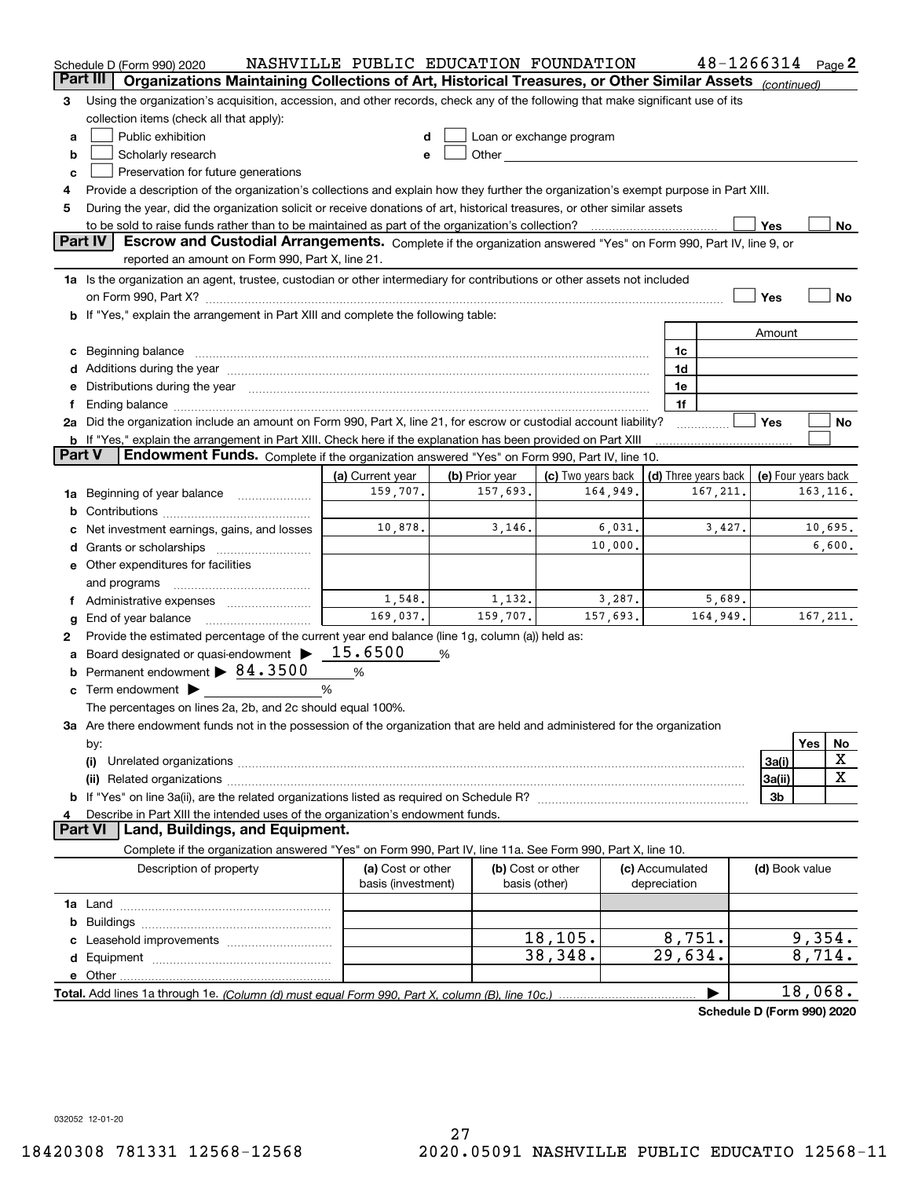Schedule D (Form 990) 2020 NASHVILLE PUBLIC EDUCATION FOUNDATION 48-1266314 Page 2

## Part III Organizations Maintaining Collections of Art, Historical Treasures, or Other Similar Assets *(continued)*

**3** Using the organization's acquisition, accession, and other records, check any of the following that make significant use of its collection items (check all that apply):

- **a** ☐ Public exhibition
- **b** ☐ Scholarly research
- **c** ☐ Preservation for future generations
- **d** ☐ Loan or exchange program
- **e** ☐ Other

**4** Provide a description of the organization's collections and explain how they further the organization's exempt purpose in Part XIII.

**5** During the year, did the organization solicit or receive donations of art, historical treasures, or other similar assets to be sold to raise funds rather than to be maintained as part of the organization's collection? ☐ Yes ☐ No

## Part IV Escrow and Custodial Arrangements.

Complete if the organization answered "Yes" on Form 990, Part IV, line 9, or reported an amount on Form 990, Part X, line 21.

**1a** Is the organization an agent, trustee, custodian or other intermediary for contributions or other assets not included on Form 990, Part X? ☐ Yes ☐ No

**b** If "Yes," explain the arrangement in Part XIII and complete the following table:

| | | Amount |
|---|---|---|
| **c** Beginning balance | 1c | |
| **d** Additions during the year | 1d | |
| **e** Distributions during the year | 1e | |
| **f** Ending balance | 1f | |

**2a** Did the organization include an amount on Form 990, Part X, line 21, for escrow or custodial account liability? ☐ Yes ☐ No

**b** If "Yes," explain the arrangement in Part XIII. Check here if the explanation has been provided on Part XIII ☐

## Part V Endowment Funds.

Complete if the organization answered "Yes" on Form 990, Part IV, line 10.

| | (a) Current year | (b) Prior year | (c) Two years back | (d) Three years back | (e) Four years back |
|---|---|---|---|---|---|
| **1a** Beginning of year balance | 159,707. | 157,693. | 164,949. | 167,211. | 163,116. |
| **b** Contributions | | | | | |
| **c** Net investment earnings, gains, and losses | 10,878. | 3,146. | 6,031. | 3,427. | 10,695. |
| **d** Grants or scholarships | | | 10,000. | | 6,600. |
| **e** Other expenditures for facilities and programs | | | | | |
| **f** Administrative expenses | 1,548. | 1,132. | 3,287. | 5,689. | |
| **g** End of year balance | 169,037. | 159,707. | 157,693. | 164,949. | 167,211. |

**2** Provide the estimated percentage of the current year end balance (line 1g, column (a)) held as:

- **a** Board designated or quasi-endowment ▶ 15.6500 %
- **b** Permanent endowment ▶ 84.3500 %
- **c** Term endowment ▶ %

The percentages on lines 2a, 2b, and 2c should equal 100%.

**3a** Are there endowment funds not in the possession of the organization that are held and administered for the organization by:

| | | Yes | No |
|---|---|---|---|
| **(i)** Unrelated organizations | 3a(i) | | X |
| **(ii)** Related organizations | 3a(ii) | | X |
| **b** If "Yes" on line 3a(ii), are the related organizations listed as required on Schedule R? | 3b | | |

**4** Describe in Part XIII the intended uses of the organization's endowment funds.

## Part VI Land, Buildings, and Equipment.

Complete if the organization answered "Yes" on Form 990, Part IV, line 11a. See Form 990, Part X, line 10.

| Description of property | (a) Cost or other basis (investment) | (b) Cost or other basis (other) | (c) Accumulated depreciation | (d) Book value |
|---|---|---|---|---|
| **1a** Land | | | | |
| **b** Buildings | | | | |
| **c** Leasehold improvements | | 18,105. | 8,751. | 9,354. |
| **d** Equipment | | 38,348. | 29,634. | 8,714. |
| **e** Other | | | | |

**Total.** Add lines 1a through 1e. *(Column (d) must equal Form 990, Part X, column (B), line 10c.)* ▶ 18,068.

**Schedule D (Form 990) 2020**

032052 12-01-20

18420308 781331 12568-12568 2020.05091 NASHVILLE PUBLIC EDUCATIO 12568-11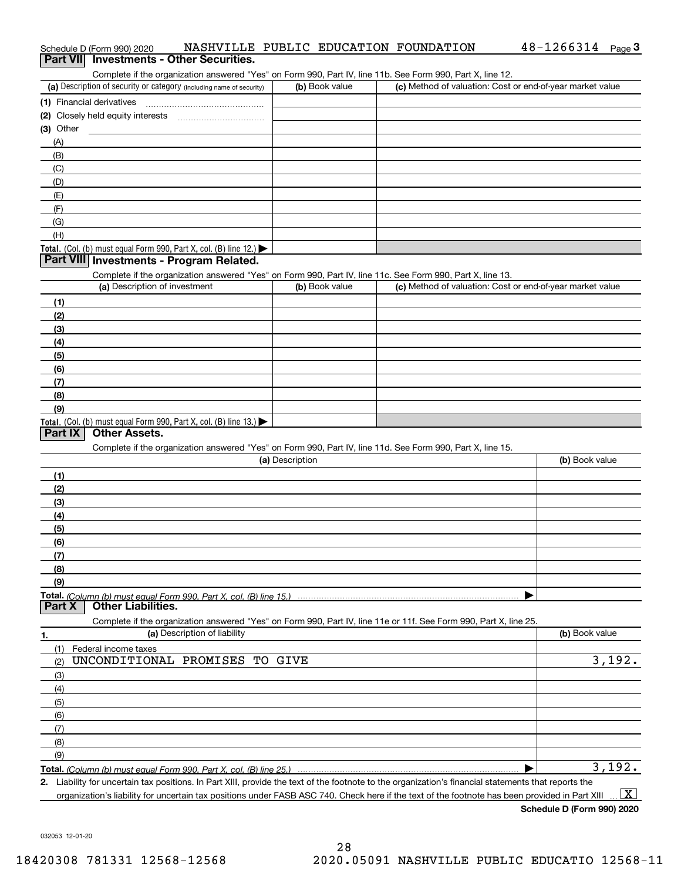Schedule D (Form 990) 2020 NASHVILLE PUBLIC EDUCATION FOUNDATION 48-1266314 Page 3

## Part VII Investments - Other Securities.

Complete if the organization answered "Yes" on Form 990, Part IV, line 11b. See Form 990, Part X, line 12.

| (a) Description of security or category (including name of security) | (b) Book value | (c) Method of valuation: Cost or end-of-year market value |
|---|---|---|
| (1) Financial derivatives | | |
| (2) Closely held equity interests | | |
| (3) Other | | |
| (A) | | |
| (B) | | |
| (C) | | |
| (D) | | |
| (E) | | |
| (F) | | |
| (G) | | |
| (H) | | |
| **Total.** (Col. (b) must equal Form 990, Part X, col. (B) line 12.) ▶ | | |

## Part VIII Investments - Program Related.

Complete if the organization answered "Yes" on Form 990, Part IV, line 11c. See Form 990, Part X, line 13.

| (a) Description of investment | (b) Book value | (c) Method of valuation: Cost or end-of-year market value |
|---|---|---|
| (1) | | |
| (2) | | |
| (3) | | |
| (4) | | |
| (5) | | |
| (6) | | |
| (7) | | |
| (8) | | |
| (9) | | |
| **Total.** (Col. (b) must equal Form 990, Part X, col. (B) line 13.) ▶ | | |

## Part IX Other Assets.

Complete if the organization answered "Yes" on Form 990, Part IV, line 11d. See Form 990, Part X, line 15.

| (a) Description | (b) Book value |
|---|---|
| (1) | |
| (2) | |
| (3) | |
| (4) | |
| (5) | |
| (6) | |
| (7) | |
| (8) | |
| (9) | |
| **Total.** *(Column (b) must equal Form 990, Part X, col. (B) line 15.)* ▶ | |

## Part X Other Liabilities.

Complete if the organization answered "Yes" on Form 990, Part IV, line 11e or 11f. See Form 990, Part X, line 25.

| 1. (a) Description of liability | (b) Book value |
|---|---|
| (1) Federal income taxes | |
| (2) UNCONDITIONAL PROMISES TO GIVE | 3,192. |
| (3) | |
| (4) | |
| (5) | |
| (6) | |
| (7) | |
| (8) | |
| (9) | |
| **Total.** *(Column (b) must equal Form 990, Part X, col. (B) line 25.)* ▶ | 3,192. |

**2.** Liability for uncertain tax positions. In Part XIII, provide the text of the footnote to the organization's financial statements that reports the organization's liability for uncertain tax positions under FASB ASC 740. Check here if the text of the footnote has been provided in Part XIII ... [X]

**Schedule D (Form 990) 2020**

032053 12-01-20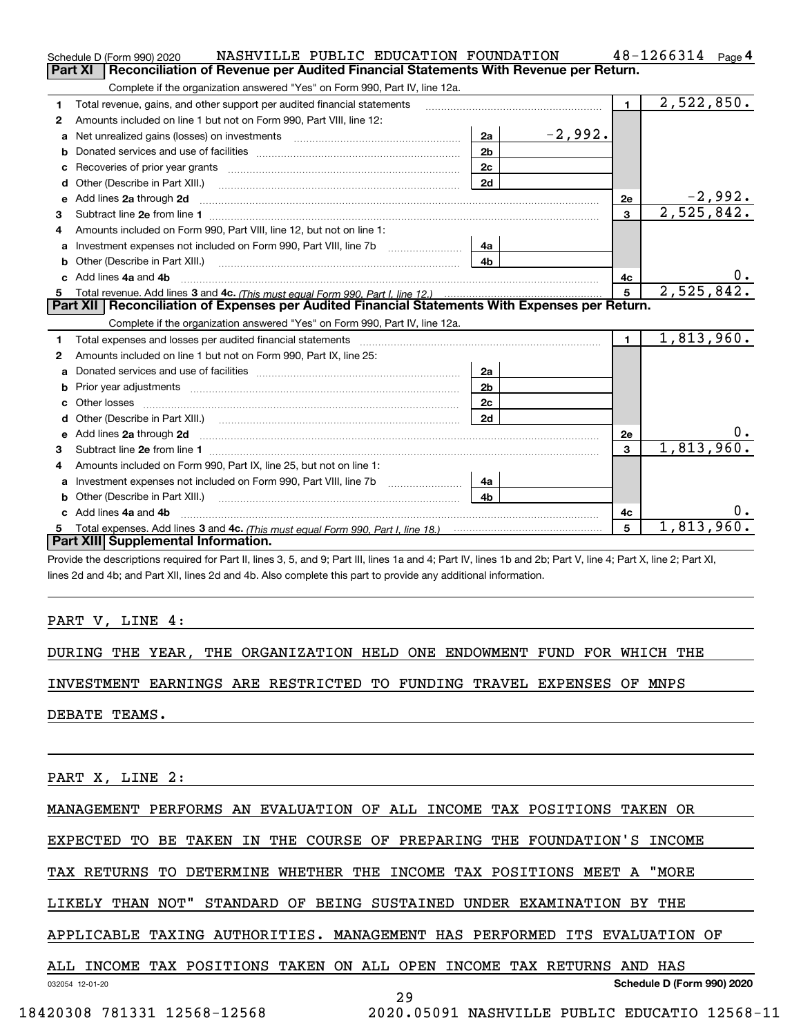Schedule D (Form 990) 2020 NASHVILLE PUBLIC EDUCATION FOUNDATION 48-1266314 Page 4

## Part XI Reconciliation of Revenue per Audited Financial Statements With Revenue per Return.

Complete if the organization answered "Yes" on Form 990, Part IV, line 12a.

| | | | | | |
|---|---|---|---|---|---|
| 1 | Total revenue, gains, and other support per audited financial statements | | | 1 | 2,522,850. |
| 2 | Amounts included on line 1 but not on Form 990, Part VIII, line 12: | | | | |
| a | Net unrealized gains (losses) on investments | 2a | -2,992. | | |
| b | Donated services and use of facilities | 2b | | | |
| c | Recoveries of prior year grants | 2c | | | |
| d | Other (Describe in Part XIII.) | 2d | | | |
| e | Add lines 2a through 2d | | | 2e | -2,992. |
| 3 | Subtract line 2e from line 1 | | | 3 | 2,525,842. |
| 4 | Amounts included on Form 990, Part VIII, line 12, but not on line 1: | | | | |
| a | Investment expenses not included on Form 990, Part VIII, line 7b | 4a | | | |
| b | Other (Describe in Part XIII.) | 4b | | | |
| c | Add lines 4a and 4b | | | 4c | 0. |
| 5 | Total revenue. Add lines 3 and 4c. *(This must equal Form 990, Part I, line 12.)* | | | 5 | 2,525,842. |

## Part XII Reconciliation of Expenses per Audited Financial Statements With Expenses per Return.

Complete if the organization answered "Yes" on Form 990, Part IV, line 12a.

| | | | | | |
|---|---|---|---|---|---|
| 1 | Total expenses and losses per audited financial statements | | | 1 | 1,813,960. |
| 2 | Amounts included on line 1 but not on Form 990, Part IX, line 25: | | | | |
| a | Donated services and use of facilities | 2a | | | |
| b | Prior year adjustments | 2b | | | |
| c | Other losses | 2c | | | |
| d | Other (Describe in Part XIII.) | 2d | | | |
| e | Add lines 2a through 2d | | | 2e | 0. |
| 3 | Subtract line 2e from line 1 | | | 3 | 1,813,960. |
| 4 | Amounts included on Form 990, Part IX, line 25, but not on line 1: | | | | |
| a | Investment expenses not included on Form 990, Part VIII, line 7b | 4a | | | |
| b | Other (Describe in Part XIII.) | 4b | | | |
| c | Add lines 4a and 4b | | | 4c | 0. |
| 5 | Total expenses. Add lines 3 and 4c. *(This must equal Form 990, Part I, line 18.)* | | | 5 | 1,813,960. |

## Part XIII Supplemental Information.

Provide the descriptions required for Part II, lines 3, 5, and 9; Part III, lines 1a and 4; Part IV, lines 1b and 2b; Part V, line 4; Part X, line 2; Part XI, lines 2d and 4b; and Part XII, lines 2d and 4b. Also complete this part to provide any additional information.

PART V, LINE 4:

DURING THE YEAR, THE ORGANIZATION HELD ONE ENDOWMENT FUND FOR WHICH THE INVESTMENT EARNINGS ARE RESTRICTED TO FUNDING TRAVEL EXPENSES OF MNPS DEBATE TEAMS.

PART X, LINE 2:

MANAGEMENT PERFORMS AN EVALUATION OF ALL INCOME TAX POSITIONS TAKEN OR EXPECTED TO BE TAKEN IN THE COURSE OF PREPARING THE FOUNDATION'S INCOME TAX RETURNS TO DETERMINE WHETHER THE INCOME TAX POSITIONS MEET A "MORE LIKELY THAN NOT" STANDARD OF BEING SUSTAINED UNDER EXAMINATION BY THE APPLICABLE TAXING AUTHORITIES. MANAGEMENT HAS PERFORMED ITS EVALUATION OF ALL INCOME TAX POSITIONS TAKEN ON ALL OPEN INCOME TAX RETURNS AND HAS

032054 12-01-20 Schedule D (Form 990) 2020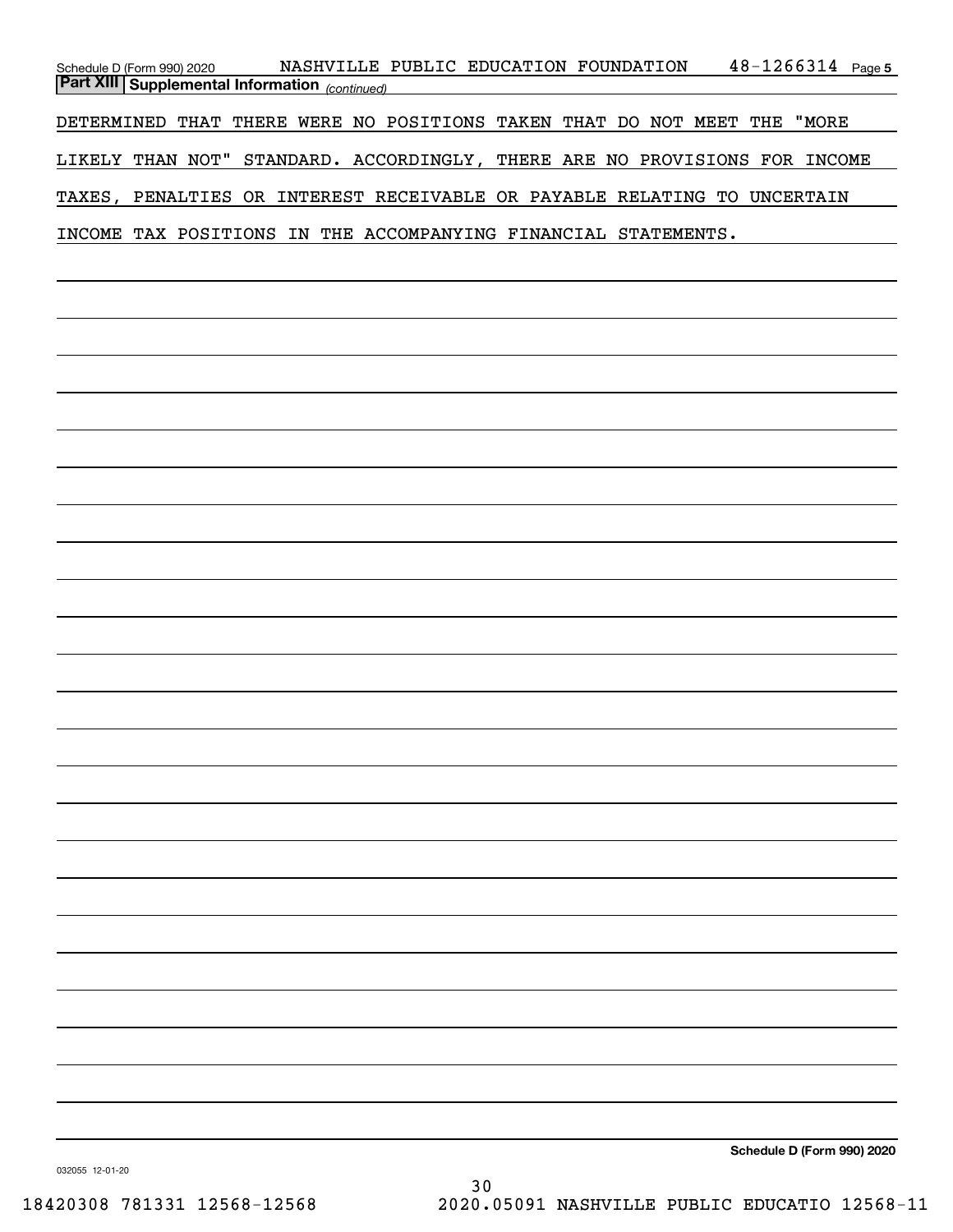## Part XIII Supplemental Information *(continued)*

DETERMINED THAT THERE WERE NO POSITIONS TAKEN THAT DO NOT MEET THE "MORE LIKELY THAN NOT" STANDARD. ACCORDINGLY, THERE ARE NO PROVISIONS FOR INCOME TAXES, PENALTIES OR INTEREST RECEIVABLE OR PAYABLE RELATING TO UNCERTAIN INCOME TAX POSITIONS IN THE ACCOMPANYING FINANCIAL STATEMENTS.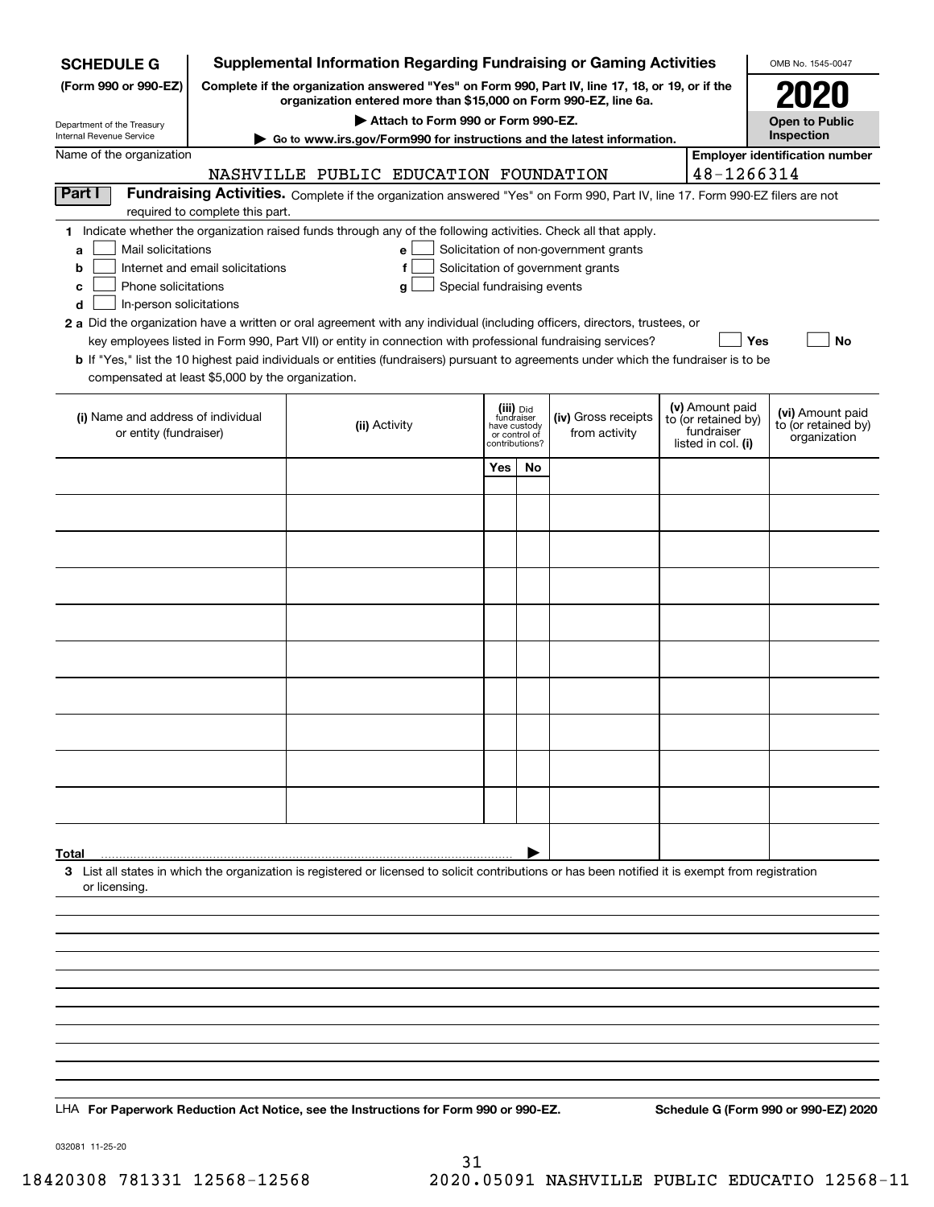**SCHEDULE G**
**(Form 990 or 990-EZ)**

Department of the Treasury
Internal Revenue Service

# Supplemental Information Regarding Fundraising or Gaming Activities

**Complete if the organization answered "Yes" on Form 990, Part IV, line 17, 18, or 19, or if the organization entered more than $15,000 on Form 990-EZ, line 6a.**

**▶ Attach to Form 990 or Form 990-EZ.**

**▶ Go to www.irs.gov/Form990 for instructions and the latest information.**

OMB No. 1545-0047

**2020**

**Open to Public Inspection**

Name of the organization: NASHVILLE PUBLIC EDUCATION FOUNDATION

**Employer identification number:** 48-1266314

## Part I Fundraising Activities.

Complete if the organization answered "Yes" on Form 990, Part IV, line 17. Form 990-EZ filers are not required to complete this part.

**1** Indicate whether the organization raised funds through any of the following activities. Check all that apply.

- **a** ☐ Mail solicitations
- **b** ☐ Internet and email solicitations
- **c** ☐ Phone solicitations
- **d** ☐ In-person solicitations
- **e** ☐ Solicitation of non-government grants
- **f** ☐ Solicitation of government grants
- **g** ☐ Special fundraising events

**2 a** Did the organization have a written or oral agreement with any individual (including officers, directors, trustees, or key employees listed in Form 990, Part VII) or entity in connection with professional fundraising services? ☐ **Yes** ☐ **No**

**b** If "Yes," list the 10 highest paid individuals or entities (fundraisers) pursuant to agreements under which the fundraiser is to be compensated at least $5,000 by the organization.

| (i) Name and address of individual or entity (fundraiser) | (ii) Activity | (iii) Did fundraiser have custody or control of contributions? Yes | No | (iv) Gross receipts from activity | (v) Amount paid to (or retained by) fundraiser listed in col. (i) | (vi) Amount paid to (or retained by) organization |
|---|---|---|---|---|---|---|
| | | | | | | |
| | | | | | | |
| | | | | | | |
| | | | | | | |
| | | | | | | |
| | | | | | | |
| | | | | | | |
| | | | | | | |
| | | | | | | |
| | | | | | | |
| **Total** ▶ | | | | | | |

**3** List all states in which the organization is registered or licensed to solicit contributions or has been notified it is exempt from registration or licensing.

LHA **For Paperwork Reduction Act Notice, see the Instructions for Form 990 or 990-EZ.** **Schedule G (Form 990 or 990-EZ) 2020**

032081 11-25-20

18420308 781331 12568-12568 2020.05091 NASHVILLE PUBLIC EDUCATIO 12568-11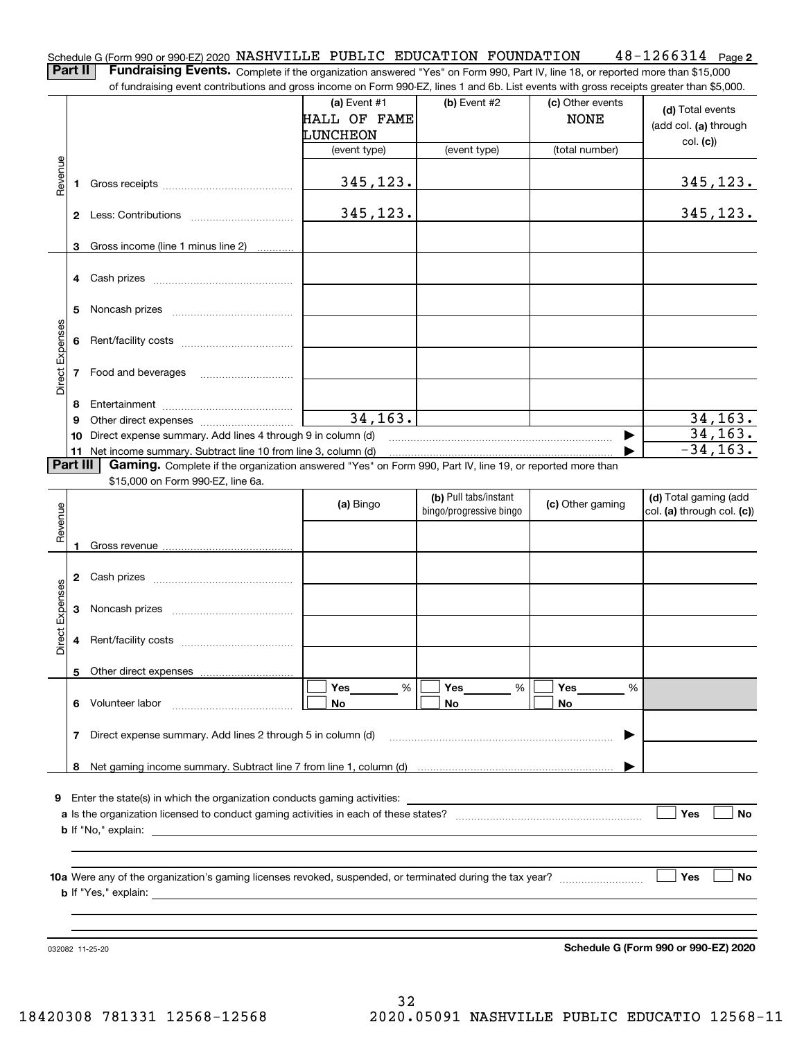Schedule G (Form 990 or 990-EZ) 2020 NASHVILLE PUBLIC EDUCATION FOUNDATION 48-1266314 Page 2

**Part II** **Fundraising Events.** Complete if the organization answered "Yes" on Form 990, Part IV, line 18, or reported more than $15,000 of fundraising event contributions and gross income on Form 990-EZ, lines 1 and 6b. List events with gross receipts greater than $5,000.

| | | (a) Event #1 HALL OF FAME LUNCHEON (event type) | (b) Event #2 (event type) | (c) Other events NONE (total number) | (d) Total events (add col. (a) through col. (c)) |
|---|---|---|---|---|---|
| Revenue | 1 Gross receipts | 345,123. | | | 345,123. |
| | 2 Less: Contributions | 345,123. | | | 345,123. |
| | 3 Gross income (line 1 minus line 2) | | | | |
| Direct Expenses | 4 Cash prizes | | | | |
| | 5 Noncash prizes | | | | |
| | 6 Rent/facility costs | | | | |
| | 7 Food and beverages | | | | |
| | 8 Entertainment | | | | |
| | 9 Other direct expenses | 34,163. | | | 34,163. |
| | 10 Direct expense summary. Add lines 4 through 9 in column (d) | | | ▶ | 34,163. |
| | 11 Net income summary. Subtract line 10 from line 3, column (d) | | | ▶ | -34,163. |

**Part III** **Gaming.** Complete if the organization answered "Yes" on Form 990, Part IV, line 19, or reported more than $15,000 on Form 990-EZ, line 6a.

| | | (a) Bingo | (b) Pull tabs/instant bingo/progressive bingo | (c) Other gaming | (d) Total gaming (add col. (a) through col. (c)) |
|---|---|---|---|---|---|
| Revenue | 1 Gross revenue | | | | |
| Direct Expenses | 2 Cash prizes | | | | |
| | 3 Noncash prizes | | | | |
| | 4 Rent/facility costs | | | | |
| | 5 Other direct expenses | | | | |
| | 6 Volunteer labor | ☐ Yes ___ % ☐ No | ☐ Yes ___ % ☐ No | ☐ Yes ___ % ☐ No | |
| | 7 Direct expense summary. Add lines 2 through 5 in column (d) | | | ▶ | |
| | 8 Net gaming income summary. Subtract line 7 from line 1, column (d) | | | ▶ | |

9 Enter the state(s) in which the organization conducts gaming activities: ____________

a Is the organization licensed to conduct gaming activities in each of these states? ☐ Yes ☐ No

b If "No," explain: ____________

10a Were any of the organization's gaming licenses revoked, suspended, or terminated during the tax year? ☐ Yes ☐ No

b If "Yes," explain: ____________

032082 11-25-20

**Schedule G (Form 990 or 990-EZ) 2020**

18420308 781331 12568-12568 2020.05091 NASHVILLE PUBLIC EDUCATIO 12568-11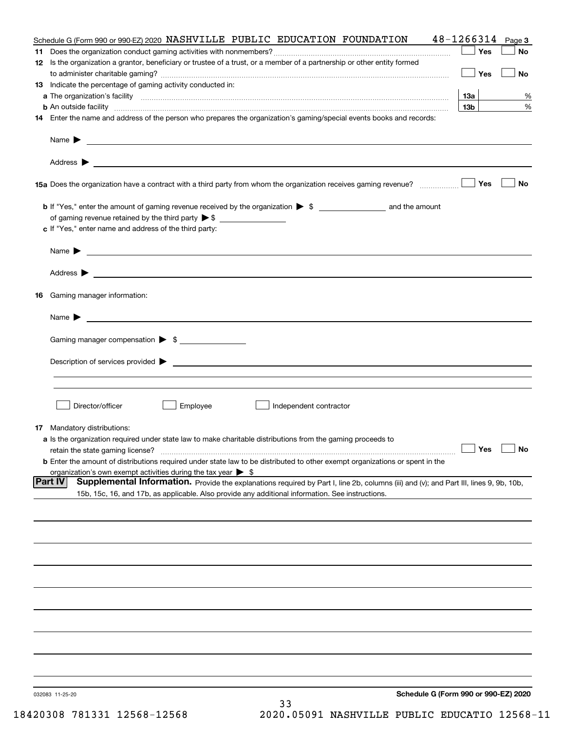Schedule G (Form 990 or 990-EZ) 2020 NASHVILLE PUBLIC EDUCATION FOUNDATION 48-1266314 Page 3

**11** Does the organization conduct gaming activities with nonmembers? ☐ Yes ☐ No

**12** Is the organization a grantor, beneficiary or trustee of a trust, or a member of a partnership or other entity formed to administer charitable gaming? ☐ Yes ☐ No

**13** Indicate the percentage of gaming activity conducted in:

**a** The organization's facility **13a** %

**b** An outside facility **13b** %

**14** Enter the name and address of the person who prepares the organization's gaming/special events books and records:

Name ▶

Address ▶

**15a** Does the organization have a contract with a third party from whom the organization receives gaming revenue? ☐ Yes ☐ No

**b** If "Yes," enter the amount of gaming revenue received by the organization ▶ $ ________ and the amount of gaming revenue retained by the third party ▶ $ ________

**c** If "Yes," enter name and address of the third party:

Name ▶

Address ▶

**16** Gaming manager information:

Name ▶

Gaming manager compensation ▶ $

Description of services provided ▶

☐ Director/officer ☐ Employee ☐ Independent contractor

**17** Mandatory distributions:

**a** Is the organization required under state law to make charitable distributions from the gaming proceeds to retain the state gaming license? ☐ Yes ☐ No

**b** Enter the amount of distributions required under state law to be distributed to other exempt organizations or spent in the organization's own exempt activities during the tax year ▶ $

**Part IV** **Supplemental Information.** Provide the explanations required by Part I, line 2b, columns (iii) and (v); and Part III, lines 9, 9b, 10b, 15b, 15c, 16, and 17b, as applicable. Also provide any additional information. See instructions.

032083 11-25-20 **Schedule G (Form 990 or 990-EZ) 2020**

18420308 781331 12568-12568 2020.05091 NASHVILLE PUBLIC EDUCATIO 12568-11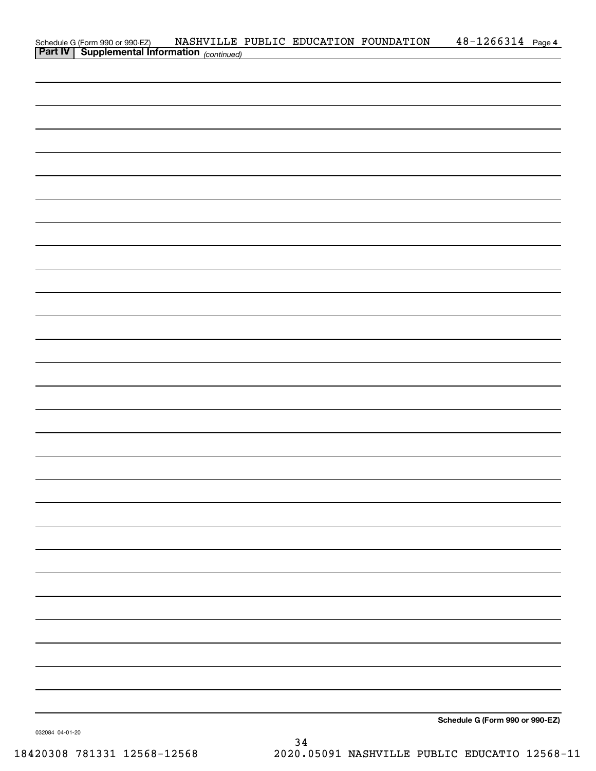Schedule G (Form 990 or 990-EZ) NASHVILLE PUBLIC EDUCATION FOUNDATION 48-1266314 Page 4

**Part IV | Supplemental Information** *(continued)*

**Schedule G (Form 990 or 990-EZ)**

032084 04-01-20

18420308 781331 12568-12568 2020.05091 NASHVILLE PUBLIC EDUCATIO 12568-11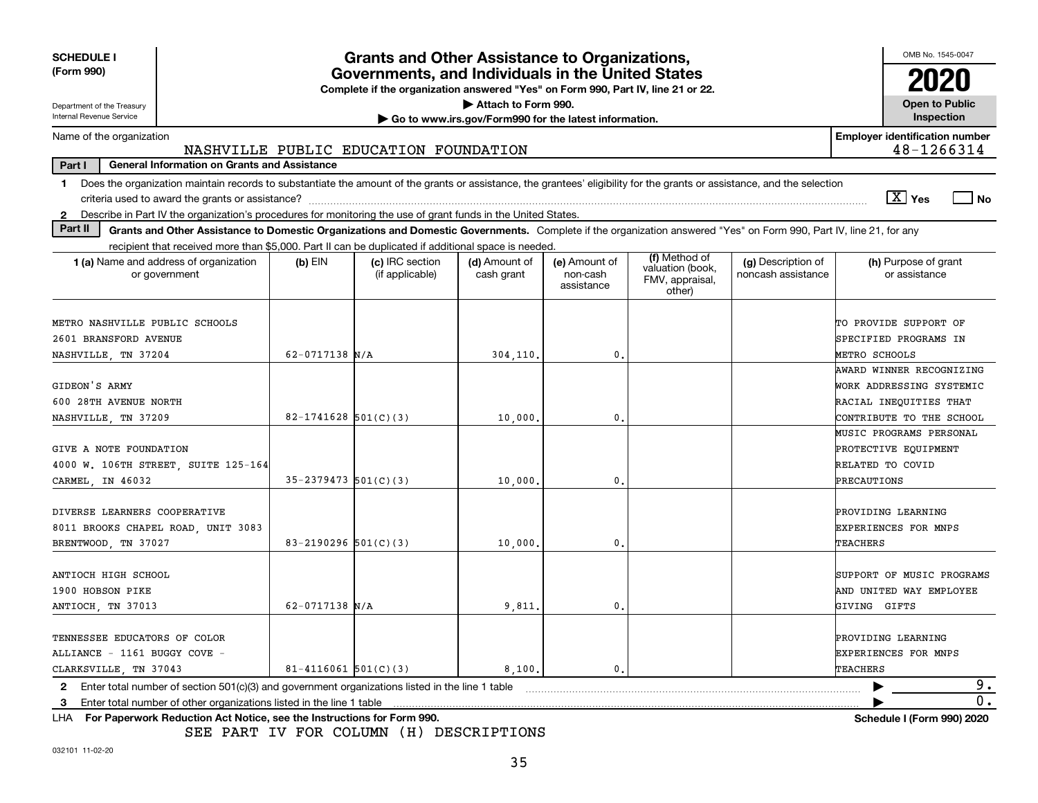**SCHEDULE I**
**(Form 990)**

Department of the Treasury
Internal Revenue Service

# Grants and Other Assistance to Organizations, Governments, and Individuals in the United States

**Complete if the organization answered "Yes" on Form 990, Part IV, line 21 or 22.**
▶ Attach to Form 990.
▶ Go to www.irs.gov/Form990 for the latest information.

OMB No. 1545-0047
**2020**
**Open to Public Inspection**

Name of the organization: NASHVILLE PUBLIC EDUCATION FOUNDATION
**Employer identification number:** 48-1266314

**Part I — General Information on Grants and Assistance**

1 Does the organization maintain records to substantiate the amount of the grants or assistance, the grantees' eligibility for the grants or assistance, and the selection criteria used to award the grants or assistance? [X] Yes [ ] No

2 Describe in Part IV the organization's procedures for monitoring the use of grant funds in the United States.

**Part II — Grants and Other Assistance to Domestic Organizations and Domestic Governments.** Complete if the organization answered "Yes" on Form 990, Part IV, line 21, for any recipient that received more than $5,000. Part II can be duplicated if additional space is needed.

| 1 (a) Name and address of organization or government | (b) EIN | (c) IRC section (if applicable) | (d) Amount of cash grant | (e) Amount of non-cash assistance | (f) Method of valuation (book, FMV, appraisal, other) | (g) Description of noncash assistance | (h) Purpose of grant or assistance |
|---|---|---|---|---|---|---|---|
| METRO NASHVILLE PUBLIC SCHOOLS 2601 BRANSFORD AVENUE NASHVILLE, TN 37204 | 62-0717138 | N/A | 304,110. | 0. | | | TO PROVIDE SUPPORT OF SPECIFIED PROGRAMS IN METRO SCHOOLS |
| GIDEON'S ARMY 600 28TH AVENUE NORTH NASHVILLE, TN 37209 | 82-1741628 | 501(C)(3) | 10,000. | 0. | | | AWARD WINNER RECOGNIZING WORK ADDRESSING SYSTEMIC RACIAL INEQUITIES THAT CONTRIBUTE TO THE SCHOOL |
| GIVE A NOTE FOUNDATION 4000 W. 106TH STREET, SUITE 125-164 CARMEL, IN 46032 | 35-2379473 | 501(C)(3) | 10,000. | 0. | | | MUSIC PROGRAMS PERSONAL PROTECTIVE EQUIPMENT RELATED TO COVID PRECAUTIONS |
| DIVERSE LEARNERS COOPERATIVE 8011 BROOKS CHAPEL ROAD, UNIT 3083 BRENTWOOD, TN 37027 | 83-2190296 | 501(C)(3) | 10,000. | 0. | | | PROVIDING LEARNING EXPERIENCES FOR MNPS TEACHERS |
| ANTIOCH HIGH SCHOOL 1900 HOBSON PIKE ANTIOCH, TN 37013 | 62-0717138 | N/A | 9,811. | 0. | | | SUPPORT OF MUSIC PROGRAMS AND UNITED WAY EMPLOYEE GIVING GIFTS |
| TENNESSEE EDUCATORS OF COLOR ALLIANCE - 1161 BUGGY COVE - CLARKSVILLE, TN 37043 | 81-4116061 | 501(C)(3) | 8,100. | 0. | | | PROVIDING LEARNING EXPERIENCES FOR MNPS TEACHERS |

2 Enter total number of section 501(c)(3) and government organizations listed in the line 1 table ▶ 9.

3 Enter total number of other organizations listed in the line 1 table ▶ 0.

LHA For Paperwork Reduction Act Notice, see the Instructions for Form 990. **Schedule I (Form 990) 2020**

SEE PART IV FOR COLUMN (H) DESCRIPTIONS

032101 11-02-20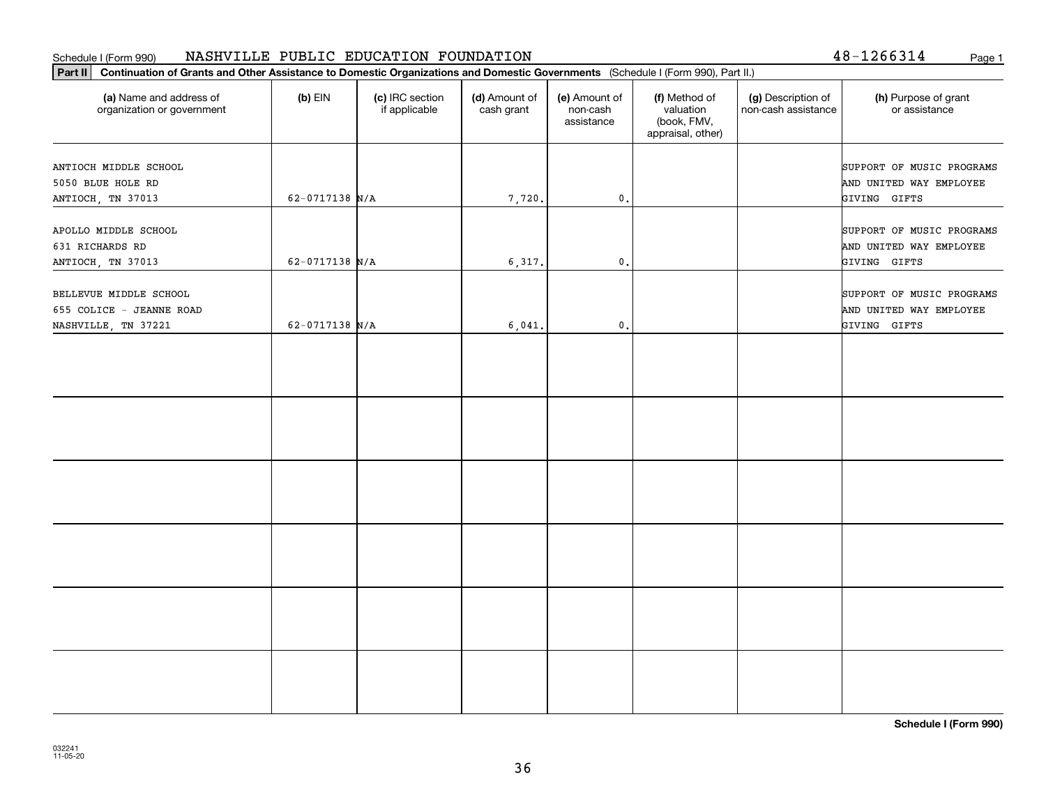Schedule I (Form 990) NASHVILLE PUBLIC EDUCATION FOUNDATION 48-1266314

**Part II** **Continuation of Grants and Other Assistance to Domestic Organizations and Domestic Governments** (Schedule I (Form 990), Part II.)

| (a) Name and address of organization or government | (b) EIN | (c) IRC section if applicable | (d) Amount of cash grant | (e) Amount of non-cash assistance | (f) Method of valuation (book, FMV, appraisal, other) | (g) Description of non-cash assistance | (h) Purpose of grant or assistance |
|---|---|---|---|---|---|---|---|
| ANTIOCH MIDDLE SCHOOL<br>5050 BLUE HOLE RD<br>ANTIOCH, TN 37013 | 62-0717138 | N/A | 7,720. | 0. | | | SUPPORT OF MUSIC PROGRAMS AND UNITED WAY EMPLOYEE GIVING GIFTS |
| APOLLO MIDDLE SCHOOL<br>631 RICHARDS RD<br>ANTIOCH, TN 37013 | 62-0717138 | N/A | 6,317. | 0. | | | SUPPORT OF MUSIC PROGRAMS AND UNITED WAY EMPLOYEE GIVING GIFTS |
| BELLEVUE MIDDLE SCHOOL<br>655 COLICE - JEANNE ROAD<br>NASHVILLE, TN 37221 | 62-0717138 | N/A | 6,041. | 0. | | | SUPPORT OF MUSIC PROGRAMS AND UNITED WAY EMPLOYEE GIVING GIFTS |
| | | | | | | | |
| | | | | | | | |
| | | | | | | | |
| | | | | | | | |
| | | | | | | | |
| | | | | | | | |

**Schedule I (Form 990)**

032241
11-05-20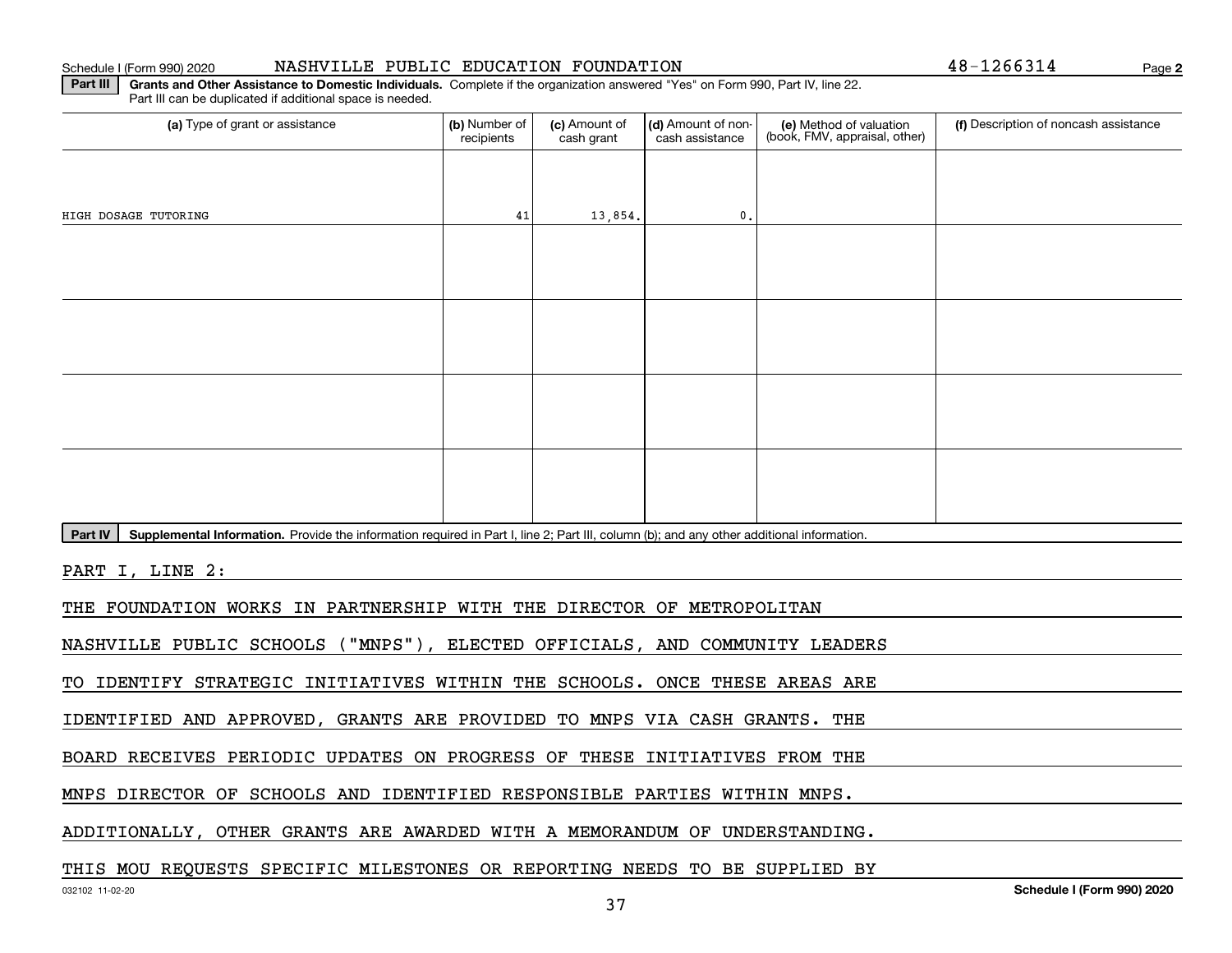Schedule I (Form 990) 2020 NASHVILLE PUBLIC EDUCATION FOUNDATION 48-1266314

**Part III** **Grants and Other Assistance to Domestic Individuals.** Complete if the organization answered "Yes" on Form 990, Part IV, line 22. Part III can be duplicated if additional space is needed.

| (a) Type of grant or assistance | (b) Number of recipients | (c) Amount of cash grant | (d) Amount of non-cash assistance | (e) Method of valuation (book, FMV, appraisal, other) | (f) Description of noncash assistance |
|---|---|---|---|---|---|
| HIGH DOSAGE TUTORING | 41 | 13,854. | 0. | | |
| | | | | | |
| | | | | | |
| | | | | | |
| | | | | | |

**Part IV** **Supplemental Information.** Provide the information required in Part I, line 2; Part III, column (b); and any other additional information.

PART I, LINE 2:

THE FOUNDATION WORKS IN PARTNERSHIP WITH THE DIRECTOR OF METROPOLITAN NASHVILLE PUBLIC SCHOOLS ("MNPS"), ELECTED OFFICIALS, AND COMMUNITY LEADERS TO IDENTIFY STRATEGIC INITIATIVES WITHIN THE SCHOOLS. ONCE THESE AREAS ARE IDENTIFIED AND APPROVED, GRANTS ARE PROVIDED TO MNPS VIA CASH GRANTS. THE BOARD RECEIVES PERIODIC UPDATES ON PROGRESS OF THESE INITIATIVES FROM THE MNPS DIRECTOR OF SCHOOLS AND IDENTIFIED RESPONSIBLE PARTIES WITHIN MNPS. ADDITIONALLY, OTHER GRANTS ARE AWARDED WITH A MEMORANDUM OF UNDERSTANDING. THIS MOU REQUESTS SPECIFIC MILESTONES OR REPORTING NEEDS TO BE SUPPLIED BY

032102 11-02-20 **Schedule I (Form 990) 2020**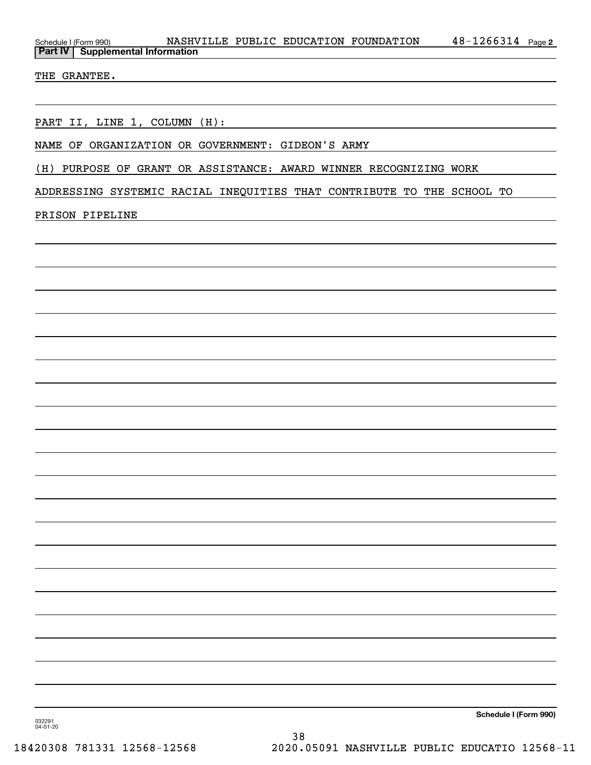**Part IV | Supplemental Information**

THE GRANTEE.

PART II, LINE 1, COLUMN (H):

NAME OF ORGANIZATION OR GOVERNMENT: GIDEON'S ARMY

(H) PURPOSE OF GRANT OR ASSISTANCE: AWARD WINNER RECOGNIZING WORK ADDRESSING SYSTEMIC RACIAL INEQUITIES THAT CONTRIBUTE TO THE SCHOOL TO PRISON PIPELINE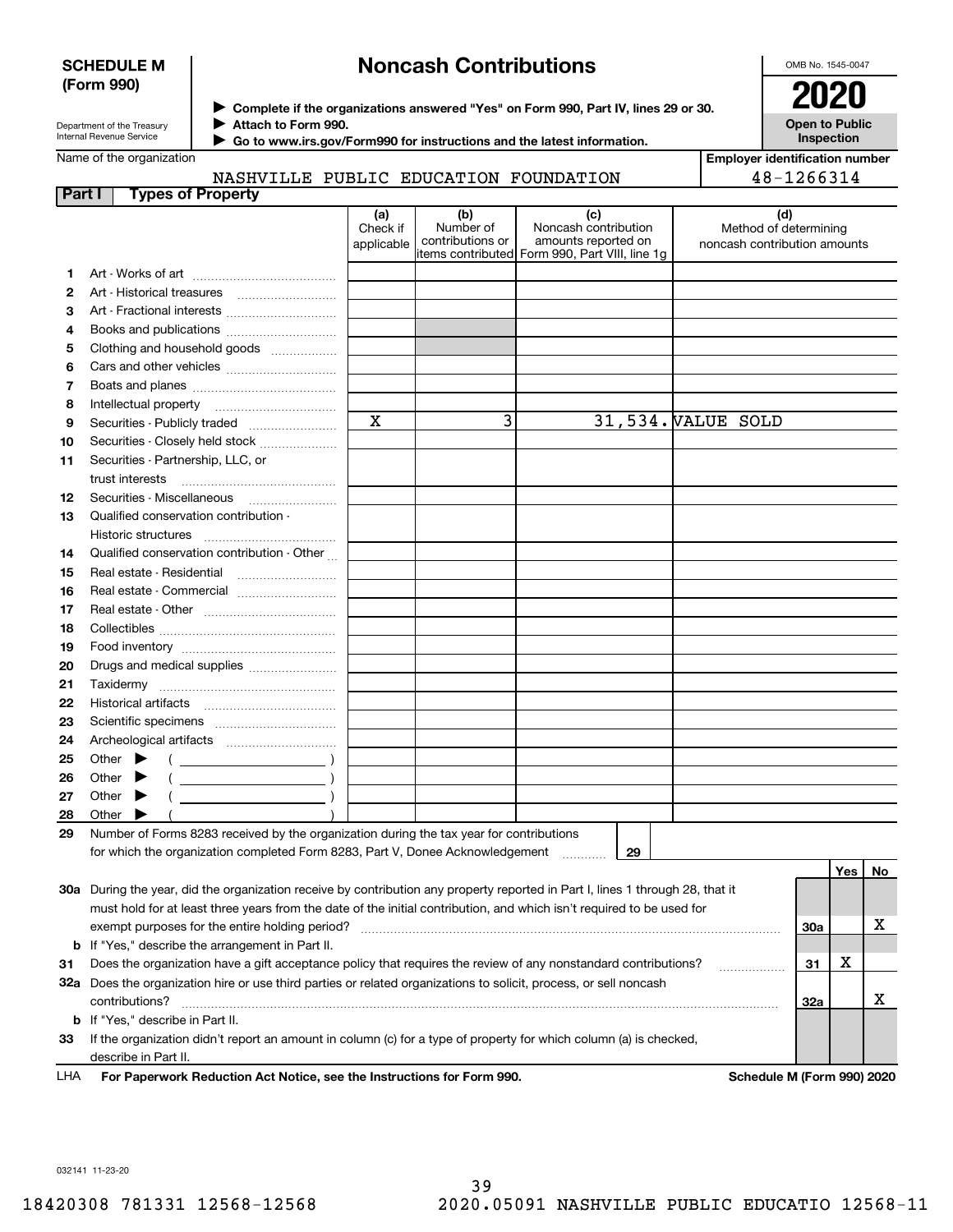**SCHEDULE M (Form 990)**

Department of the Treasury
Internal Revenue Service

# Noncash Contributions

▶ Complete if the organizations answered "Yes" on Form 990, Part IV, lines 29 or 30.
▶ Attach to Form 990.
▶ Go to www.irs.gov/Form990 for instructions and the latest information.

OMB No. 1545-0047

**2020**

**Open to Public Inspection**

Name of the organization: NASHVILLE PUBLIC EDUCATION FOUNDATION

Employer identification number: 48-1266314

## Part I Types of Property

| | | (a) Check if applicable | (b) Number of contributions or items contributed | (c) Noncash contribution amounts reported on Form 990, Part VIII, line 1g | (d) Method of determining noncash contribution amounts |
|---|---|---|---|---|---|
| 1 | Art - Works of art | | | | |
| 2 | Art - Historical treasures | | | | |
| 3 | Art - Fractional interests | | | | |
| 4 | Books and publications | | | | |
| 5 | Clothing and household goods | | | | |
| 6 | Cars and other vehicles | | | | |
| 7 | Boats and planes | | | | |
| 8 | Intellectual property | | | | |
| 9 | Securities - Publicly traded | X | 3 | 31,534. | VALUE SOLD |
| 10 | Securities - Closely held stock | | | | |
| 11 | Securities - Partnership, LLC, or trust interests | | | | |
| 12 | Securities - Miscellaneous | | | | |
| 13 | Qualified conservation contribution - Historic structures | | | | |
| 14 | Qualified conservation contribution - Other | | | | |
| 15 | Real estate - Residential | | | | |
| 16 | Real estate - Commercial | | | | |
| 17 | Real estate - Other | | | | |
| 18 | Collectibles | | | | |
| 19 | Food inventory | | | | |
| 20 | Drugs and medical supplies | | | | |
| 21 | Taxidermy | | | | |
| 22 | Historical artifacts | | | | |
| 23 | Scientific specimens | | | | |
| 24 | Archeological artifacts | | | | |
| 25 | Other ▶ ( ) | | | | |
| 26 | Other ▶ ( ) | | | | |
| 27 | Other ▶ ( ) | | | | |
| 28 | Other ▶ ( ) | | | | |

29 Number of Forms 8283 received by the organization during the tax year for contributions for which the organization completed Form 8283, Part V, Donee Acknowledgement ..... 29 

| | | | Yes | No |
|---|---|---|---|---|
| 30a | During the year, did the organization receive by contribution any property reported in Part I, lines 1 through 28, that it must hold for at least three years from the date of the initial contribution, and which isn't required to be used for exempt purposes for the entire holding period? | 30a | | X |
| b | If "Yes," describe the arrangement in Part II. | | | |
| 31 | Does the organization have a gift acceptance policy that requires the review of any nonstandard contributions? | 31 | X | |
| 32a | Does the organization hire or use third parties or related organizations to solicit, process, or sell noncash contributions? | 32a | | X |
| b | If "Yes," describe in Part II. | | | |
| 33 | If the organization didn't report an amount in column (c) for a type of property for which column (a) is checked, describe in Part II. | | | |

LHA For Paperwork Reduction Act Notice, see the Instructions for Form 990. Schedule M (Form 990) 2020

032141 11-23-20

18420308 781331 12568-12568 2020.05091 NASHVILLE PUBLIC EDUCATIO 12568-11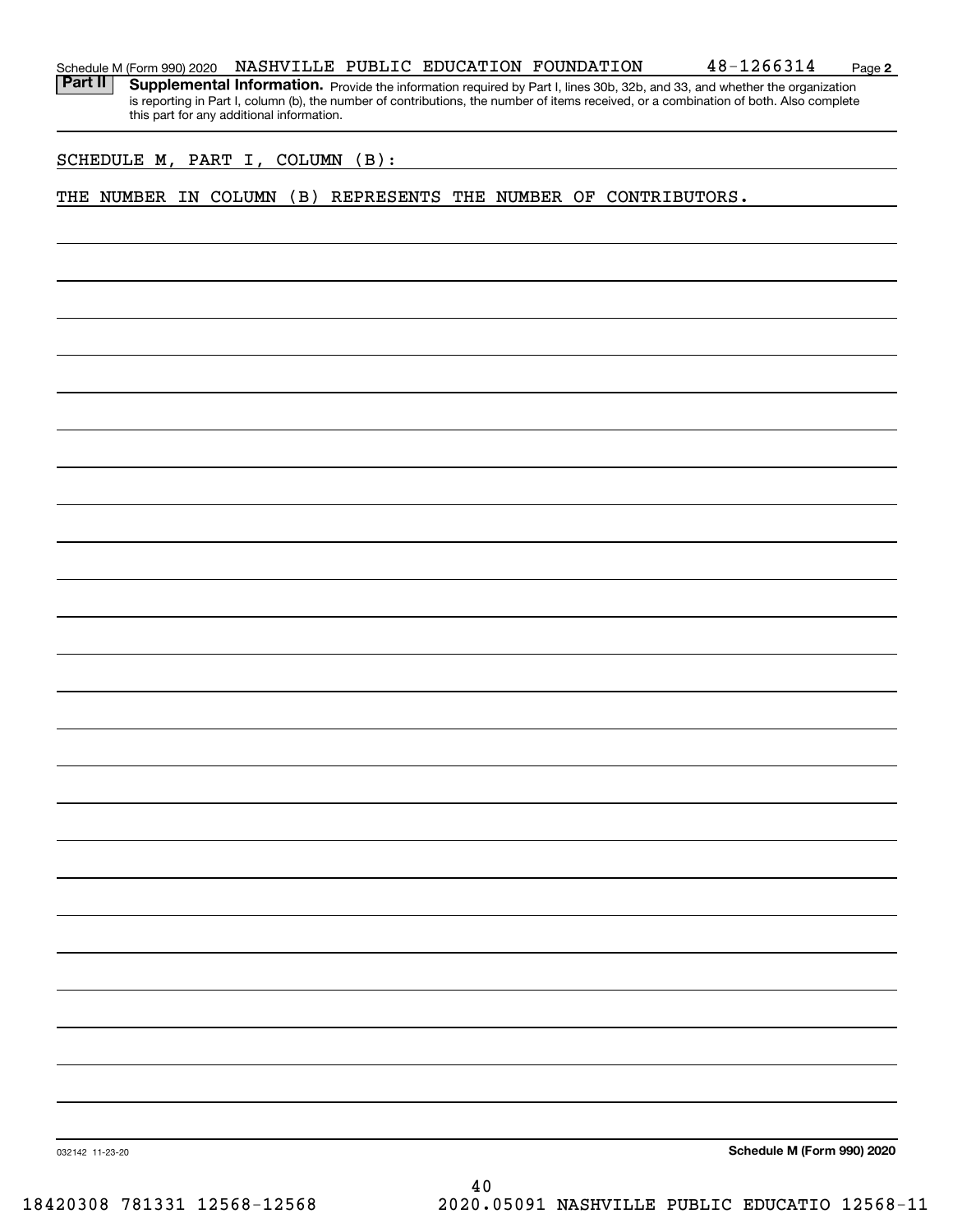Schedule M (Form 990) 2020 NASHVILLE PUBLIC EDUCATION FOUNDATION 48-1266314 Page **2**

**Part II** **Supplemental Information.** Provide the information required by Part I, lines 30b, 32b, and 33, and whether the organization is reporting in Part I, column (b), the number of contributions, the number of items received, or a combination of both. Also complete this part for any additional information.

SCHEDULE M, PART I, COLUMN (B):

THE NUMBER IN COLUMN (B) REPRESENTS THE NUMBER OF CONTRIBUTORS.

032142 11-23-20

**Schedule M (Form 990) 2020**

18420308 781331 12568-12568 2020.05091 NASHVILLE PUBLIC EDUCATIO 12568-11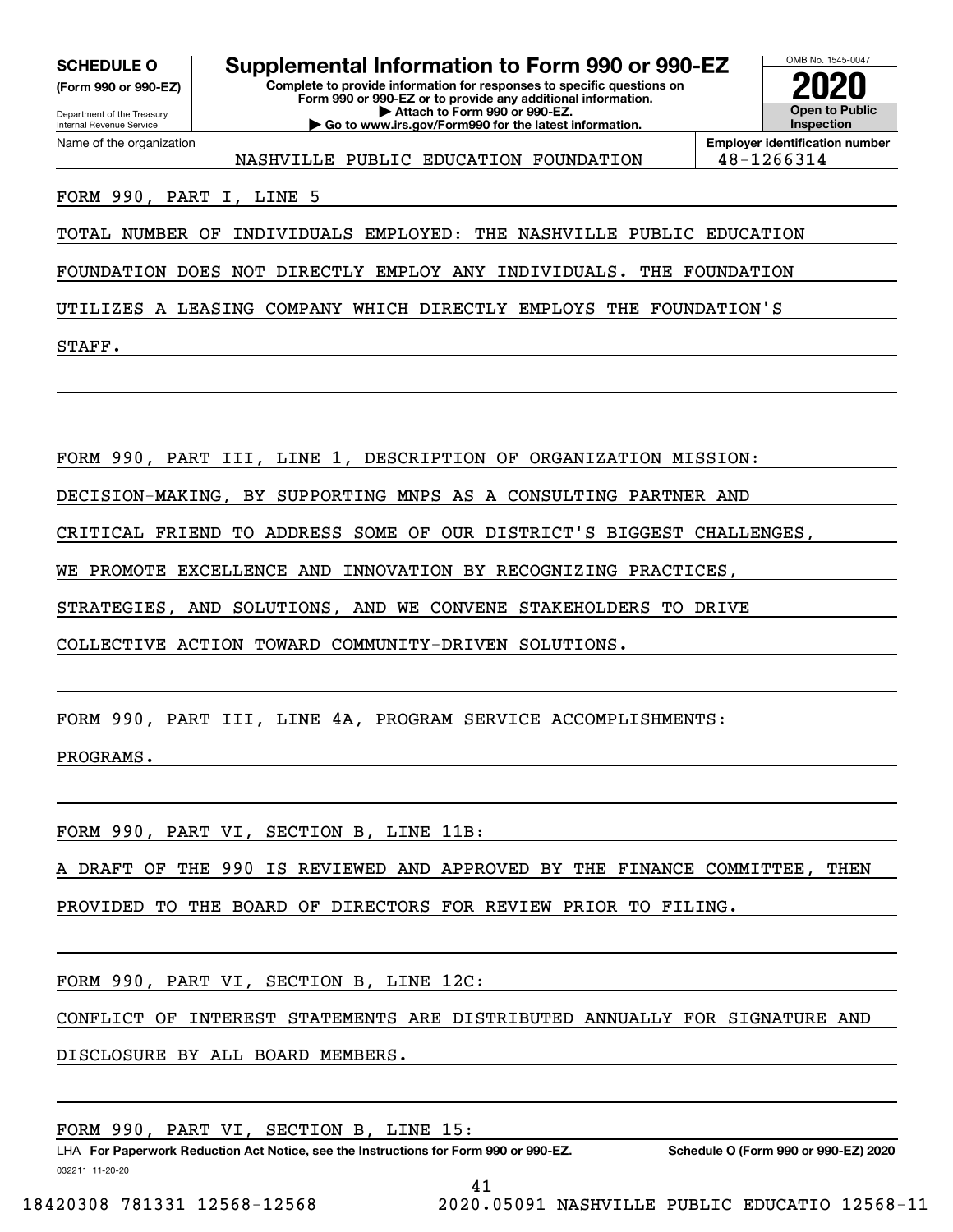**SCHEDULE O** (Form 990 or 990-EZ)

Department of the Treasury
Internal Revenue Service

# Supplemental Information to Form 990 or 990-EZ

**Complete to provide information for responses to specific questions on Form 990 or 990-EZ or to provide any additional information.**
**▶ Attach to Form 990 or 990-EZ.**
**▶ Go to www.irs.gov/Form990 for the latest information.**

OMB No. 1545-0047

**2020**

**Open to Public Inspection**

Name of the organization: NASHVILLE PUBLIC EDUCATION FOUNDATION

**Employer identification number**: 48-1266314

FORM 990, PART I, LINE 5

TOTAL NUMBER OF INDIVIDUALS EMPLOYED: THE NASHVILLE PUBLIC EDUCATION FOUNDATION DOES NOT DIRECTLY EMPLOY ANY INDIVIDUALS. THE FOUNDATION UTILIZES A LEASING COMPANY WHICH DIRECTLY EMPLOYS THE FOUNDATION'S STAFF.

FORM 990, PART III, LINE 1, DESCRIPTION OF ORGANIZATION MISSION:

DECISION-MAKING, BY SUPPORTING MNPS AS A CONSULTING PARTNER AND CRITICAL FRIEND TO ADDRESS SOME OF OUR DISTRICT'S BIGGEST CHALLENGES, WE PROMOTE EXCELLENCE AND INNOVATION BY RECOGNIZING PRACTICES, STRATEGIES, AND SOLUTIONS, AND WE CONVENE STAKEHOLDERS TO DRIVE COLLECTIVE ACTION TOWARD COMMUNITY-DRIVEN SOLUTIONS.

FORM 990, PART III, LINE 4A, PROGRAM SERVICE ACCOMPLISHMENTS:

PROGRAMS.

FORM 990, PART VI, SECTION B, LINE 11B:

A DRAFT OF THE 990 IS REVIEWED AND APPROVED BY THE FINANCE COMMITTEE, THEN PROVIDED TO THE BOARD OF DIRECTORS FOR REVIEW PRIOR TO FILING.

FORM 990, PART VI, SECTION B, LINE 12C:

CONFLICT OF INTEREST STATEMENTS ARE DISTRIBUTED ANNUALLY FOR SIGNATURE AND DISCLOSURE BY ALL BOARD MEMBERS.

FORM 990, PART VI, SECTION B, LINE 15:

LHA **For Paperwork Reduction Act Notice, see the Instructions for Form 990 or 990-EZ.** **Schedule O (Form 990 or 990-EZ) 2020**

032211 11-20-20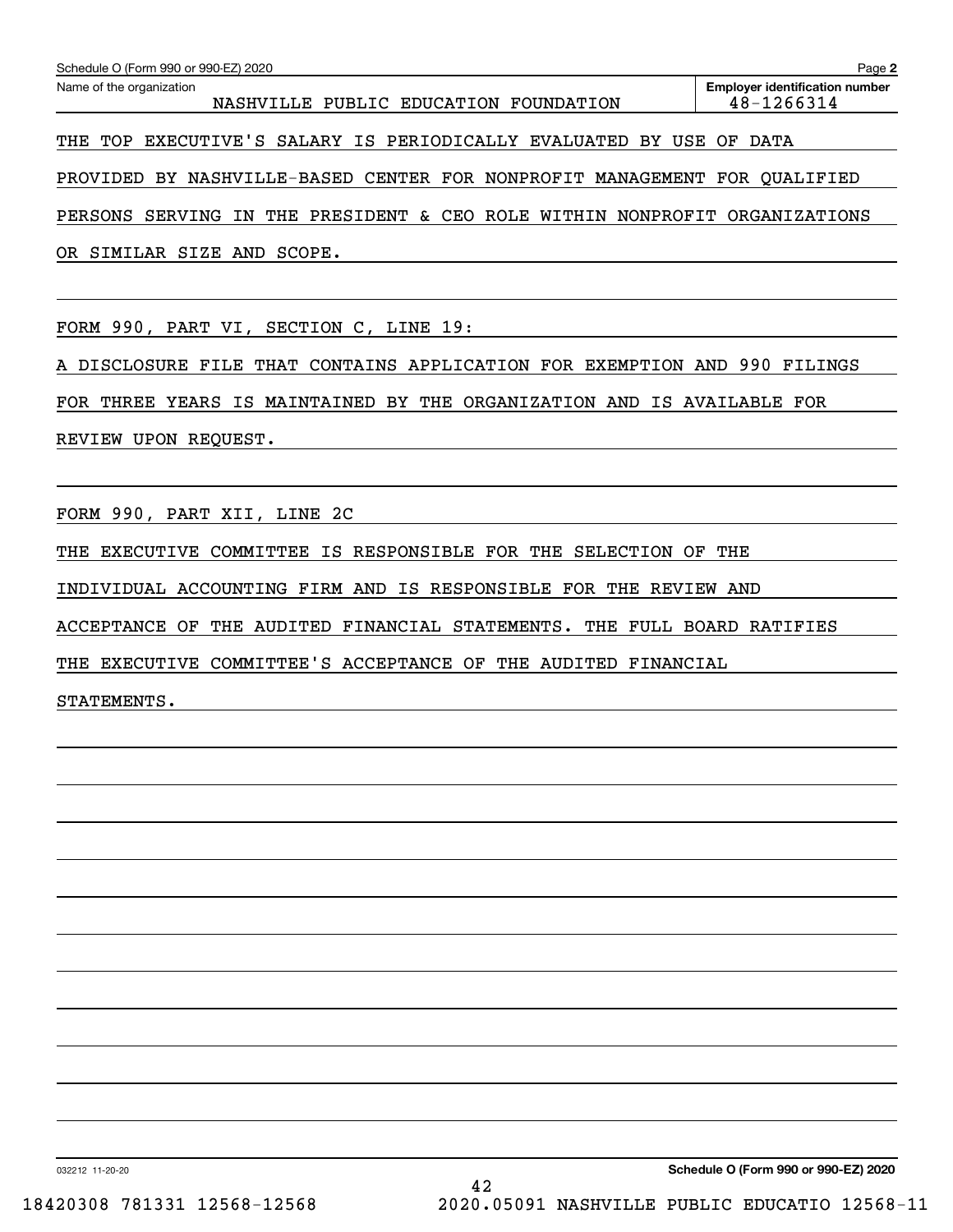Schedule O (Form 990 or 990-EZ) 2020

Name of the organization: NASHVILLE PUBLIC EDUCATION FOUNDATION

Employer identification number: 48-1266314

THE TOP EXECUTIVE'S SALARY IS PERIODICALLY EVALUATED BY USE OF DATA PROVIDED BY NASHVILLE-BASED CENTER FOR NONPROFIT MANAGEMENT FOR QUALIFIED PERSONS SERVING IN THE PRESIDENT & CEO ROLE WITHIN NONPROFIT ORGANIZATIONS OR SIMILAR SIZE AND SCOPE.

FORM 990, PART VI, SECTION C, LINE 19:

A DISCLOSURE FILE THAT CONTAINS APPLICATION FOR EXEMPTION AND 990 FILINGS FOR THREE YEARS IS MAINTAINED BY THE ORGANIZATION AND IS AVAILABLE FOR REVIEW UPON REQUEST.

FORM 990, PART XII, LINE 2C

THE EXECUTIVE COMMITTEE IS RESPONSIBLE FOR THE SELECTION OF THE INDIVIDUAL ACCOUNTING FIRM AND IS RESPONSIBLE FOR THE REVIEW AND ACCEPTANCE OF THE AUDITED FINANCIAL STATEMENTS. THE FULL BOARD RATIFIES THE EXECUTIVE COMMITTEE'S ACCEPTANCE OF THE AUDITED FINANCIAL STATEMENTS.